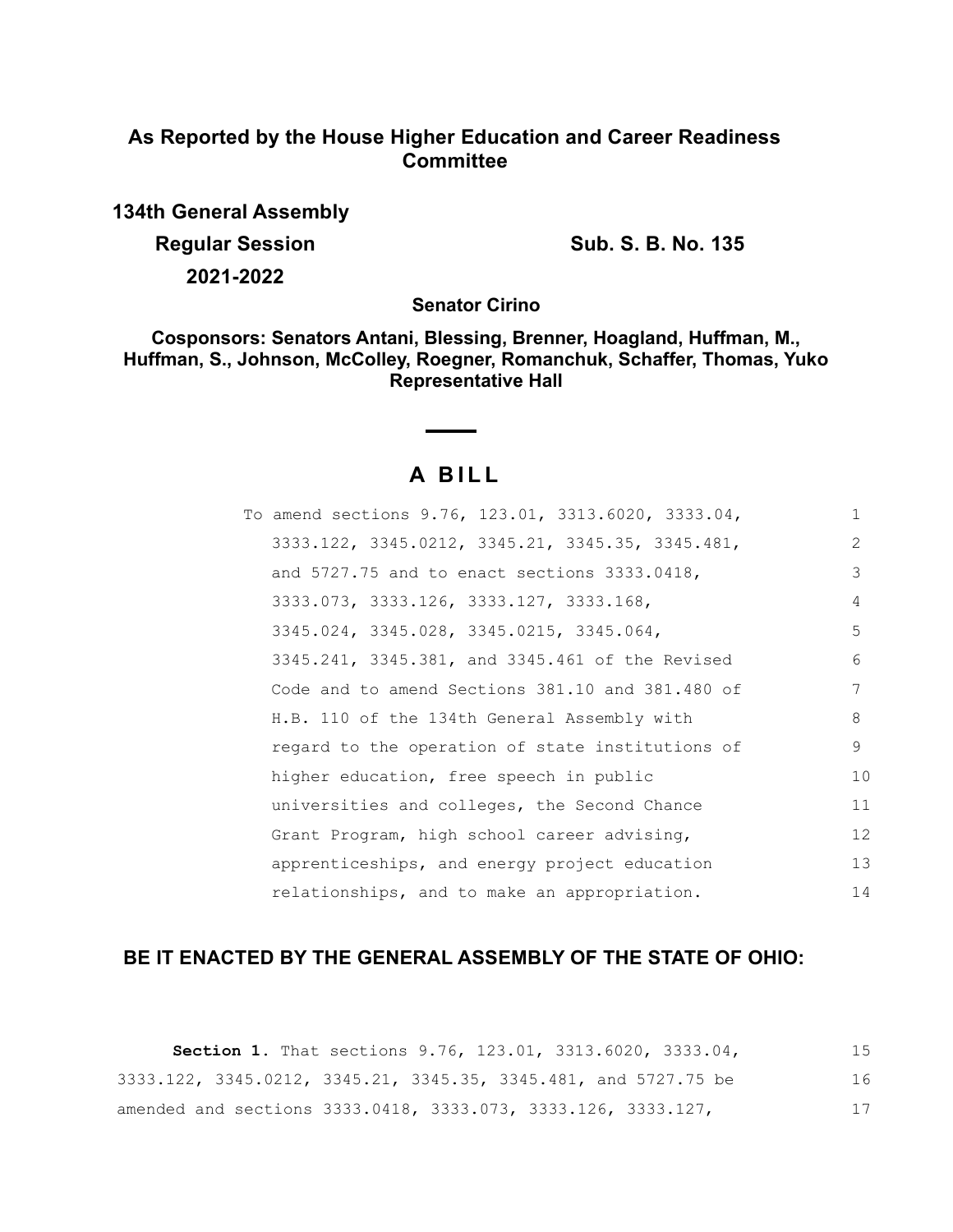**As Reported by the House Higher Education and Career Readiness Committee**

**134th General Assembly**

**Regular Session**

**2021-2022**

**Sub. S. B. No. 135**

**Senator Cirino**

**Cosponsors: Senators Antani, Blessing, Brenner, Hoagland, Huffman, M., Huffman, S., Johnson, McColley, Roegner, Romanchuk, Schaffer, Thomas, Yuko Representative Hall**

# A BILL

To amend sections 9.76, 123.01, 3313.6020, 3333.04, 3333.122, 3345.0212, 3345.21, 3345.35, 3345.481, and 5727.75 and to enact sections 3333.0418, 3333.073, 3333.126, 3333.127, 3333.168, 3345.024, 3345.028, 3345.0215, 3345.064, 3345.241, 3345.381, and 3345.461 of the Revised Code and to amend Sections 381.10 and 381.480 of H.B. 110 of the 134th General Assembly with regard to the operation of state institutions of higher education, free speech in public universities and colleges, the Second Chance Grant Program, high school career advising, apprenticeships, and energy project education relationships, and to make an appropriation.

**BE IT ENACTED BY THE GENERAL ASSEMBLY OF THE STATE OF OHIO:**

**Section 1.** That sections 9.76, 123.01, 3313.6020, 3333.04, 3333.122, 3345.0212, 3345.21, 3345.35, 3345.481, and 5727.75 be amended and sections 3333.0418, 3333.073, 3333.126, 3333.127,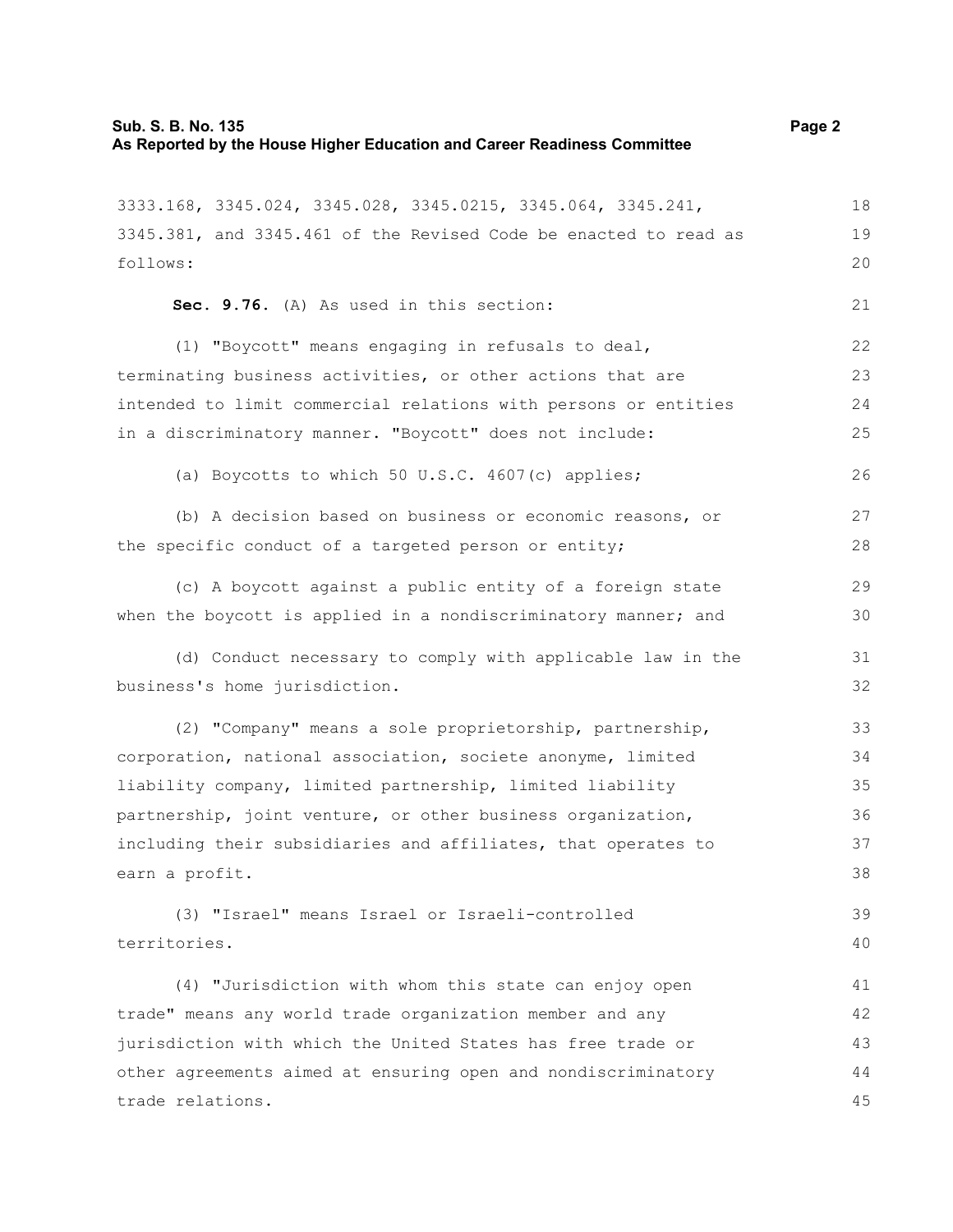3333.168, 3345.024, 3345.028, 3345.0215, 3345.064, 3345.241, 3345.381, and 3345.461 of the Revised Code be enacted to read as follows:

**Sec. 9.76.** (A) As used in this section:

(1) "Boycott" means engaging in refusals to deal, terminating business activities, or other actions that are intended to limit commercial relations with persons or entities in a discriminatory manner. "Boycott" does not include:

(a) Boycotts to which 50 U.S.C. 4607(c) applies;

(b) A decision based on business or economic reasons, or the specific conduct of a targeted person or entity;

(c) A boycott against a public entity of a foreign state when the boycott is applied in a nondiscriminatory manner; and

(d) Conduct necessary to comply with applicable law in the business's home jurisdiction.

(2) "Company" means a sole proprietorship, partnership, corporation, national association, societe anonyme, limited liability company, limited partnership, limited liability partnership, joint venture, or other business organization, including their subsidiaries and affiliates, that operates to earn a profit.

(3) "Israel" means Israel or Israeli-controlled territories.

(4) "Jurisdiction with whom this state can enjoy open trade" means any world trade organization member and any jurisdiction with which the United States has free trade or other agreements aimed at ensuring open and nondiscriminatory trade relations.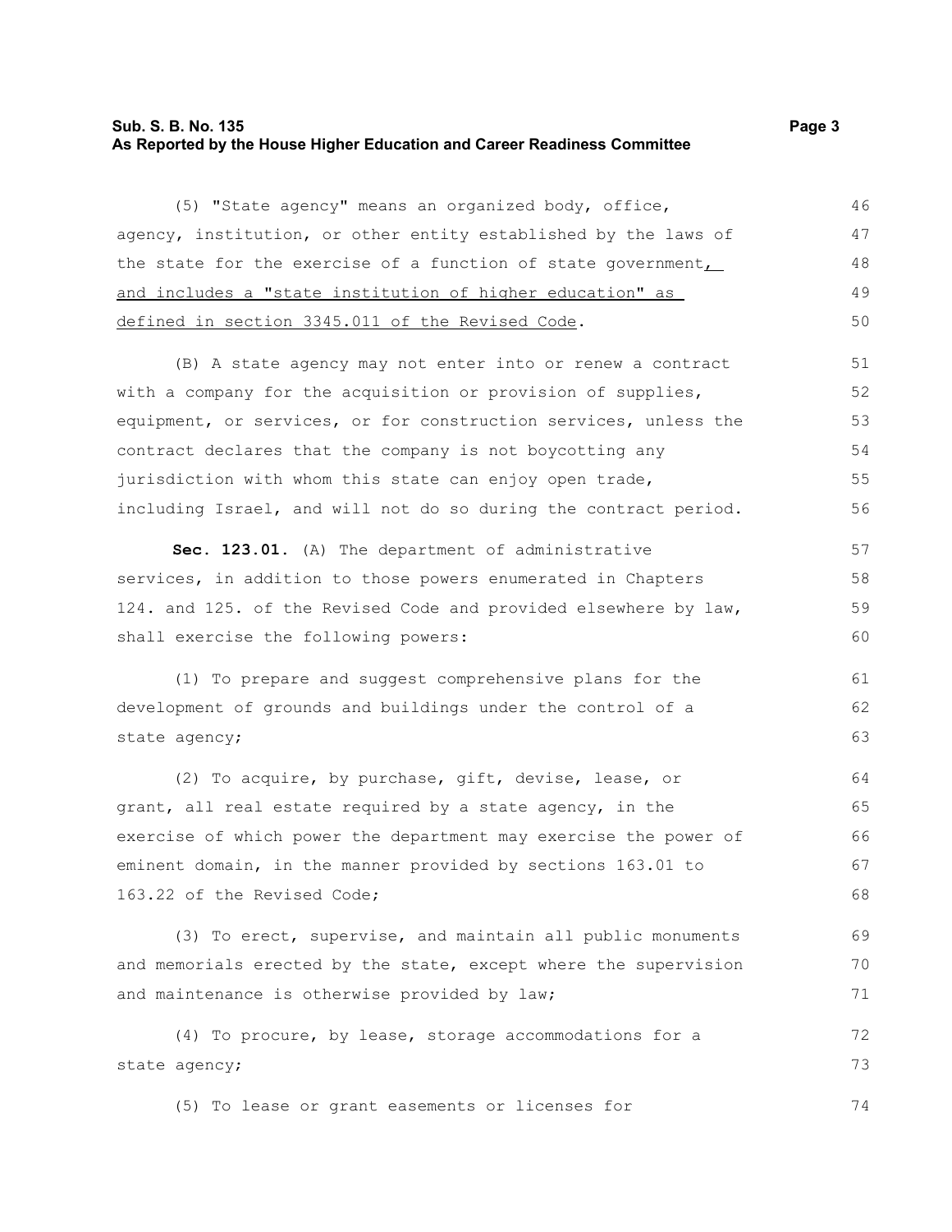(5) "State agency" means an organized body, office, agency, institution, or other entity established by the laws of the state for the exercise of a function of state government, and includes a "state institution of higher education" as defined in section 3345.011 of the Revised Code.

(B) A state agency may not enter into or renew a contract with a company for the acquisition or provision of supplies, equipment, or services, or for construction services, unless the contract declares that the company is not boycotting any jurisdiction with whom this state can enjoy open trade, including Israel, and will not do so during the contract period.

**Sec. 123.01.** (A) The department of administrative services, in addition to those powers enumerated in Chapters 124. and 125. of the Revised Code and provided elsewhere by law, shall exercise the following powers:

(1) To prepare and suggest comprehensive plans for the development of grounds and buildings under the control of a state agency;

(2) To acquire, by purchase, gift, devise, lease, or grant, all real estate required by a state agency, in the exercise of which power the department may exercise the power of eminent domain, in the manner provided by sections 163.01 to 163.22 of the Revised Code;

(3) To erect, supervise, and maintain all public monuments and memorials erected by the state, except where the supervision and maintenance is otherwise provided by law;

(4) To procure, by lease, storage accommodations for a state agency;

(5) To lease or grant easements or licenses for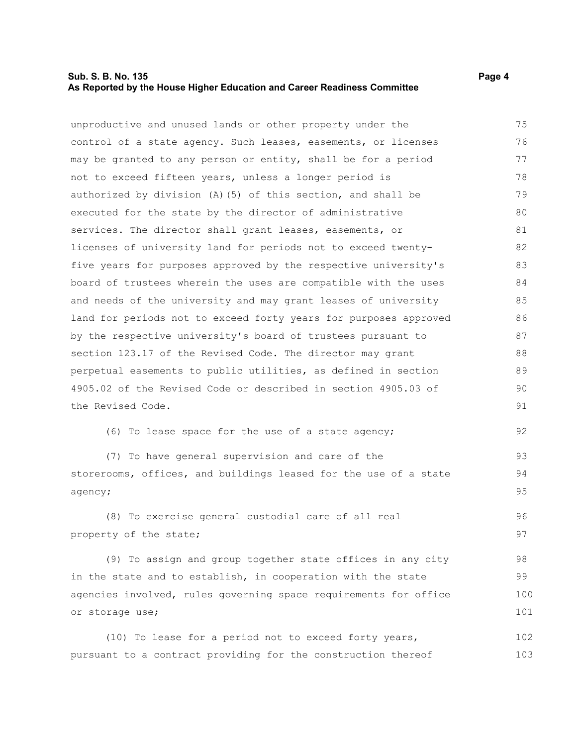unproductive and unused lands or other property under the control of a state agency. Such leases, easements, or licenses may be granted to any person or entity, shall be for a period not to exceed fifteen years, unless a longer period is authorized by division (A)(5) of this section, and shall be executed for the state by the director of administrative services. The director shall grant leases, easements, or licenses of university land for periods not to exceed twenty-five years for purposes approved by the respective university's board of trustees wherein the uses are compatible with the uses and needs of the university and may grant leases of university land for periods not to exceed forty years for purposes approved by the respective university's board of trustees pursuant to section 123.17 of the Revised Code. The director may grant perpetual easements to public utilities, as defined in section 4905.02 of the Revised Code or described in section 4905.03 of the Revised Code.

(6) To lease space for the use of a state agency;

(7) To have general supervision and care of the storerooms, offices, and buildings leased for the use of a state agency;

(8) To exercise general custodial care of all real property of the state;

(9) To assign and group together state offices in any city in the state and to establish, in cooperation with the state agencies involved, rules governing space requirements for office or storage use;

(10) To lease for a period not to exceed forty years, pursuant to a contract providing for the construction thereof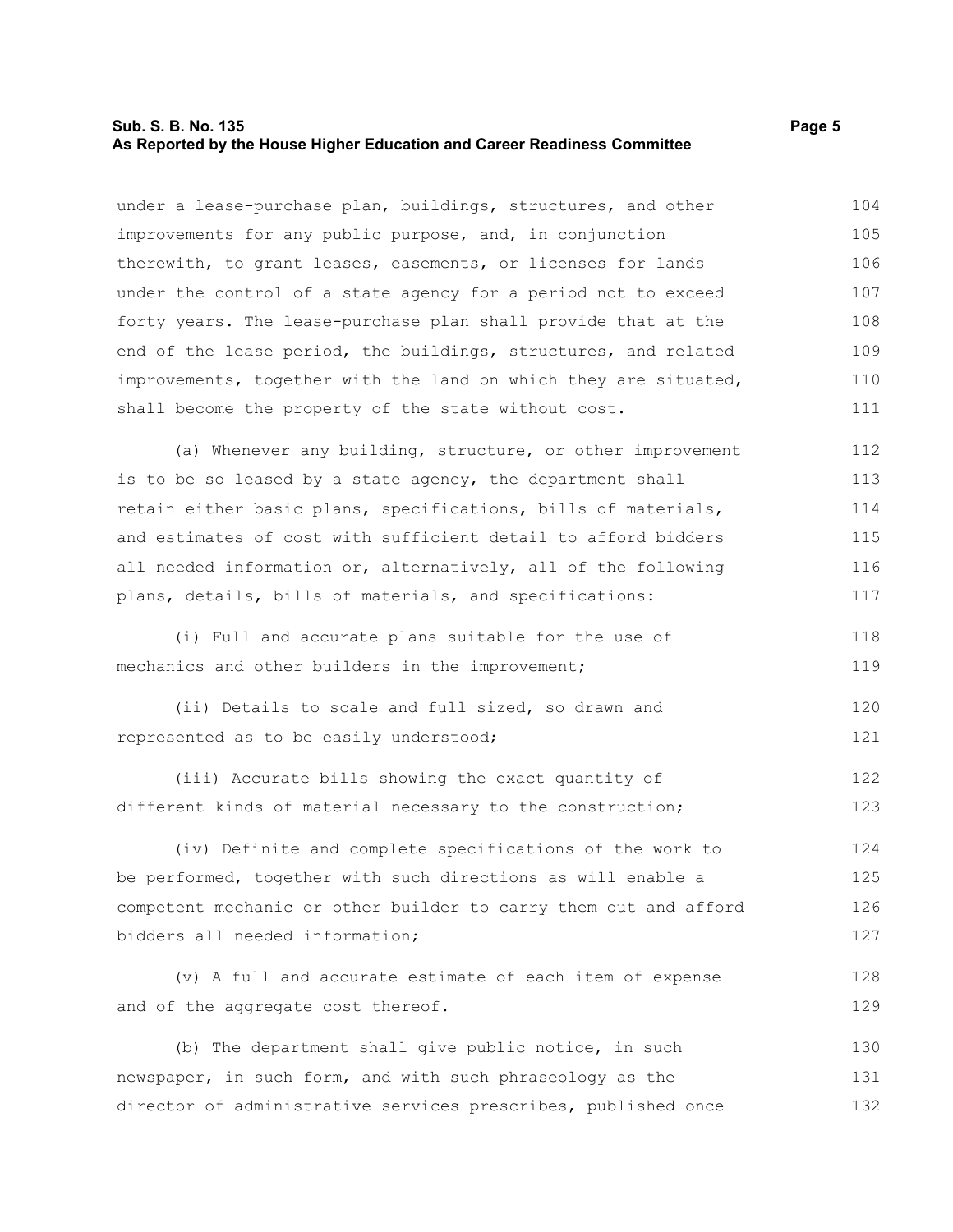under a lease-purchase plan, buildings, structures, and other improvements for any public purpose, and, in conjunction therewith, to grant leases, easements, or licenses for lands under the control of a state agency for a period not to exceed forty years. The lease-purchase plan shall provide that at the end of the lease period, the buildings, structures, and related improvements, together with the land on which they are situated, shall become the property of the state without cost.

(a) Whenever any building, structure, or other improvement is to be so leased by a state agency, the department shall retain either basic plans, specifications, bills of materials, and estimates of cost with sufficient detail to afford bidders all needed information or, alternatively, all of the following plans, details, bills of materials, and specifications:

(i) Full and accurate plans suitable for the use of mechanics and other builders in the improvement;

(ii) Details to scale and full sized, so drawn and represented as to be easily understood;

(iii) Accurate bills showing the exact quantity of different kinds of material necessary to the construction;

(iv) Definite and complete specifications of the work to be performed, together with such directions as will enable a competent mechanic or other builder to carry them out and afford bidders all needed information;

(v) A full and accurate estimate of each item of expense and of the aggregate cost thereof.

(b) The department shall give public notice, in such newspaper, in such form, and with such phraseology as the director of administrative services prescribes, published once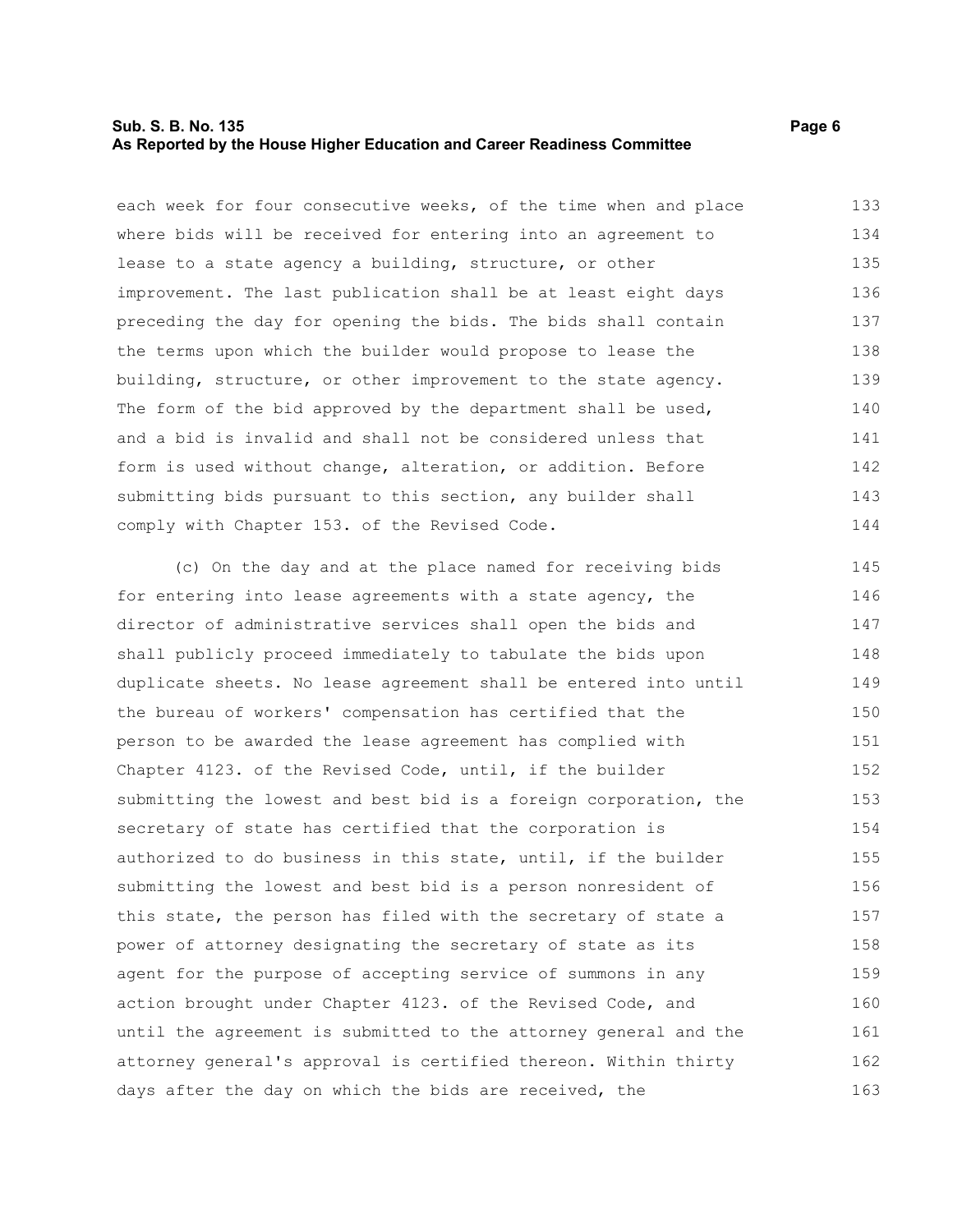each week for four consecutive weeks, of the time when and place where bids will be received for entering into an agreement to lease to a state agency a building, structure, or other improvement. The last publication shall be at least eight days preceding the day for opening the bids. The bids shall contain the terms upon which the builder would propose to lease the building, structure, or other improvement to the state agency. The form of the bid approved by the department shall be used, and a bid is invalid and shall not be considered unless that form is used without change, alteration, or addition. Before submitting bids pursuant to this section, any builder shall comply with Chapter 153. of the Revised Code.

(c) On the day and at the place named for receiving bids for entering into lease agreements with a state agency, the director of administrative services shall open the bids and shall publicly proceed immediately to tabulate the bids upon duplicate sheets. No lease agreement shall be entered into until the bureau of workers' compensation has certified that the person to be awarded the lease agreement has complied with Chapter 4123. of the Revised Code, until, if the builder submitting the lowest and best bid is a foreign corporation, the secretary of state has certified that the corporation is authorized to do business in this state, until, if the builder submitting the lowest and best bid is a person nonresident of this state, the person has filed with the secretary of state a power of attorney designating the secretary of state as its agent for the purpose of accepting service of summons in any action brought under Chapter 4123. of the Revised Code, and until the agreement is submitted to the attorney general and the attorney general's approval is certified thereon. Within thirty days after the day on which the bids are received, the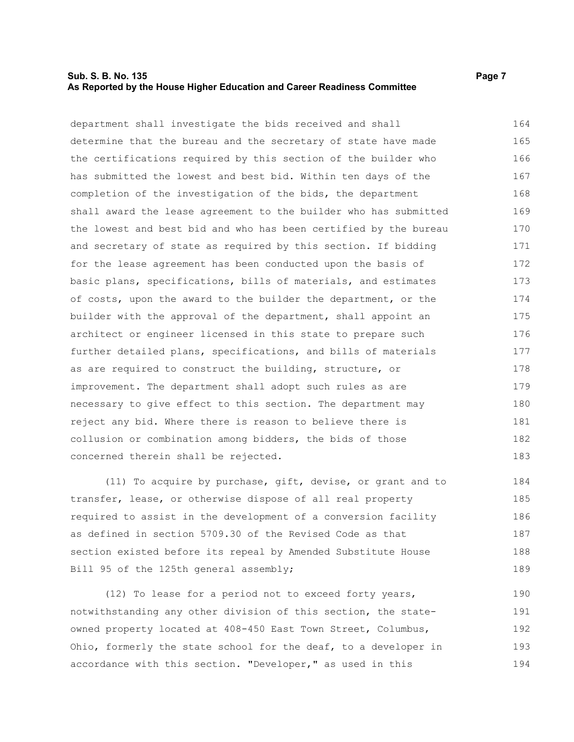department shall investigate the bids received and shall determine that the bureau and the secretary of state have made the certifications required by this section of the builder who has submitted the lowest and best bid. Within ten days of the completion of the investigation of the bids, the department shall award the lease agreement to the builder who has submitted the lowest and best bid and who has been certified by the bureau and secretary of state as required by this section. If bidding for the lease agreement has been conducted upon the basis of basic plans, specifications, bills of materials, and estimates of costs, upon the award to the builder the department, or the builder with the approval of the department, shall appoint an architect or engineer licensed in this state to prepare such further detailed plans, specifications, and bills of materials as are required to construct the building, structure, or improvement. The department shall adopt such rules as are necessary to give effect to this section. The department may reject any bid. Where there is reason to believe there is collusion or combination among bidders, the bids of those concerned therein shall be rejected.

(11) To acquire by purchase, gift, devise, or grant and to transfer, lease, or otherwise dispose of all real property required to assist in the development of a conversion facility as defined in section 5709.30 of the Revised Code as that section existed before its repeal by Amended Substitute House Bill 95 of the 125th general assembly;

(12) To lease for a period not to exceed forty years, notwithstanding any other division of this section, the state-owned property located at 408-450 East Town Street, Columbus, Ohio, formerly the state school for the deaf, to a developer in accordance with this section. "Developer," as used in this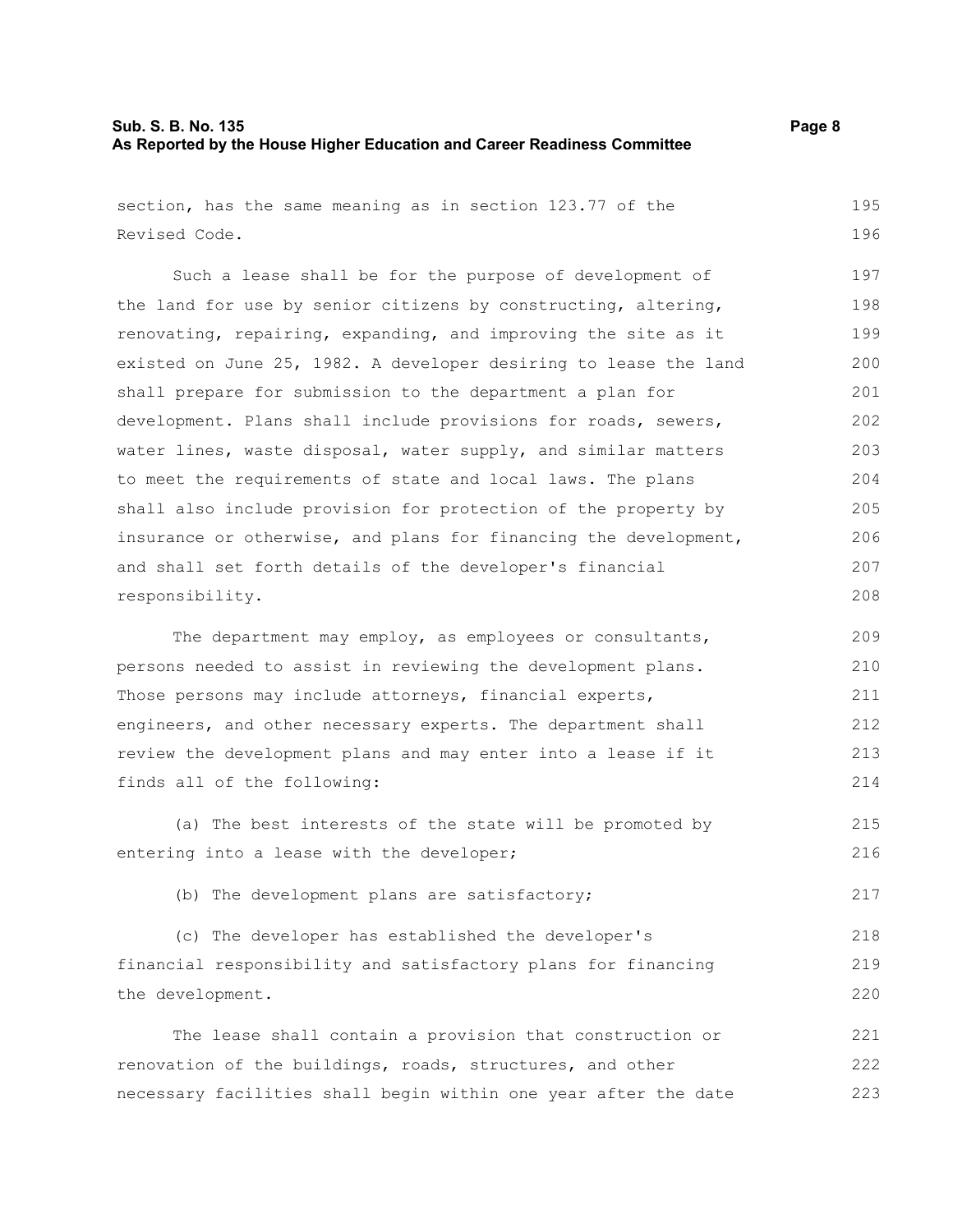section, has the same meaning as in section 123.77 of the Revised Code.

Such a lease shall be for the purpose of development of the land for use by senior citizens by constructing, altering, renovating, repairing, expanding, and improving the site as it existed on June 25, 1982. A developer desiring to lease the land shall prepare for submission to the department a plan for development. Plans shall include provisions for roads, sewers, water lines, waste disposal, water supply, and similar matters to meet the requirements of state and local laws. The plans shall also include provision for protection of the property by insurance or otherwise, and plans for financing the development, and shall set forth details of the developer's financial responsibility.

The department may employ, as employees or consultants, persons needed to assist in reviewing the development plans. Those persons may include attorneys, financial experts, engineers, and other necessary experts. The department shall review the development plans and may enter into a lease if it finds all of the following:

(a) The best interests of the state will be promoted by entering into a lease with the developer;

(b) The development plans are satisfactory;

(c) The developer has established the developer's financial responsibility and satisfactory plans for financing the development.

The lease shall contain a provision that construction or renovation of the buildings, roads, structures, and other necessary facilities shall begin within one year after the date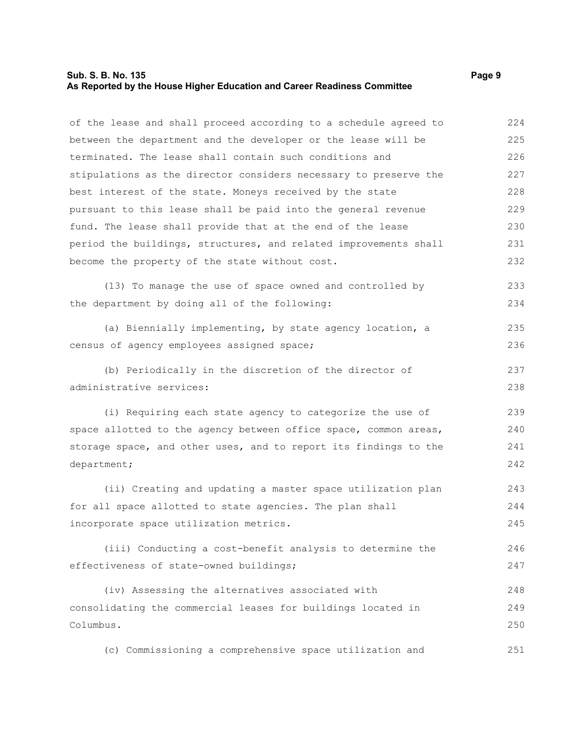of the lease and shall proceed according to a schedule agreed to between the department and the developer or the lease will be terminated. The lease shall contain such conditions and stipulations as the director considers necessary to preserve the best interest of the state. Moneys received by the state pursuant to this lease shall be paid into the general revenue fund. The lease shall provide that at the end of the lease period the buildings, structures, and related improvements shall become the property of the state without cost.

(13) To manage the use of space owned and controlled by the department by doing all of the following:

(a) Biennially implementing, by state agency location, a census of agency employees assigned space;

(b) Periodically in the discretion of the director of administrative services:

(i) Requiring each state agency to categorize the use of space allotted to the agency between office space, common areas, storage space, and other uses, and to report its findings to the department;

(ii) Creating and updating a master space utilization plan for all space allotted to state agencies. The plan shall incorporate space utilization metrics.

(iii) Conducting a cost-benefit analysis to determine the effectiveness of state-owned buildings;

(iv) Assessing the alternatives associated with consolidating the commercial leases for buildings located in Columbus.

(c) Commissioning a comprehensive space utilization and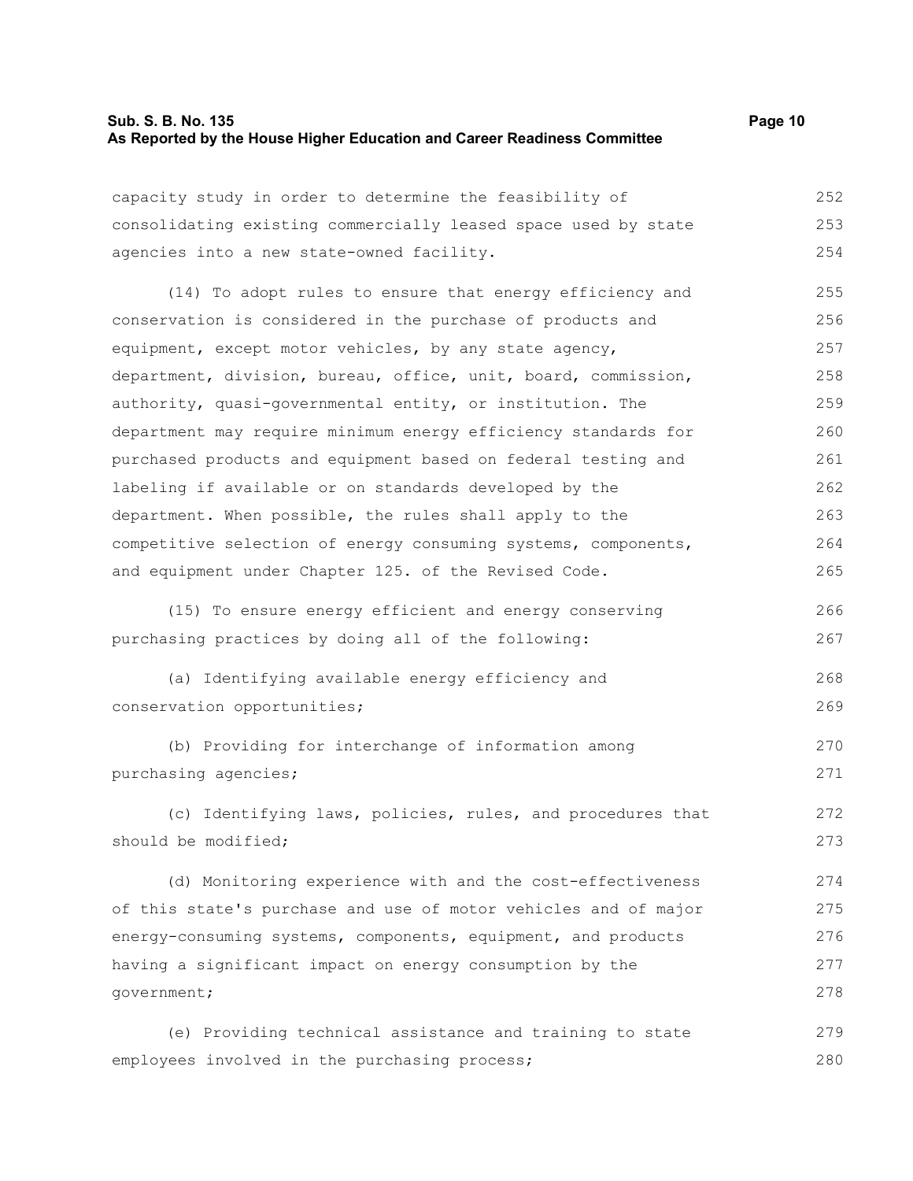capacity study in order to determine the feasibility of consolidating existing commercially leased space used by state agencies into a new state-owned facility.

(14) To adopt rules to ensure that energy efficiency and conservation is considered in the purchase of products and equipment, except motor vehicles, by any state agency, department, division, bureau, office, unit, board, commission, authority, quasi-governmental entity, or institution. The department may require minimum energy efficiency standards for purchased products and equipment based on federal testing and labeling if available or on standards developed by the department. When possible, the rules shall apply to the competitive selection of energy consuming systems, components, and equipment under Chapter 125. of the Revised Code.

(15) To ensure energy efficient and energy conserving purchasing practices by doing all of the following:

(a) Identifying available energy efficiency and conservation opportunities;

(b) Providing for interchange of information among purchasing agencies;

(c) Identifying laws, policies, rules, and procedures that should be modified;

(d) Monitoring experience with and the cost-effectiveness of this state's purchase and use of motor vehicles and of major energy-consuming systems, components, equipment, and products having a significant impact on energy consumption by the government;

(e) Providing technical assistance and training to state employees involved in the purchasing process;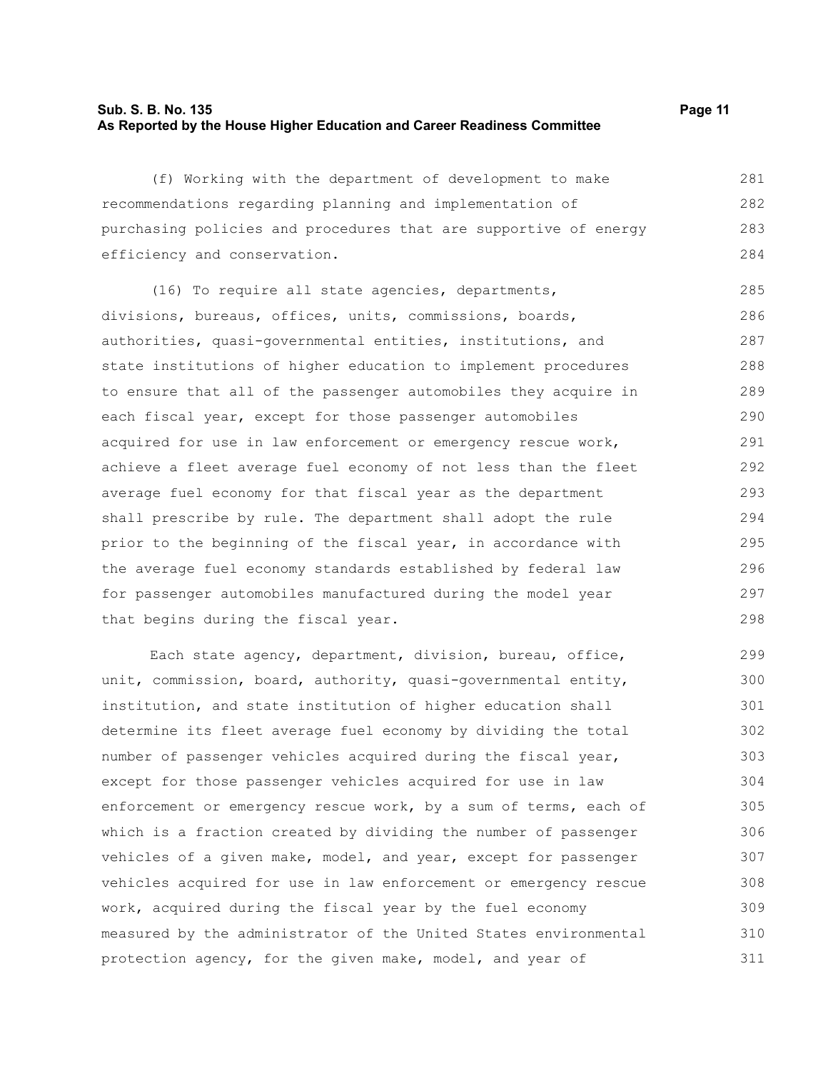(f) Working with the department of development to make recommendations regarding planning and implementation of purchasing policies and procedures that are supportive of energy efficiency and conservation.

(16) To require all state agencies, departments, divisions, bureaus, offices, units, commissions, boards, authorities, quasi-governmental entities, institutions, and state institutions of higher education to implement procedures to ensure that all of the passenger automobiles they acquire in each fiscal year, except for those passenger automobiles acquired for use in law enforcement or emergency rescue work, achieve a fleet average fuel economy of not less than the fleet average fuel economy for that fiscal year as the department shall prescribe by rule. The department shall adopt the rule prior to the beginning of the fiscal year, in accordance with the average fuel economy standards established by federal law for passenger automobiles manufactured during the model year that begins during the fiscal year.

Each state agency, department, division, bureau, office, unit, commission, board, authority, quasi-governmental entity, institution, and state institution of higher education shall determine its fleet average fuel economy by dividing the total number of passenger vehicles acquired during the fiscal year, except for those passenger vehicles acquired for use in law enforcement or emergency rescue work, by a sum of terms, each of which is a fraction created by dividing the number of passenger vehicles of a given make, model, and year, except for passenger vehicles acquired for use in law enforcement or emergency rescue work, acquired during the fiscal year by the fuel economy measured by the administrator of the United States environmental protection agency, for the given make, model, and year of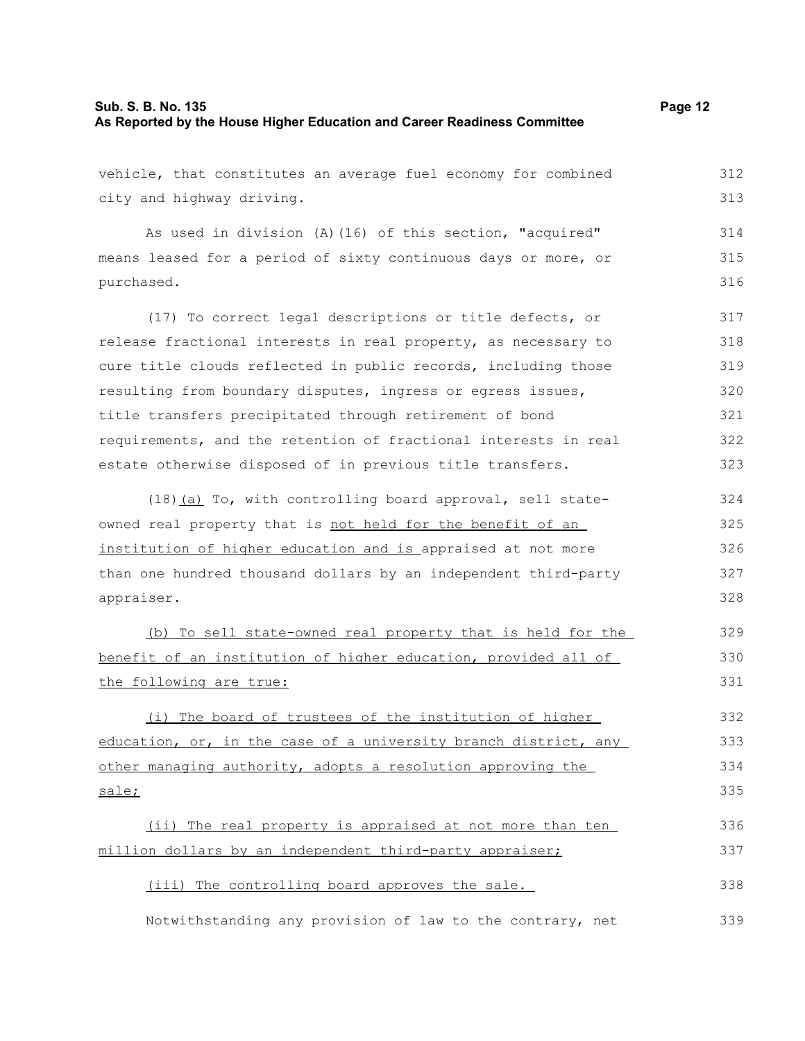vehicle, that constitutes an average fuel economy for combined city and highway driving.

As used in division (A)(16) of this section, "acquired" means leased for a period of sixty continuous days or more, or purchased.

(17) To correct legal descriptions or title defects, or release fractional interests in real property, as necessary to cure title clouds reflected in public records, including those resulting from boundary disputes, ingress or egress issues, title transfers precipitated through retirement of bond requirements, and the retention of fractional interests in real estate otherwise disposed of in previous title transfers.

(18)<u>(a)</u> To, with controlling board approval, sell state-owned real property that is <u>not held for the benefit of an institution of higher education and is</u> appraised at not more than one hundred thousand dollars by an independent third-party appraiser.

<u>(b) To sell state-owned real property that is held for the benefit of an institution of higher education, provided all of the following are true:</u>

<u>(i) The board of trustees of the institution of higher education, or, in the case of a university branch district, any other managing authority, adopts a resolution approving the sale;</u>

<u>(ii) The real property is appraised at not more than ten million dollars by an independent third-party appraiser;</u>

<u>(iii) The controlling board approves the sale.</u>

Notwithstanding any provision of law to the contrary, net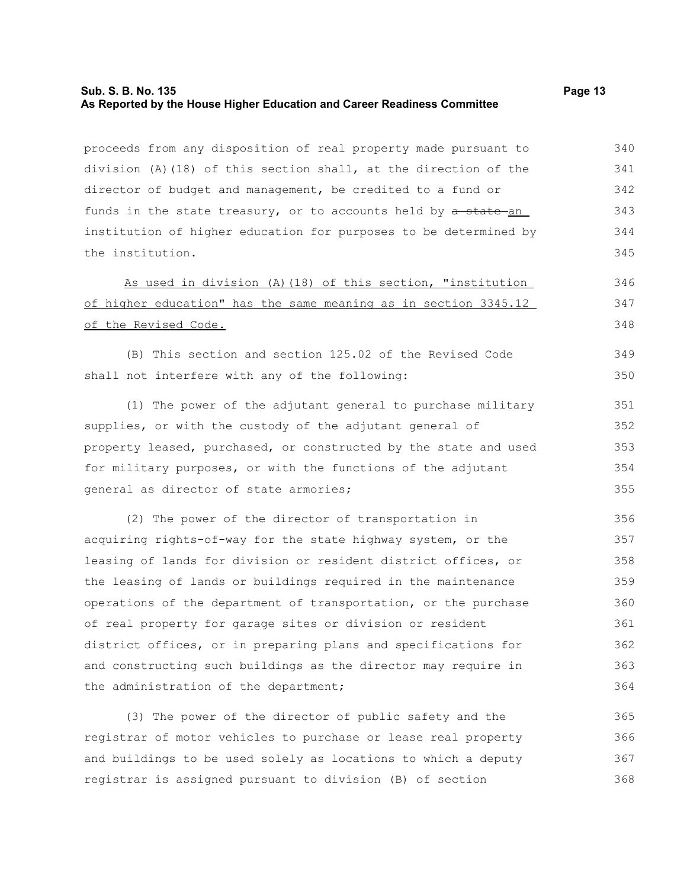proceeds from any disposition of real property made pursuant to division (A)(18) of this section shall, at the direction of the director of budget and management, be credited to a fund or funds in the state treasury, or to accounts held by ~~a state~~ an institution of higher education for purposes to be determined by the institution.

As used in division (A)(18) of this section, "institution of higher education" has the same meaning as in section 3345.12 of the Revised Code.

(B) This section and section 125.02 of the Revised Code shall not interfere with any of the following:

(1) The power of the adjutant general to purchase military supplies, or with the custody of the adjutant general of property leased, purchased, or constructed by the state and used for military purposes, or with the functions of the adjutant general as director of state armories;

(2) The power of the director of transportation in acquiring rights-of-way for the state highway system, or the leasing of lands for division or resident district offices, or the leasing of lands or buildings required in the maintenance operations of the department of transportation, or the purchase of real property for garage sites or division or resident district offices, or in preparing plans and specifications for and constructing such buildings as the director may require in the administration of the department;

(3) The power of the director of public safety and the registrar of motor vehicles to purchase or lease real property and buildings to be used solely as locations to which a deputy registrar is assigned pursuant to division (B) of section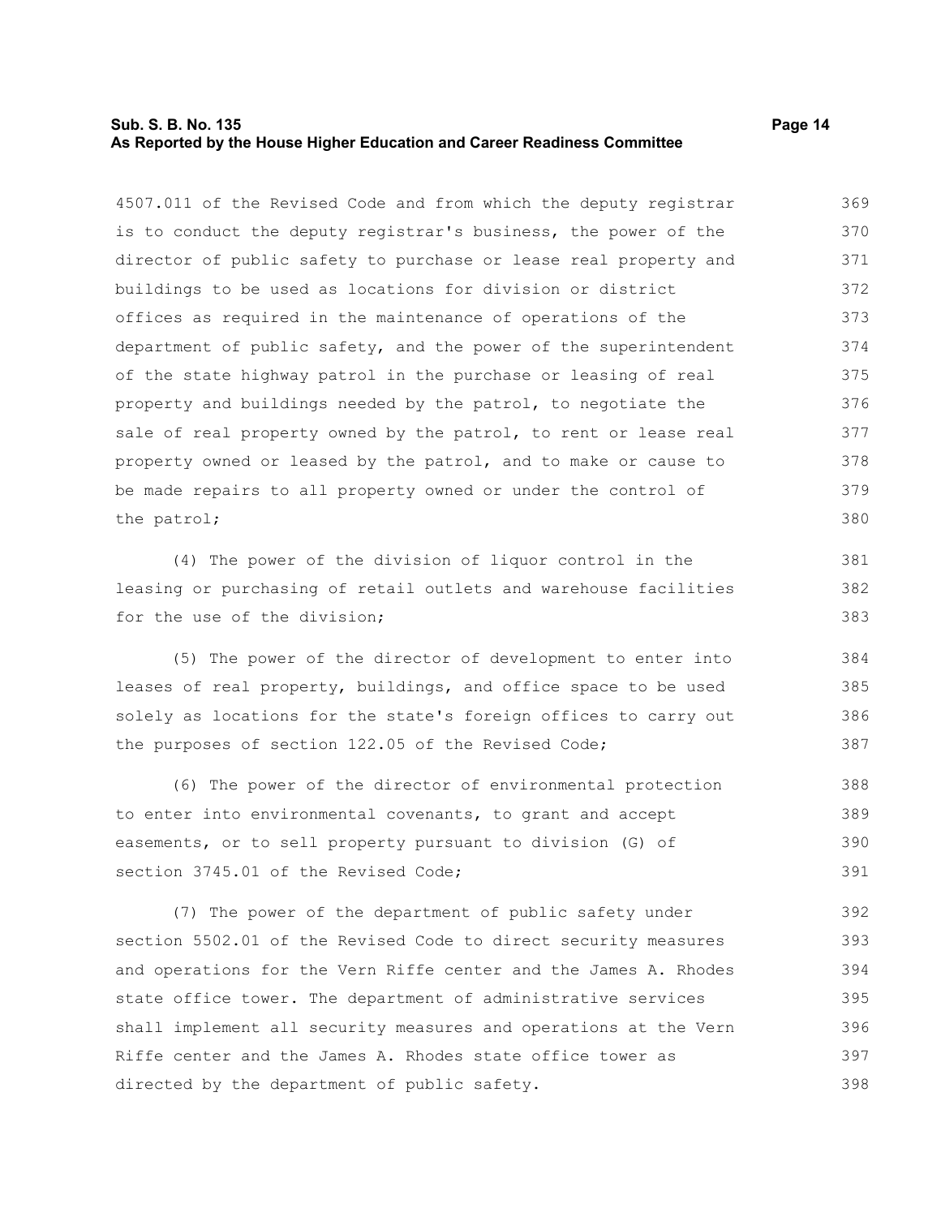4507.011 of the Revised Code and from which the deputy registrar is to conduct the deputy registrar's business, the power of the director of public safety to purchase or lease real property and buildings to be used as locations for division or district offices as required in the maintenance of operations of the department of public safety, and the power of the superintendent of the state highway patrol in the purchase or leasing of real property and buildings needed by the patrol, to negotiate the sale of real property owned by the patrol, to rent or lease real property owned or leased by the patrol, and to make or cause to be made repairs to all property owned or under the control of the patrol;

(4) The power of the division of liquor control in the leasing or purchasing of retail outlets and warehouse facilities for the use of the division;

(5) The power of the director of development to enter into leases of real property, buildings, and office space to be used solely as locations for the state's foreign offices to carry out the purposes of section 122.05 of the Revised Code;

(6) The power of the director of environmental protection to enter into environmental covenants, to grant and accept easements, or to sell property pursuant to division (G) of section 3745.01 of the Revised Code;

(7) The power of the department of public safety under section 5502.01 of the Revised Code to direct security measures and operations for the Vern Riffe center and the James A. Rhodes state office tower. The department of administrative services shall implement all security measures and operations at the Vern Riffe center and the James A. Rhodes state office tower as directed by the department of public safety.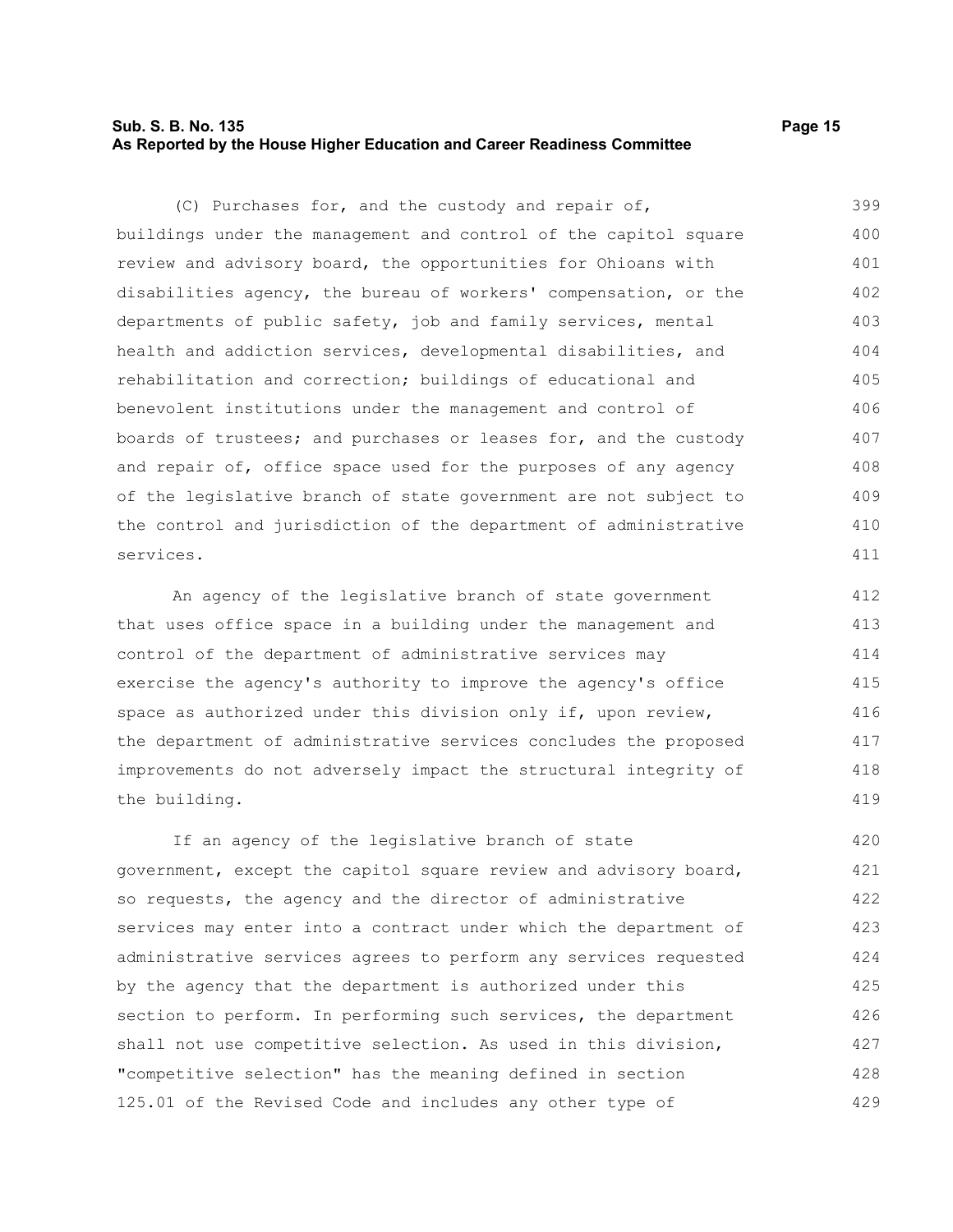(C) Purchases for, and the custody and repair of, buildings under the management and control of the capitol square review and advisory board, the opportunities for Ohioans with disabilities agency, the bureau of workers' compensation, or the departments of public safety, job and family services, mental health and addiction services, developmental disabilities, and rehabilitation and correction; buildings of educational and benevolent institutions under the management and control of boards of trustees; and purchases or leases for, and the custody and repair of, office space used for the purposes of any agency of the legislative branch of state government are not subject to the control and jurisdiction of the department of administrative services.

An agency of the legislative branch of state government that uses office space in a building under the management and control of the department of administrative services may exercise the agency's authority to improve the agency's office space as authorized under this division only if, upon review, the department of administrative services concludes the proposed improvements do not adversely impact the structural integrity of the building.

If an agency of the legislative branch of state government, except the capitol square review and advisory board, so requests, the agency and the director of administrative services may enter into a contract under which the department of administrative services agrees to perform any services requested by the agency that the department is authorized under this section to perform. In performing such services, the department shall not use competitive selection. As used in this division, "competitive selection" has the meaning defined in section 125.01 of the Revised Code and includes any other type of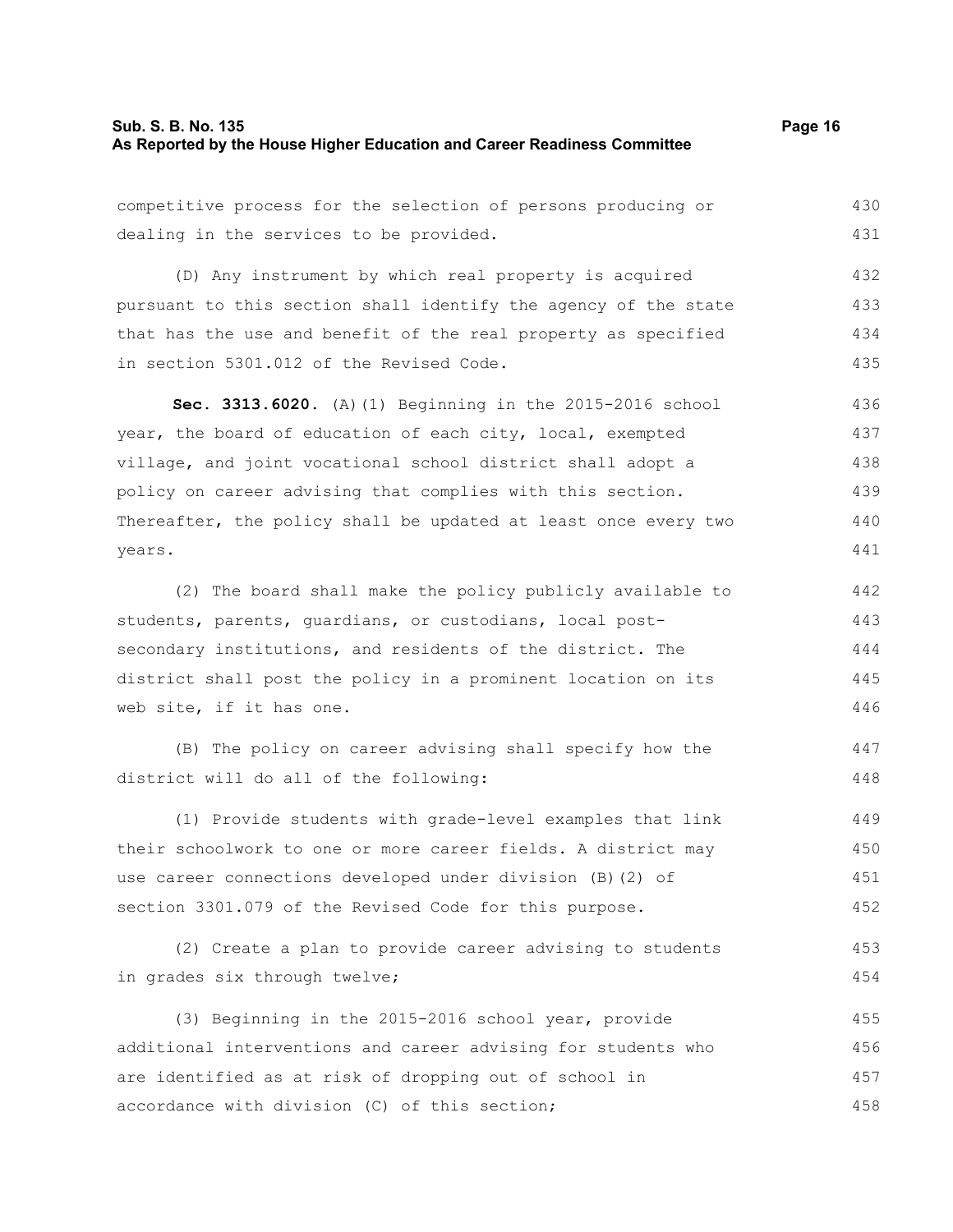competitive process for the selection of persons producing or dealing in the services to be provided.

(D) Any instrument by which real property is acquired pursuant to this section shall identify the agency of the state that has the use and benefit of the real property as specified in section 5301.012 of the Revised Code.

**Sec. 3313.6020.** (A)(1) Beginning in the 2015-2016 school year, the board of education of each city, local, exempted village, and joint vocational school district shall adopt a policy on career advising that complies with this section. Thereafter, the policy shall be updated at least once every two years.

(2) The board shall make the policy publicly available to students, parents, guardians, or custodians, local post-secondary institutions, and residents of the district. The district shall post the policy in a prominent location on its web site, if it has one.

(B) The policy on career advising shall specify how the district will do all of the following:

(1) Provide students with grade-level examples that link their schoolwork to one or more career fields. A district may use career connections developed under division (B)(2) of section 3301.079 of the Revised Code for this purpose.

(2) Create a plan to provide career advising to students in grades six through twelve;

(3) Beginning in the 2015-2016 school year, provide additional interventions and career advising for students who are identified as at risk of dropping out of school in accordance with division (C) of this section;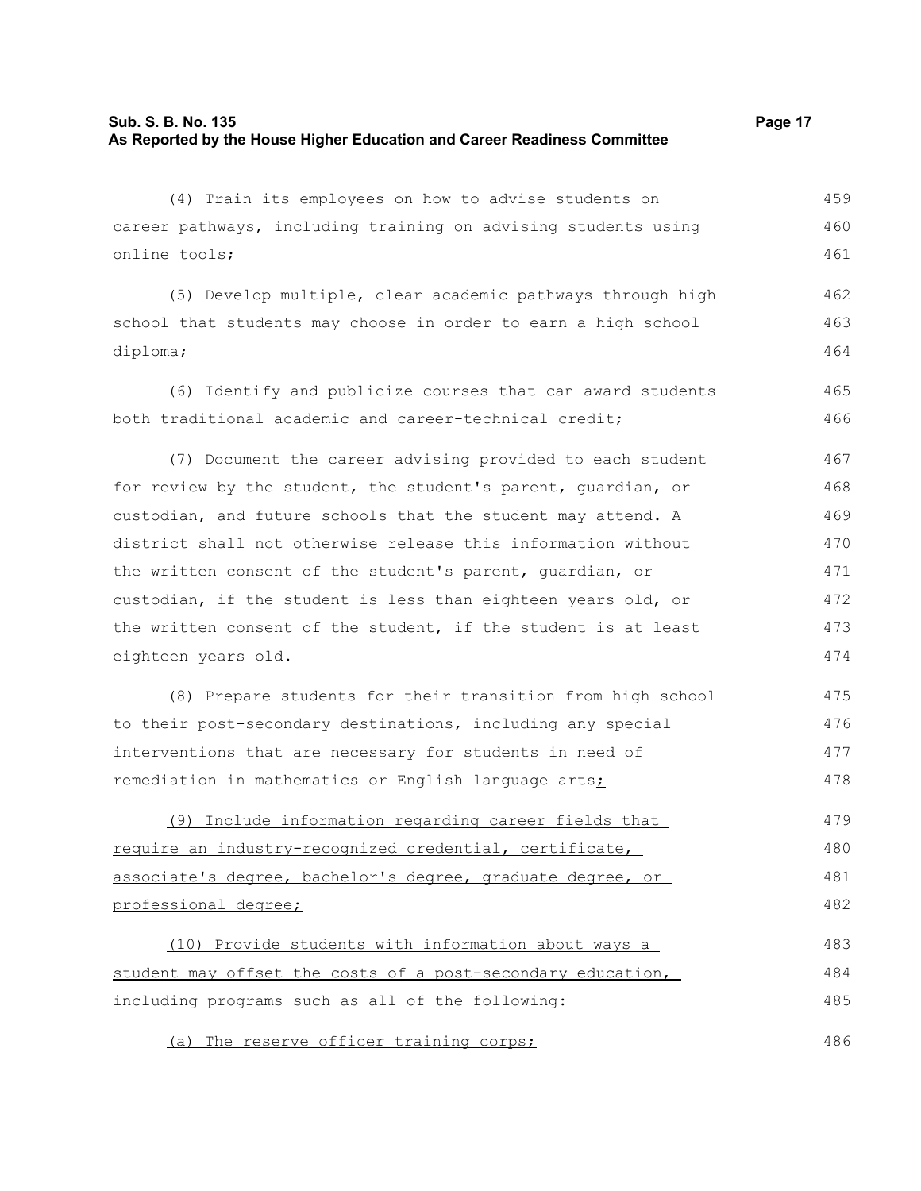(4) Train its employees on how to advise students on career pathways, including training on advising students using online tools;

(5) Develop multiple, clear academic pathways through high school that students may choose in order to earn a high school diploma;

(6) Identify and publicize courses that can award students both traditional academic and career-technical credit;

(7) Document the career advising provided to each student for review by the student, the student's parent, guardian, or custodian, and future schools that the student may attend. A district shall not otherwise release this information without the written consent of the student's parent, guardian, or custodian, if the student is less than eighteen years old, or the written consent of the student, if the student is at least eighteen years old.

(8) Prepare students for their transition from high school to their post-secondary destinations, including any special interventions that are necessary for students in need of remediation in mathematics or English language arts;

(9) Include information regarding career fields that require an industry-recognized credential, certificate, associate's degree, bachelor's degree, graduate degree, or professional degree;

(10) Provide students with information about ways a student may offset the costs of a post-secondary education, including programs such as all of the following:

(a) The reserve officer training corps;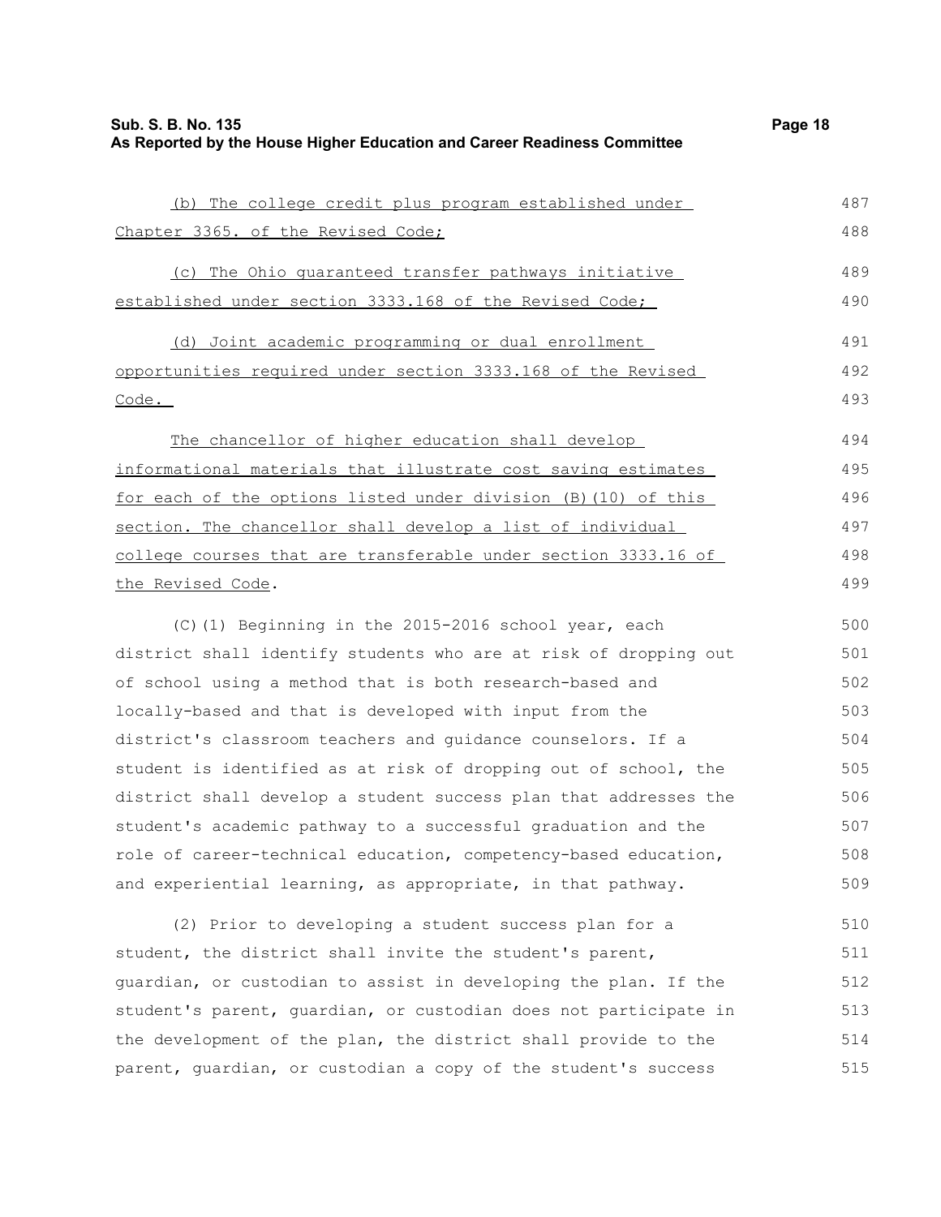(b) The college credit plus program established under Chapter 3365. of the Revised Code;

(c) The Ohio guaranteed transfer pathways initiative established under section 3333.168 of the Revised Code;

(d) Joint academic programming or dual enrollment opportunities required under section 3333.168 of the Revised Code.

The chancellor of higher education shall develop informational materials that illustrate cost saving estimates for each of the options listed under division (B)(10) of this section. The chancellor shall develop a list of individual college courses that are transferable under section 3333.16 of the Revised Code.

(C)(1) Beginning in the 2015-2016 school year, each district shall identify students who are at risk of dropping out of school using a method that is both research-based and locally-based and that is developed with input from the district's classroom teachers and guidance counselors. If a student is identified as at risk of dropping out of school, the district shall develop a student success plan that addresses the student's academic pathway to a successful graduation and the role of career-technical education, competency-based education, and experiential learning, as appropriate, in that pathway.

(2) Prior to developing a student success plan for a student, the district shall invite the student's parent, guardian, or custodian to assist in developing the plan. If the student's parent, guardian, or custodian does not participate in the development of the plan, the district shall provide to the parent, guardian, or custodian a copy of the student's success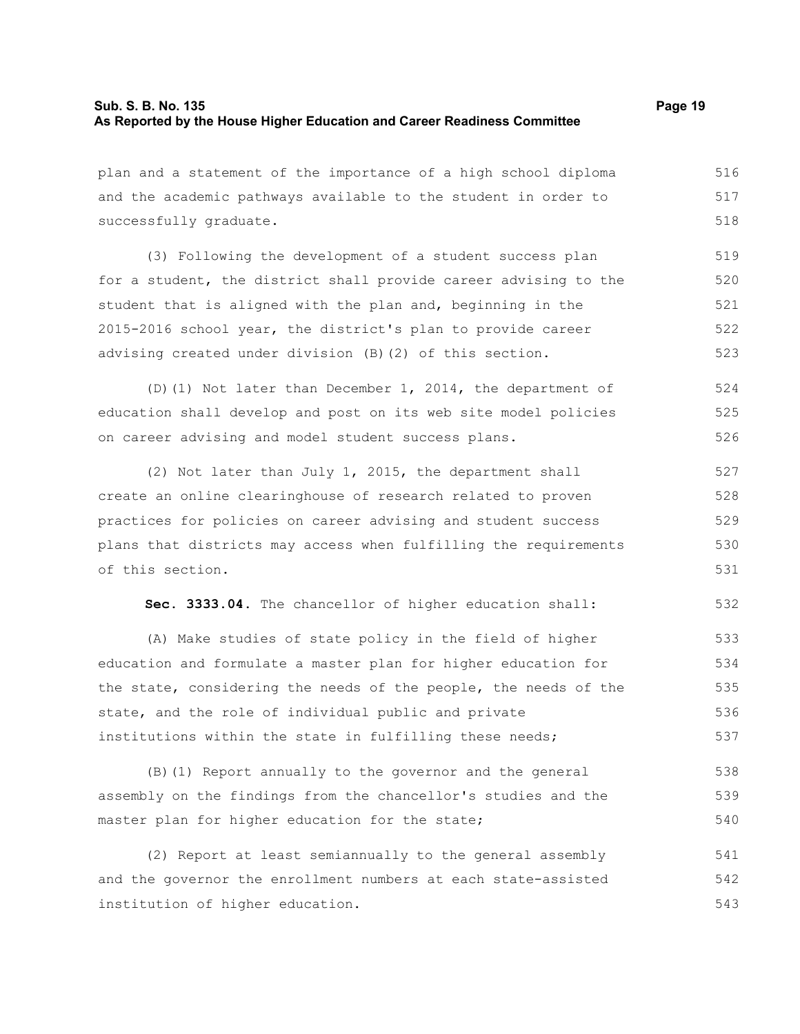plan and a statement of the importance of a high school diploma and the academic pathways available to the student in order to successfully graduate.

(3) Following the development of a student success plan for a student, the district shall provide career advising to the student that is aligned with the plan and, beginning in the 2015-2016 school year, the district's plan to provide career advising created under division (B)(2) of this section.

(D)(1) Not later than December 1, 2014, the department of education shall develop and post on its web site model policies on career advising and model student success plans.

(2) Not later than July 1, 2015, the department shall create an online clearinghouse of research related to proven practices for policies on career advising and student success plans that districts may access when fulfilling the requirements of this section.

**Sec. 3333.04.** The chancellor of higher education shall:

(A) Make studies of state policy in the field of higher education and formulate a master plan for higher education for the state, considering the needs of the people, the needs of the state, and the role of individual public and private institutions within the state in fulfilling these needs;

(B)(1) Report annually to the governor and the general assembly on the findings from the chancellor's studies and the master plan for higher education for the state;

(2) Report at least semiannually to the general assembly and the governor the enrollment numbers at each state-assisted institution of higher education.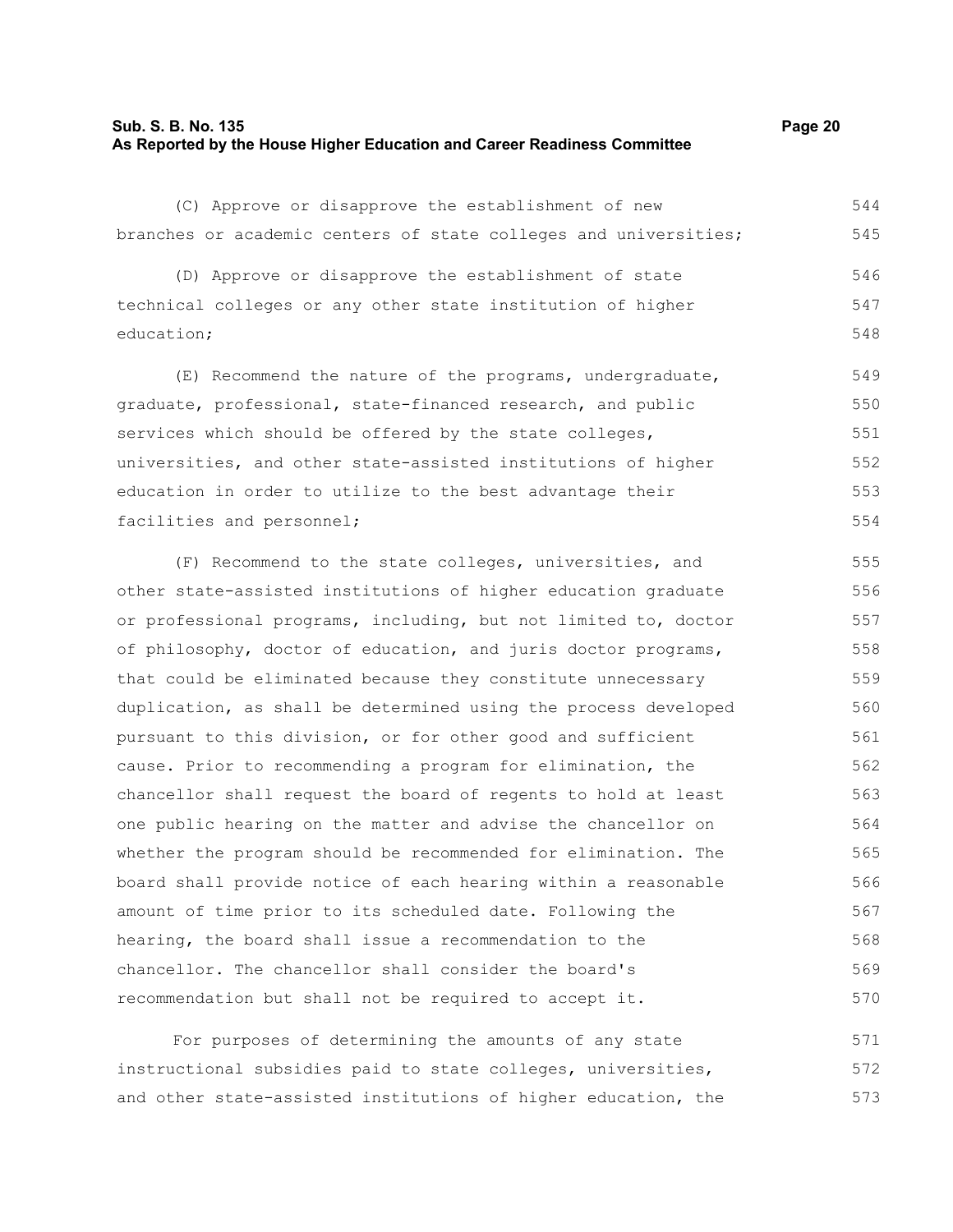(C) Approve or disapprove the establishment of new branches or academic centers of state colleges and universities;

(D) Approve or disapprove the establishment of state technical colleges or any other state institution of higher education;

(E) Recommend the nature of the programs, undergraduate, graduate, professional, state-financed research, and public services which should be offered by the state colleges, universities, and other state-assisted institutions of higher education in order to utilize to the best advantage their facilities and personnel;

(F) Recommend to the state colleges, universities, and other state-assisted institutions of higher education graduate or professional programs, including, but not limited to, doctor of philosophy, doctor of education, and juris doctor programs, that could be eliminated because they constitute unnecessary duplication, as shall be determined using the process developed pursuant to this division, or for other good and sufficient cause. Prior to recommending a program for elimination, the chancellor shall request the board of regents to hold at least one public hearing on the matter and advise the chancellor on whether the program should be recommended for elimination. The board shall provide notice of each hearing within a reasonable amount of time prior to its scheduled date. Following the hearing, the board shall issue a recommendation to the chancellor. The chancellor shall consider the board's recommendation but shall not be required to accept it.

For purposes of determining the amounts of any state instructional subsidies paid to state colleges, universities, and other state-assisted institutions of higher education, the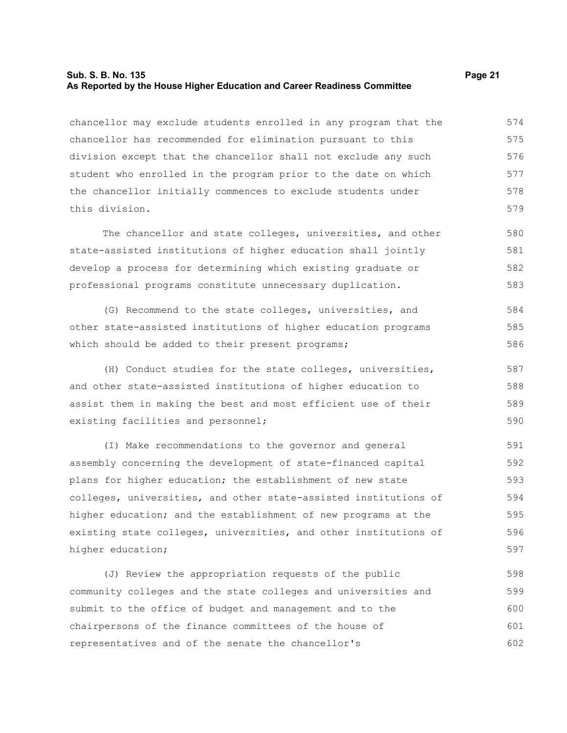chancellor may exclude students enrolled in any program that the chancellor has recommended for elimination pursuant to this division except that the chancellor shall not exclude any such student who enrolled in the program prior to the date on which the chancellor initially commences to exclude students under this division.

The chancellor and state colleges, universities, and other state-assisted institutions of higher education shall jointly develop a process for determining which existing graduate or professional programs constitute unnecessary duplication.

(G) Recommend to the state colleges, universities, and other state-assisted institutions of higher education programs which should be added to their present programs;

(H) Conduct studies for the state colleges, universities, and other state-assisted institutions of higher education to assist them in making the best and most efficient use of their existing facilities and personnel;

(I) Make recommendations to the governor and general assembly concerning the development of state-financed capital plans for higher education; the establishment of new state colleges, universities, and other state-assisted institutions of higher education; and the establishment of new programs at the existing state colleges, universities, and other institutions of higher education;

(J) Review the appropriation requests of the public community colleges and the state colleges and universities and submit to the office of budget and management and to the chairpersons of the finance committees of the house of representatives and of the senate the chancellor's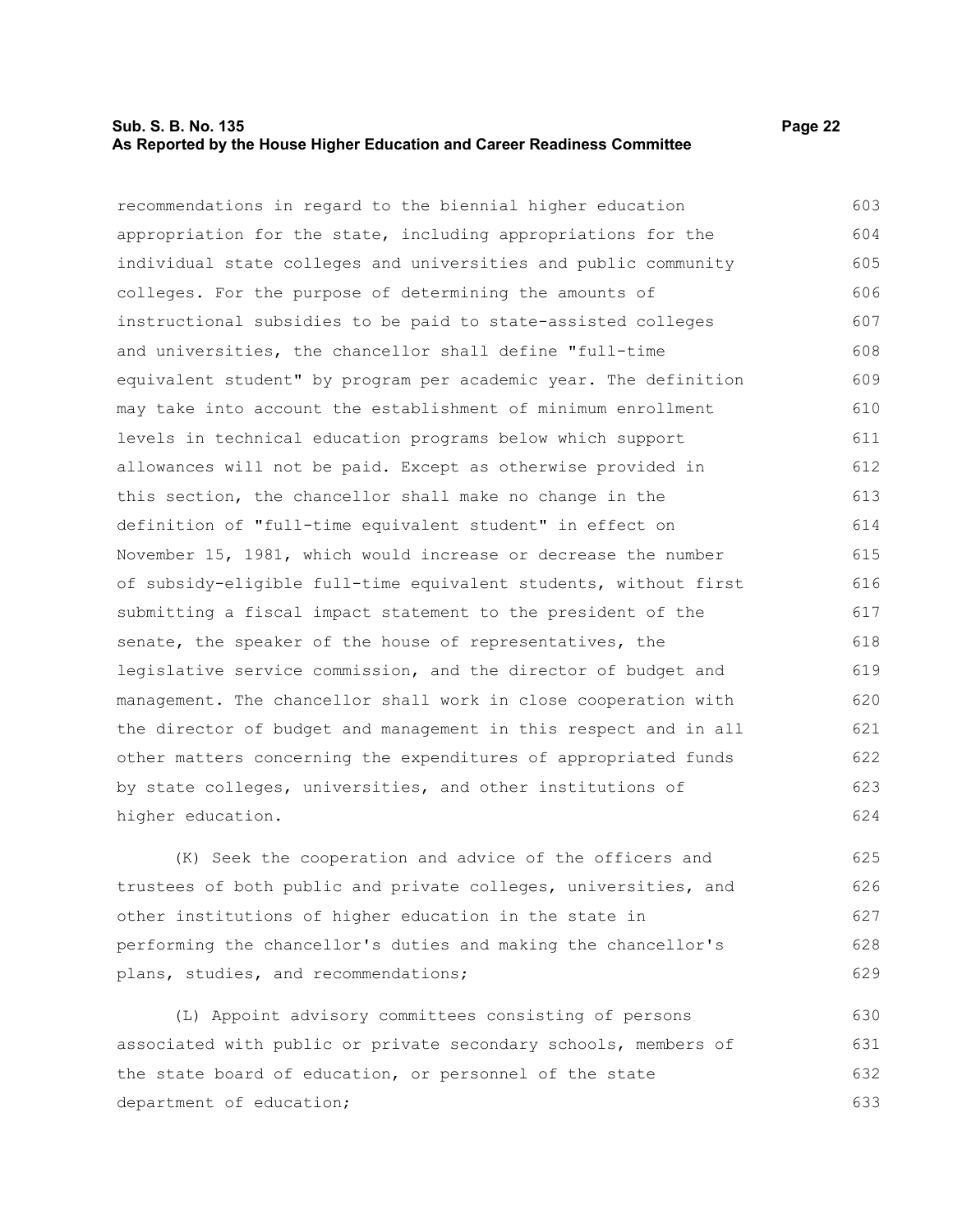recommendations in regard to the biennial higher education appropriation for the state, including appropriations for the individual state colleges and universities and public community colleges. For the purpose of determining the amounts of instructional subsidies to be paid to state-assisted colleges and universities, the chancellor shall define "full-time equivalent student" by program per academic year. The definition may take into account the establishment of minimum enrollment levels in technical education programs below which support allowances will not be paid. Except as otherwise provided in this section, the chancellor shall make no change in the definition of "full-time equivalent student" in effect on November 15, 1981, which would increase or decrease the number of subsidy-eligible full-time equivalent students, without first submitting a fiscal impact statement to the president of the senate, the speaker of the house of representatives, the legislative service commission, and the director of budget and management. The chancellor shall work in close cooperation with the director of budget and management in this respect and in all other matters concerning the expenditures of appropriated funds by state colleges, universities, and other institutions of higher education.

(K) Seek the cooperation and advice of the officers and trustees of both public and private colleges, universities, and other institutions of higher education in the state in performing the chancellor's duties and making the chancellor's plans, studies, and recommendations;

(L) Appoint advisory committees consisting of persons associated with public or private secondary schools, members of the state board of education, or personnel of the state department of education;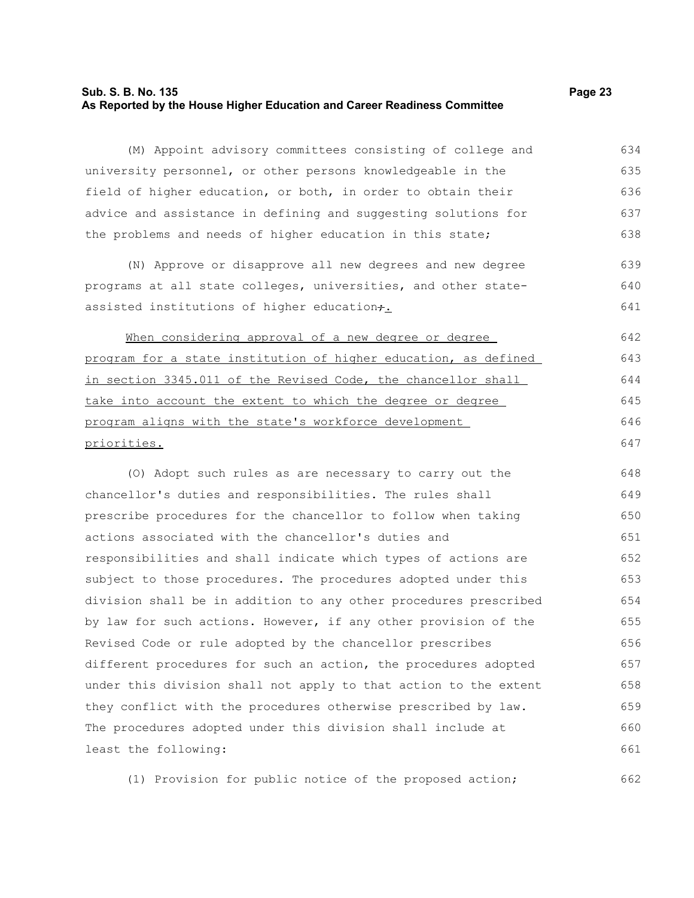(M) Appoint advisory committees consisting of college and university personnel, or other persons knowledgeable in the field of higher education, or both, in order to obtain their advice and assistance in defining and suggesting solutions for the problems and needs of higher education in this state;

(N) Approve or disapprove all new degrees and new degree programs at all state colleges, universities, and other state-assisted institutions of higher education~~;~~.

When considering approval of a new degree or degree program for a state institution of higher education, as defined in section 3345.011 of the Revised Code, the chancellor shall take into account the extent to which the degree or degree program aligns with the state's workforce development priorities.

(O) Adopt such rules as are necessary to carry out the chancellor's duties and responsibilities. The rules shall prescribe procedures for the chancellor to follow when taking actions associated with the chancellor's duties and responsibilities and shall indicate which types of actions are subject to those procedures. The procedures adopted under this division shall be in addition to any other procedures prescribed by law for such actions. However, if any other provision of the Revised Code or rule adopted by the chancellor prescribes different procedures for such an action, the procedures adopted under this division shall not apply to that action to the extent they conflict with the procedures otherwise prescribed by law. The procedures adopted under this division shall include at least the following:

(1) Provision for public notice of the proposed action;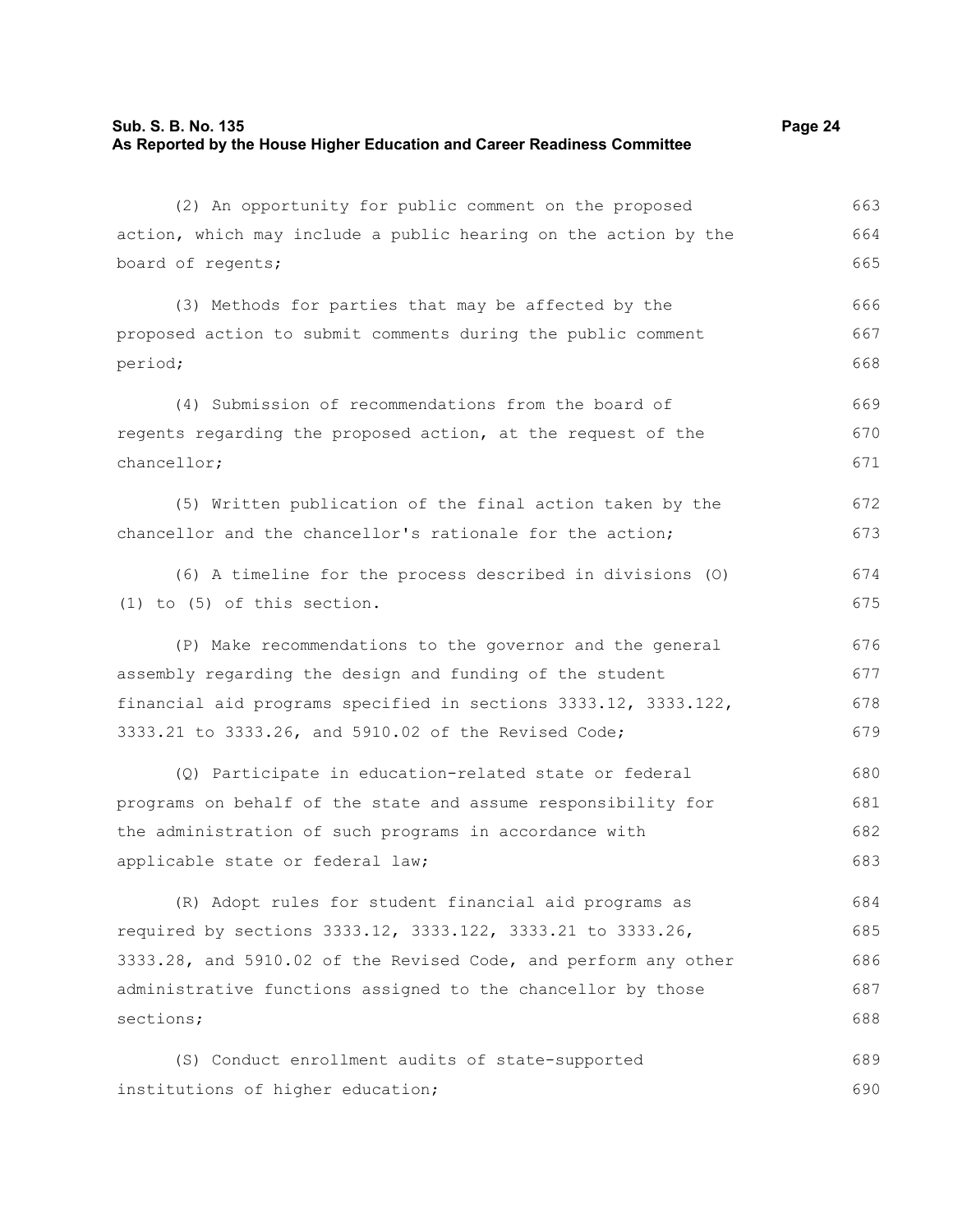(2) An opportunity for public comment on the proposed action, which may include a public hearing on the action by the board of regents;

(3) Methods for parties that may be affected by the proposed action to submit comments during the public comment period;

(4) Submission of recommendations from the board of regents regarding the proposed action, at the request of the chancellor;

(5) Written publication of the final action taken by the chancellor and the chancellor's rationale for the action;

(6) A timeline for the process described in divisions (O)(1) to (5) of this section.

(P) Make recommendations to the governor and the general assembly regarding the design and funding of the student financial aid programs specified in sections 3333.12, 3333.122, 3333.21 to 3333.26, and 5910.02 of the Revised Code;

(Q) Participate in education-related state or federal programs on behalf of the state and assume responsibility for the administration of such programs in accordance with applicable state or federal law;

(R) Adopt rules for student financial aid programs as required by sections 3333.12, 3333.122, 3333.21 to 3333.26, 3333.28, and 5910.02 of the Revised Code, and perform any other administrative functions assigned to the chancellor by those sections;

(S) Conduct enrollment audits of state-supported institutions of higher education;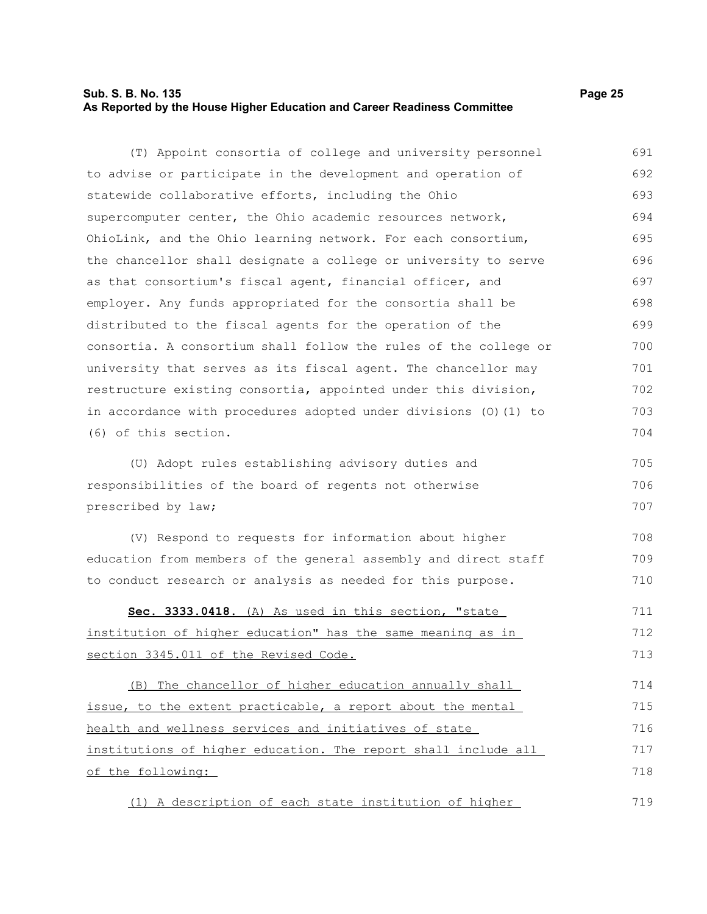(T) Appoint consortia of college and university personnel to advise or participate in the development and operation of statewide collaborative efforts, including the Ohio supercomputer center, the Ohio academic resources network, OhioLink, and the Ohio learning network. For each consortium, the chancellor shall designate a college or university to serve as that consortium's fiscal agent, financial officer, and employer. Any funds appropriated for the consortia shall be distributed to the fiscal agents for the operation of the consortia. A consortium shall follow the rules of the college or university that serves as its fiscal agent. The chancellor may restructure existing consortia, appointed under this division, in accordance with procedures adopted under divisions (O)(1) to (6) of this section.

(U) Adopt rules establishing advisory duties and responsibilities of the board of regents not otherwise prescribed by law;

(V) Respond to requests for information about higher education from members of the general assembly and direct staff to conduct research or analysis as needed for this purpose.

**Sec. 3333.0418.** (A) As used in this section, "state institution of higher education" has the same meaning as in section 3345.011 of the Revised Code.

(B) The chancellor of higher education annually shall issue, to the extent practicable, a report about the mental health and wellness services and initiatives of state institutions of higher education. The report shall include all of the following:

(1) A description of each state institution of higher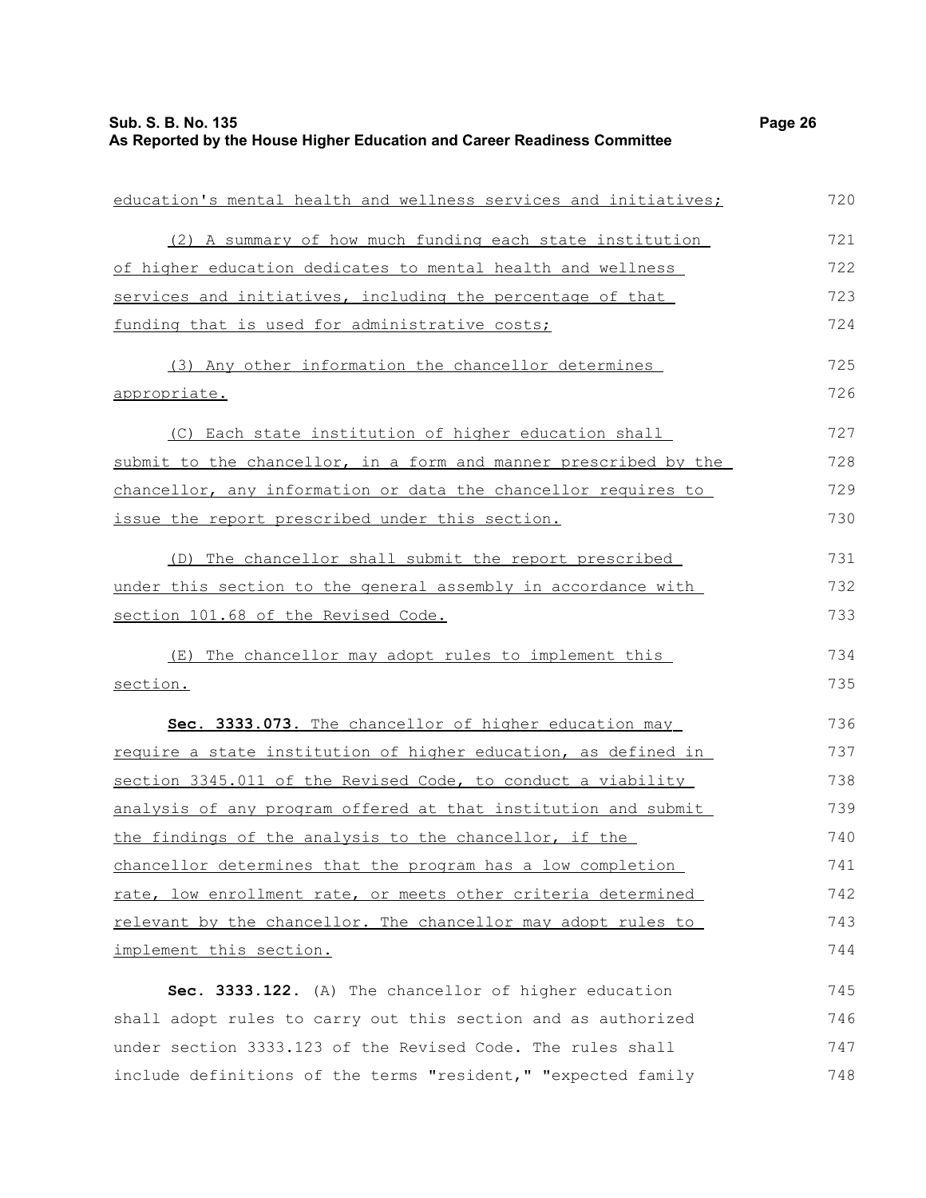education's mental health and wellness services and initiatives;

(2) A summary of how much funding each state institution of higher education dedicates to mental health and wellness services and initiatives, including the percentage of that funding that is used for administrative costs;

(3) Any other information the chancellor determines appropriate.

(C) Each state institution of higher education shall submit to the chancellor, in a form and manner prescribed by the chancellor, any information or data the chancellor requires to issue the report prescribed under this section.

(D) The chancellor shall submit the report prescribed under this section to the general assembly in accordance with section 101.68 of the Revised Code.

(E) The chancellor may adopt rules to implement this section.

**Sec. 3333.073.** The chancellor of higher education may require a state institution of higher education, as defined in section 3345.011 of the Revised Code, to conduct a viability analysis of any program offered at that institution and submit the findings of the analysis to the chancellor, if the chancellor determines that the program has a low completion rate, low enrollment rate, or meets other criteria determined relevant by the chancellor. The chancellor may adopt rules to implement this section.

**Sec. 3333.122.** (A) The chancellor of higher education shall adopt rules to carry out this section and as authorized under section 3333.123 of the Revised Code. The rules shall include definitions of the terms "resident," "expected family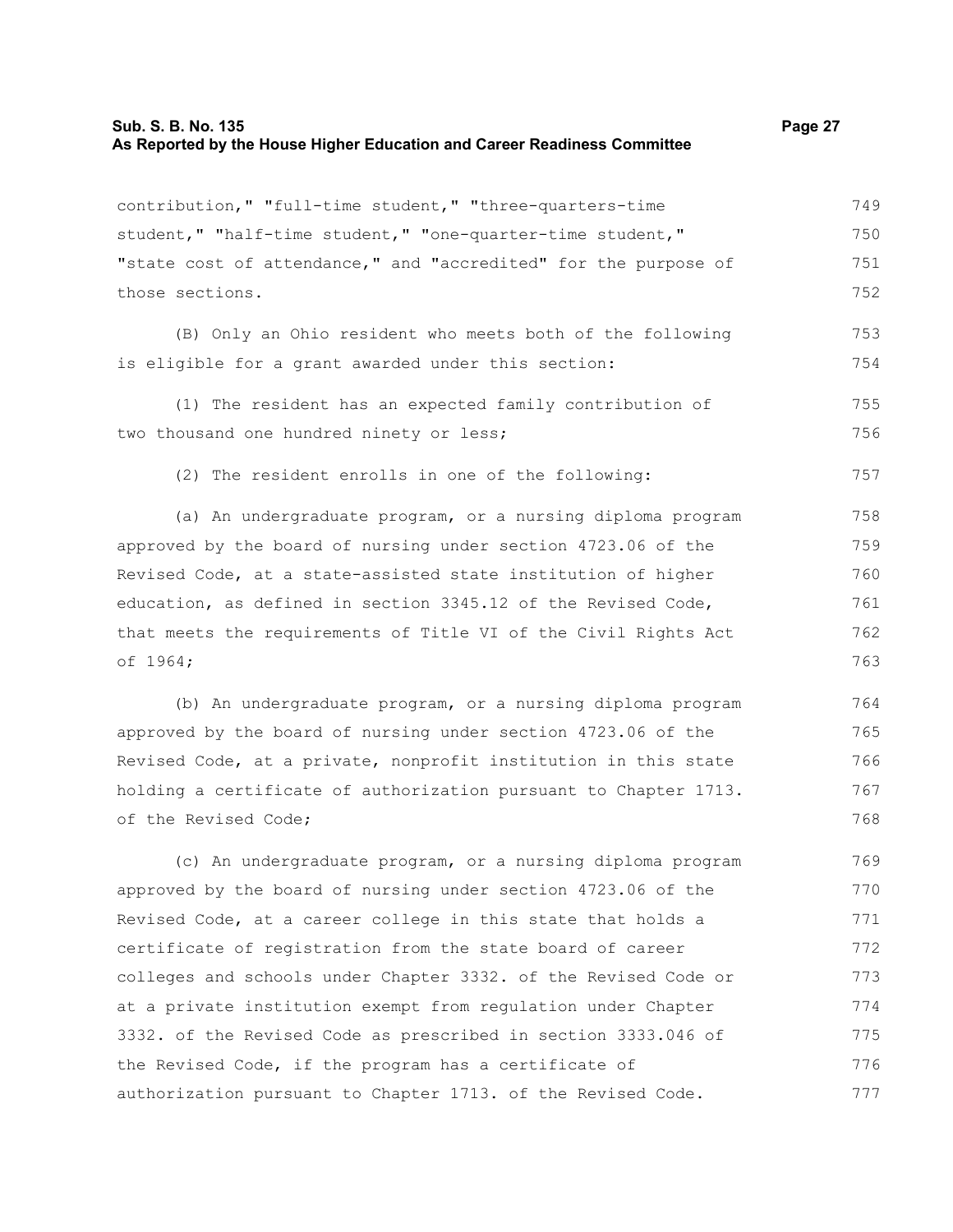contribution," "full-time student," "three-quarters-time student," "half-time student," "one-quarter-time student," "state cost of attendance," and "accredited" for the purpose of those sections.

(B) Only an Ohio resident who meets both of the following is eligible for a grant awarded under this section:

(1) The resident has an expected family contribution of two thousand one hundred ninety or less;

(2) The resident enrolls in one of the following:

(a) An undergraduate program, or a nursing diploma program approved by the board of nursing under section 4723.06 of the Revised Code, at a state-assisted state institution of higher education, as defined in section 3345.12 of the Revised Code, that meets the requirements of Title VI of the Civil Rights Act of 1964;

(b) An undergraduate program, or a nursing diploma program approved by the board of nursing under section 4723.06 of the Revised Code, at a private, nonprofit institution in this state holding a certificate of authorization pursuant to Chapter 1713. of the Revised Code;

(c) An undergraduate program, or a nursing diploma program approved by the board of nursing under section 4723.06 of the Revised Code, at a career college in this state that holds a certificate of registration from the state board of career colleges and schools under Chapter 3332. of the Revised Code or at a private institution exempt from regulation under Chapter 3332. of the Revised Code as prescribed in section 3333.046 of the Revised Code, if the program has a certificate of authorization pursuant to Chapter 1713. of the Revised Code.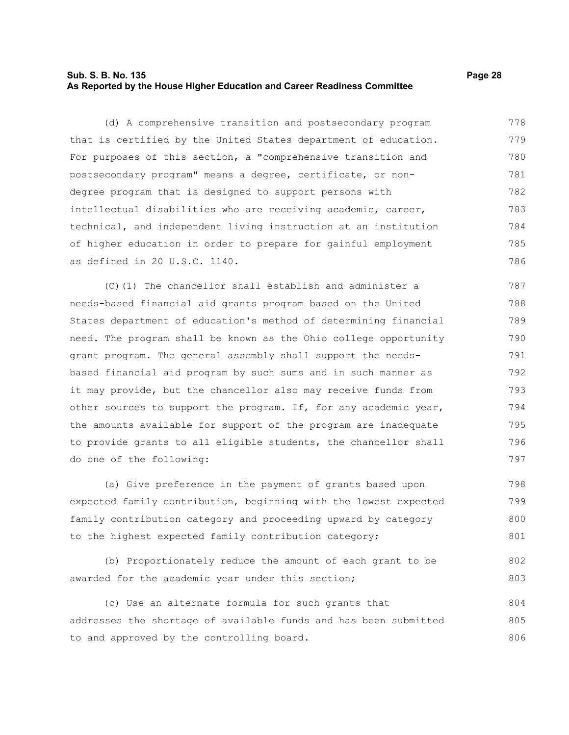(d) A comprehensive transition and postsecondary program that is certified by the United States department of education. For purposes of this section, a "comprehensive transition and postsecondary program" means a degree, certificate, or non-degree program that is designed to support persons with intellectual disabilities who are receiving academic, career, technical, and independent living instruction at an institution of higher education in order to prepare for gainful employment as defined in 20 U.S.C. 1140.

(C)(1) The chancellor shall establish and administer a needs-based financial aid grants program based on the United States department of education's method of determining financial need. The program shall be known as the Ohio college opportunity grant program. The general assembly shall support the needs-based financial aid program by such sums and in such manner as it may provide, but the chancellor also may receive funds from other sources to support the program. If, for any academic year, the amounts available for support of the program are inadequate to provide grants to all eligible students, the chancellor shall do one of the following:

(a) Give preference in the payment of grants based upon expected family contribution, beginning with the lowest expected family contribution category and proceeding upward by category to the highest expected family contribution category;

(b) Proportionately reduce the amount of each grant to be awarded for the academic year under this section;

(c) Use an alternate formula for such grants that addresses the shortage of available funds and has been submitted to and approved by the controlling board.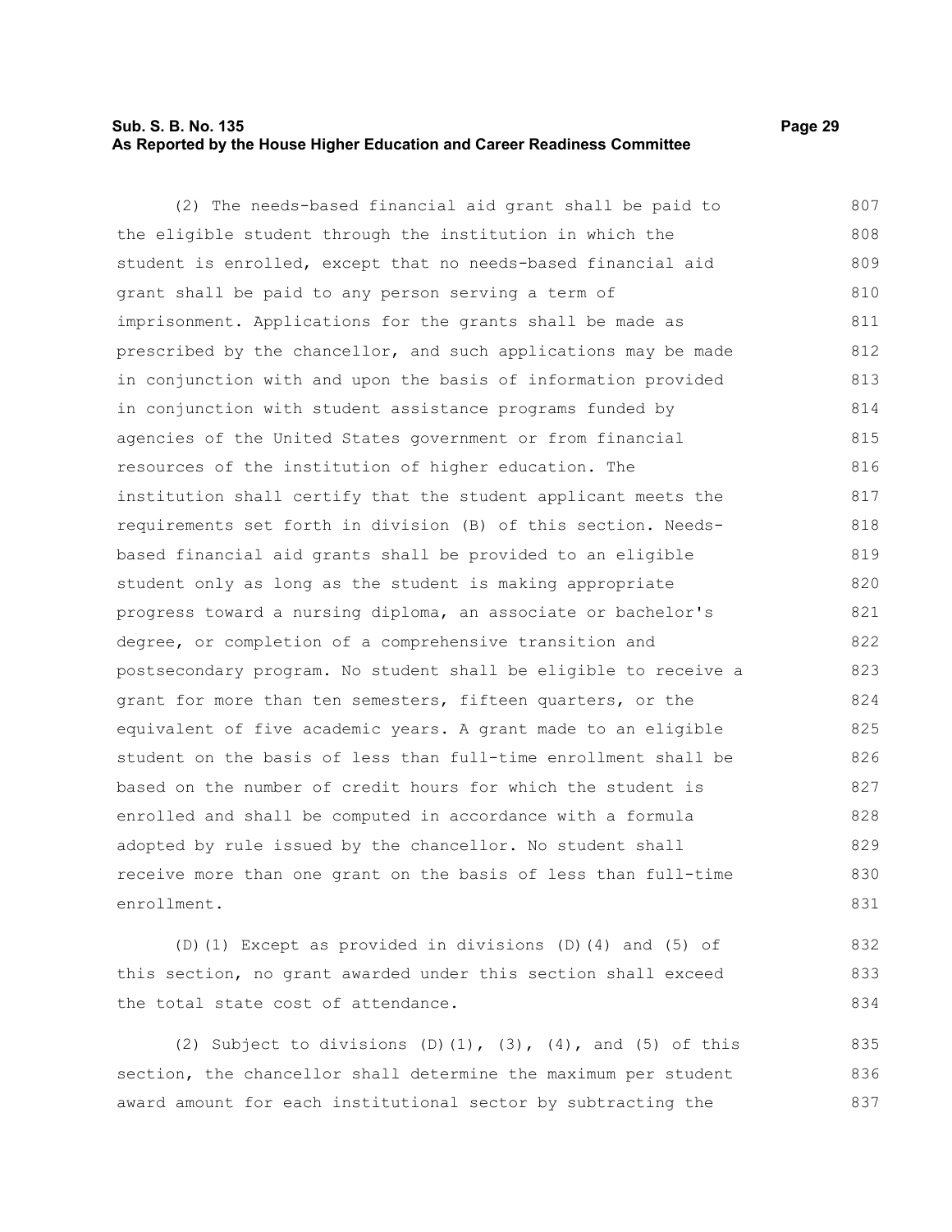(2) The needs-based financial aid grant shall be paid to the eligible student through the institution in which the student is enrolled, except that no needs-based financial aid grant shall be paid to any person serving a term of imprisonment. Applications for the grants shall be made as prescribed by the chancellor, and such applications may be made in conjunction with and upon the basis of information provided in conjunction with student assistance programs funded by agencies of the United States government or from financial resources of the institution of higher education. The institution shall certify that the student applicant meets the requirements set forth in division (B) of this section. Needs-based financial aid grants shall be provided to an eligible student only as long as the student is making appropriate progress toward a nursing diploma, an associate or bachelor's degree, or completion of a comprehensive transition and postsecondary program. No student shall be eligible to receive a grant for more than ten semesters, fifteen quarters, or the equivalent of five academic years. A grant made to an eligible student on the basis of less than full-time enrollment shall be based on the number of credit hours for which the student is enrolled and shall be computed in accordance with a formula adopted by rule issued by the chancellor. No student shall receive more than one grant on the basis of less than full-time enrollment.

(D)(1) Except as provided in divisions (D)(4) and (5) of this section, no grant awarded under this section shall exceed the total state cost of attendance.

(2) Subject to divisions (D)(1), (3), (4), and (5) of this section, the chancellor shall determine the maximum per student award amount for each institutional sector by subtracting the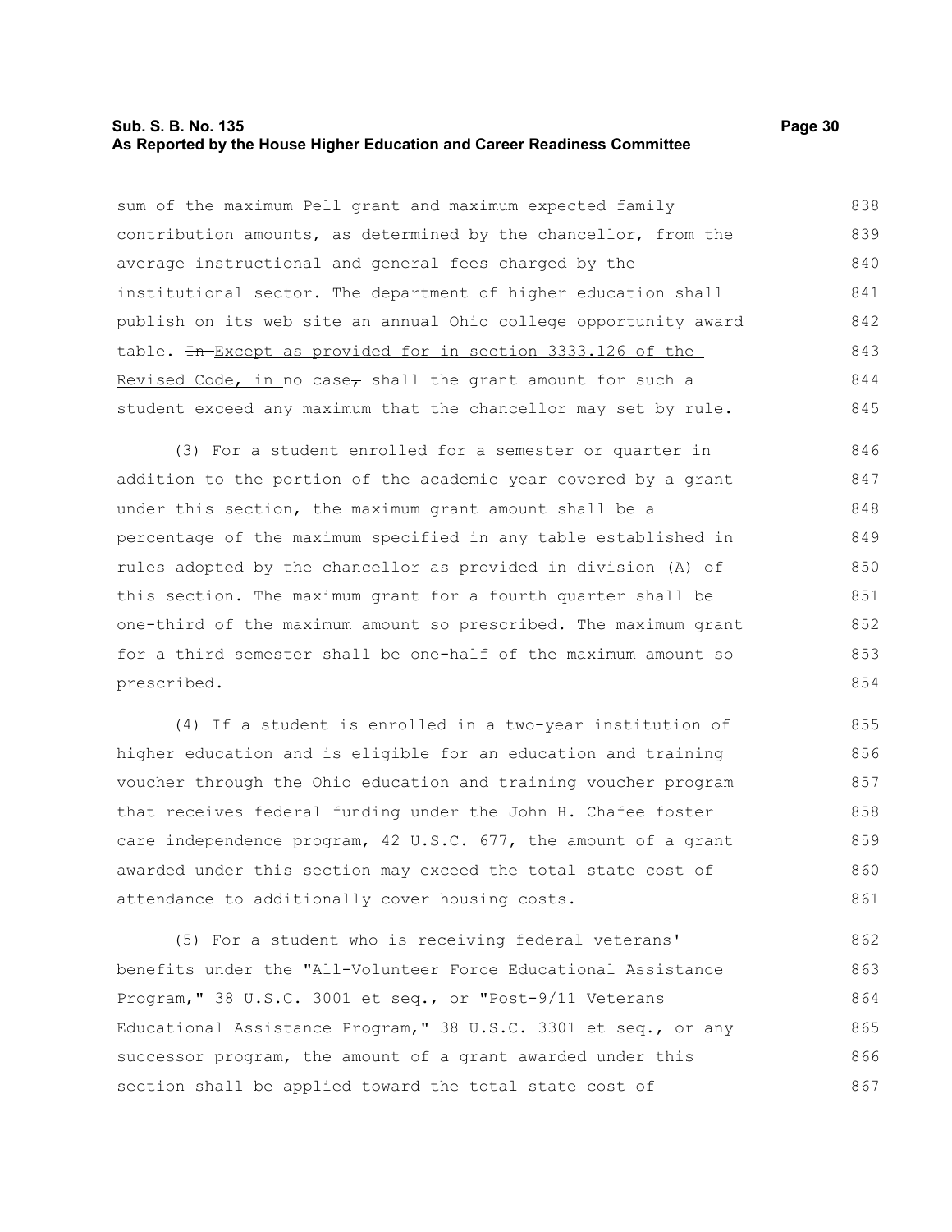sum of the maximum Pell grant and maximum expected family contribution amounts, as determined by the chancellor, from the average instructional and general fees charged by the institutional sector. The department of higher education shall publish on its web site an annual Ohio college opportunity award table. ~~In~~ Except as provided for in section 3333.126 of the Revised Code, in no case~~,~~ shall the grant amount for such a student exceed any maximum that the chancellor may set by rule.

(3) For a student enrolled for a semester or quarter in addition to the portion of the academic year covered by a grant under this section, the maximum grant amount shall be a percentage of the maximum specified in any table established in rules adopted by the chancellor as provided in division (A) of this section. The maximum grant for a fourth quarter shall be one-third of the maximum amount so prescribed. The maximum grant for a third semester shall be one-half of the maximum amount so prescribed.

(4) If a student is enrolled in a two-year institution of higher education and is eligible for an education and training voucher through the Ohio education and training voucher program that receives federal funding under the John H. Chafee foster care independence program, 42 U.S.C. 677, the amount of a grant awarded under this section may exceed the total state cost of attendance to additionally cover housing costs.

(5) For a student who is receiving federal veterans' benefits under the "All-Volunteer Force Educational Assistance Program," 38 U.S.C. 3001 et seq., or "Post-9/11 Veterans Educational Assistance Program," 38 U.S.C. 3301 et seq., or any successor program, the amount of a grant awarded under this section shall be applied toward the total state cost of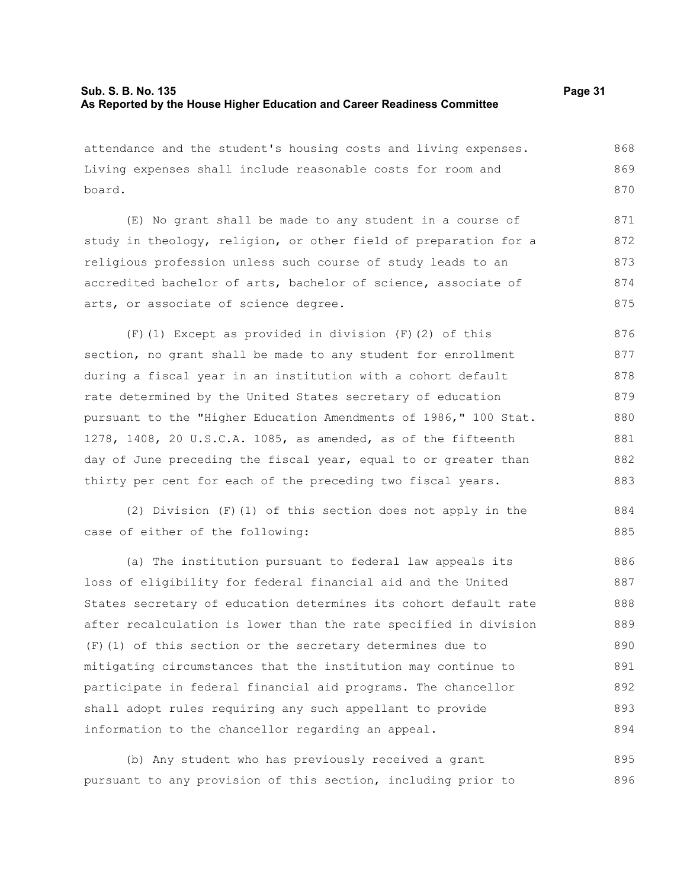attendance and the student's housing costs and living expenses. Living expenses shall include reasonable costs for room and board.

(E) No grant shall be made to any student in a course of study in theology, religion, or other field of preparation for a religious profession unless such course of study leads to an accredited bachelor of arts, bachelor of science, associate of arts, or associate of science degree.

(F)(1) Except as provided in division (F)(2) of this section, no grant shall be made to any student for enrollment during a fiscal year in an institution with a cohort default rate determined by the United States secretary of education pursuant to the "Higher Education Amendments of 1986," 100 Stat. 1278, 1408, 20 U.S.C.A. 1085, as amended, as of the fifteenth day of June preceding the fiscal year, equal to or greater than thirty per cent for each of the preceding two fiscal years.

(2) Division (F)(1) of this section does not apply in the case of either of the following:

(a) The institution pursuant to federal law appeals its loss of eligibility for federal financial aid and the United States secretary of education determines its cohort default rate after recalculation is lower than the rate specified in division (F)(1) of this section or the secretary determines due to mitigating circumstances that the institution may continue to participate in federal financial aid programs. The chancellor shall adopt rules requiring any such appellant to provide information to the chancellor regarding an appeal.

(b) Any student who has previously received a grant pursuant to any provision of this section, including prior to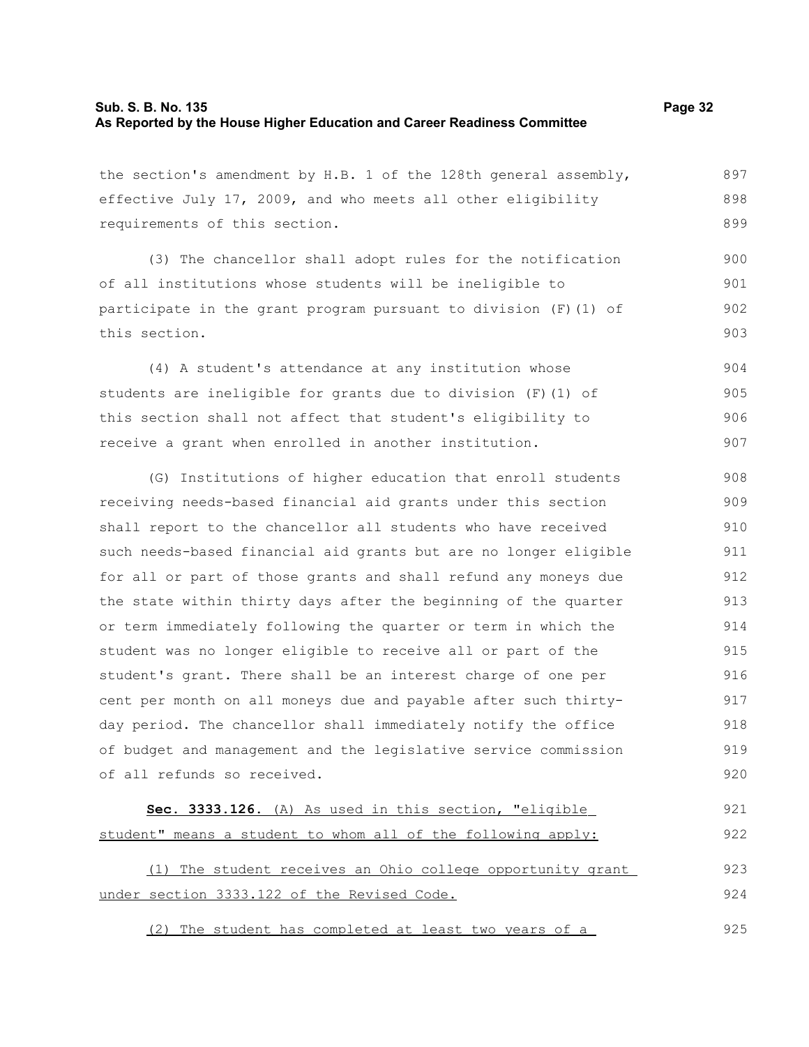the section's amendment by H.B. 1 of the 128th general assembly, effective July 17, 2009, and who meets all other eligibility requirements of this section.

(3) The chancellor shall adopt rules for the notification of all institutions whose students will be ineligible to participate in the grant program pursuant to division (F)(1) of this section.

(4) A student's attendance at any institution whose students are ineligible for grants due to division (F)(1) of this section shall not affect that student's eligibility to receive a grant when enrolled in another institution.

(G) Institutions of higher education that enroll students receiving needs-based financial aid grants under this section shall report to the chancellor all students who have received such needs-based financial aid grants but are no longer eligible for all or part of those grants and shall refund any moneys due the state within thirty days after the beginning of the quarter or term immediately following the quarter or term in which the student was no longer eligible to receive all or part of the student's grant. There shall be an interest charge of one per cent per month on all moneys due and payable after such thirty-day period. The chancellor shall immediately notify the office of budget and management and the legislative service commission of all refunds so received.

**Sec. 3333.126.** (A) As used in this section, "eligible student" means a student to whom all of the following apply:

(1) The student receives an Ohio college opportunity grant under section 3333.122 of the Revised Code.

(2) The student has completed at least two years of a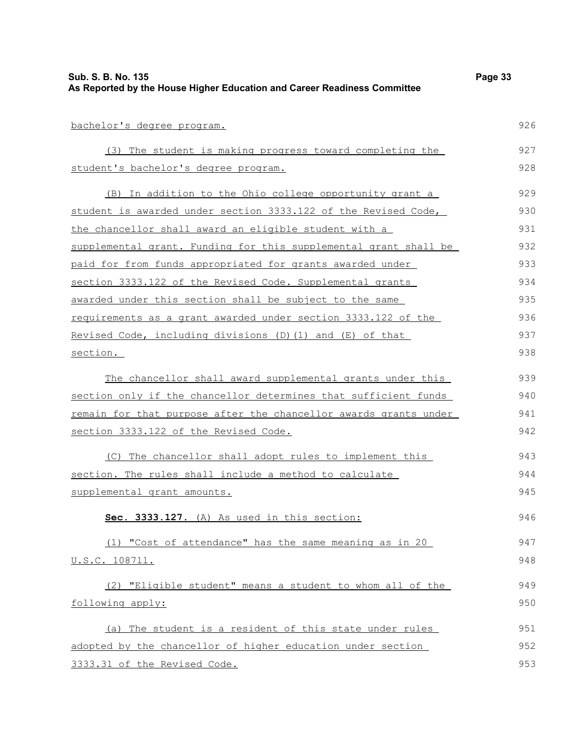bachelor's degree program.

(3) The student is making progress toward completing the student's bachelor's degree program.

(B) In addition to the Ohio college opportunity grant a student is awarded under section 3333.122 of the Revised Code, the chancellor shall award an eligible student with a supplemental grant. Funding for this supplemental grant shall be paid for from funds appropriated for grants awarded under section 3333.122 of the Revised Code. Supplemental grants awarded under this section shall be subject to the same requirements as a grant awarded under section 3333.122 of the Revised Code, including divisions (D)(1) and (E) of that section.

The chancellor shall award supplemental grants under this section only if the chancellor determines that sufficient funds remain for that purpose after the chancellor awards grants under section 3333.122 of the Revised Code.

(C) The chancellor shall adopt rules to implement this section. The rules shall include a method to calculate supplemental grant amounts.

**Sec. 3333.127.** (A) As used in this section:

(1) "Cost of attendance" has the same meaning as in 20 U.S.C. 1087ll.

(2) "Eligible student" means a student to whom all of the following apply:

(a) The student is a resident of this state under rules adopted by the chancellor of higher education under section 3333.31 of the Revised Code.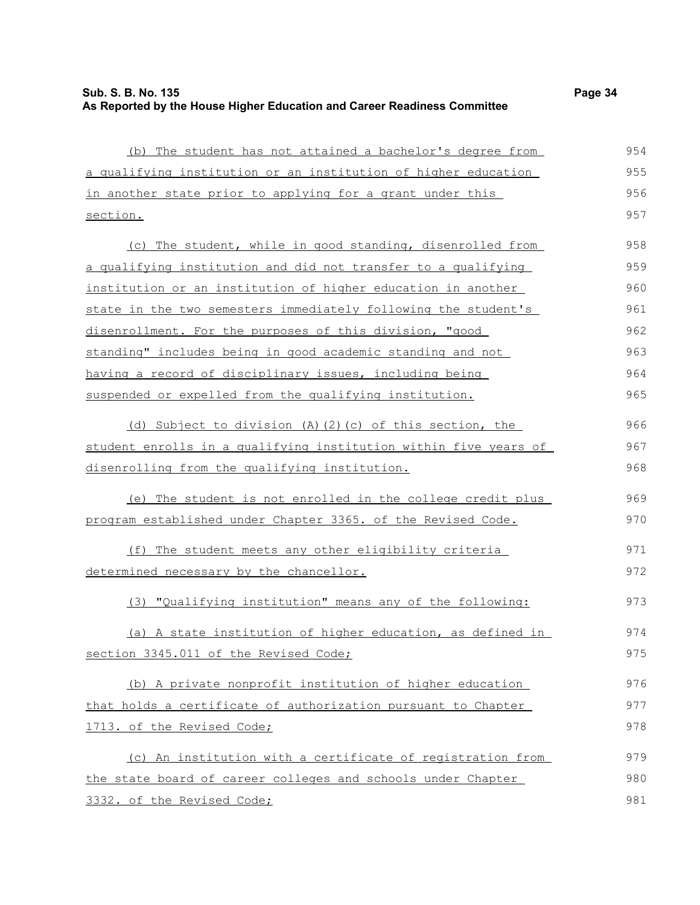(b) The student has not attained a bachelor's degree from a qualifying institution or an institution of higher education in another state prior to applying for a grant under this section.

(c) The student, while in good standing, disenrolled from a qualifying institution and did not transfer to a qualifying institution or an institution of higher education in another state in the two semesters immediately following the student's disenrollment. For the purposes of this division, "good standing" includes being in good academic standing and not having a record of disciplinary issues, including being suspended or expelled from the qualifying institution.

(d) Subject to division (A)(2)(c) of this section, the student enrolls in a qualifying institution within five years of disenrolling from the qualifying institution.

(e) The student is not enrolled in the college credit plus program established under Chapter 3365. of the Revised Code.

(f) The student meets any other eligibility criteria determined necessary by the chancellor.

(3) "Qualifying institution" means any of the following:

(a) A state institution of higher education, as defined in section 3345.011 of the Revised Code;

(b) A private nonprofit institution of higher education that holds a certificate of authorization pursuant to Chapter 1713. of the Revised Code;

(c) An institution with a certificate of registration from the state board of career colleges and schools under Chapter 3332. of the Revised Code;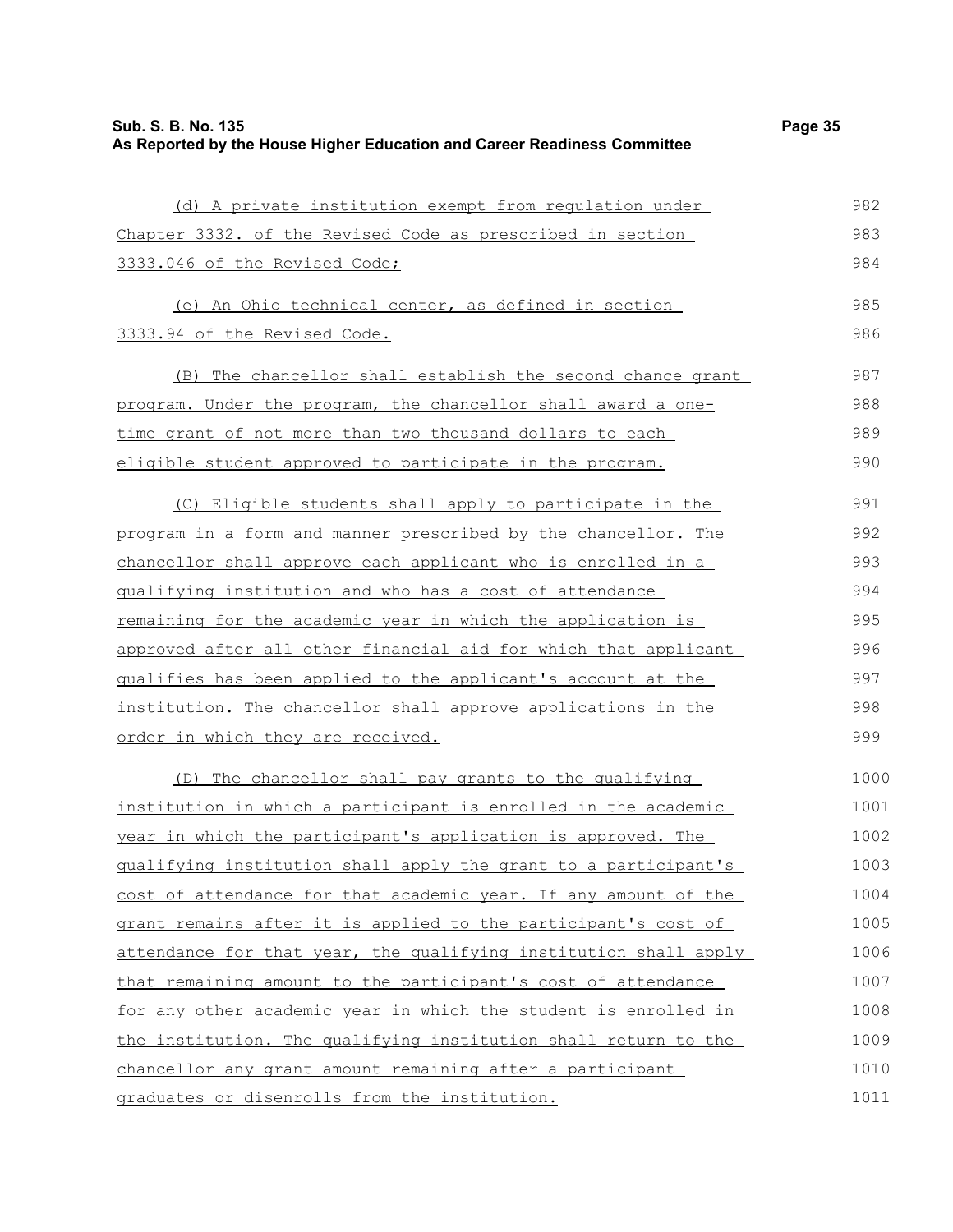(d) A private institution exempt from regulation under Chapter 3332. of the Revised Code as prescribed in section 3333.046 of the Revised Code;

(e) An Ohio technical center, as defined in section 3333.94 of the Revised Code.

(B) The chancellor shall establish the second chance grant program. Under the program, the chancellor shall award a one-time grant of not more than two thousand dollars to each eligible student approved to participate in the program.

(C) Eligible students shall apply to participate in the program in a form and manner prescribed by the chancellor. The chancellor shall approve each applicant who is enrolled in a qualifying institution and who has a cost of attendance remaining for the academic year in which the application is approved after all other financial aid for which that applicant qualifies has been applied to the applicant's account at the institution. The chancellor shall approve applications in the order in which they are received.

(D) The chancellor shall pay grants to the qualifying institution in which a participant is enrolled in the academic year in which the participant's application is approved. The qualifying institution shall apply the grant to a participant's cost of attendance for that academic year. If any amount of the grant remains after it is applied to the participant's cost of attendance for that year, the qualifying institution shall apply that remaining amount to the participant's cost of attendance for any other academic year in which the student is enrolled in the institution. The qualifying institution shall return to the chancellor any grant amount remaining after a participant graduates or disenrolls from the institution.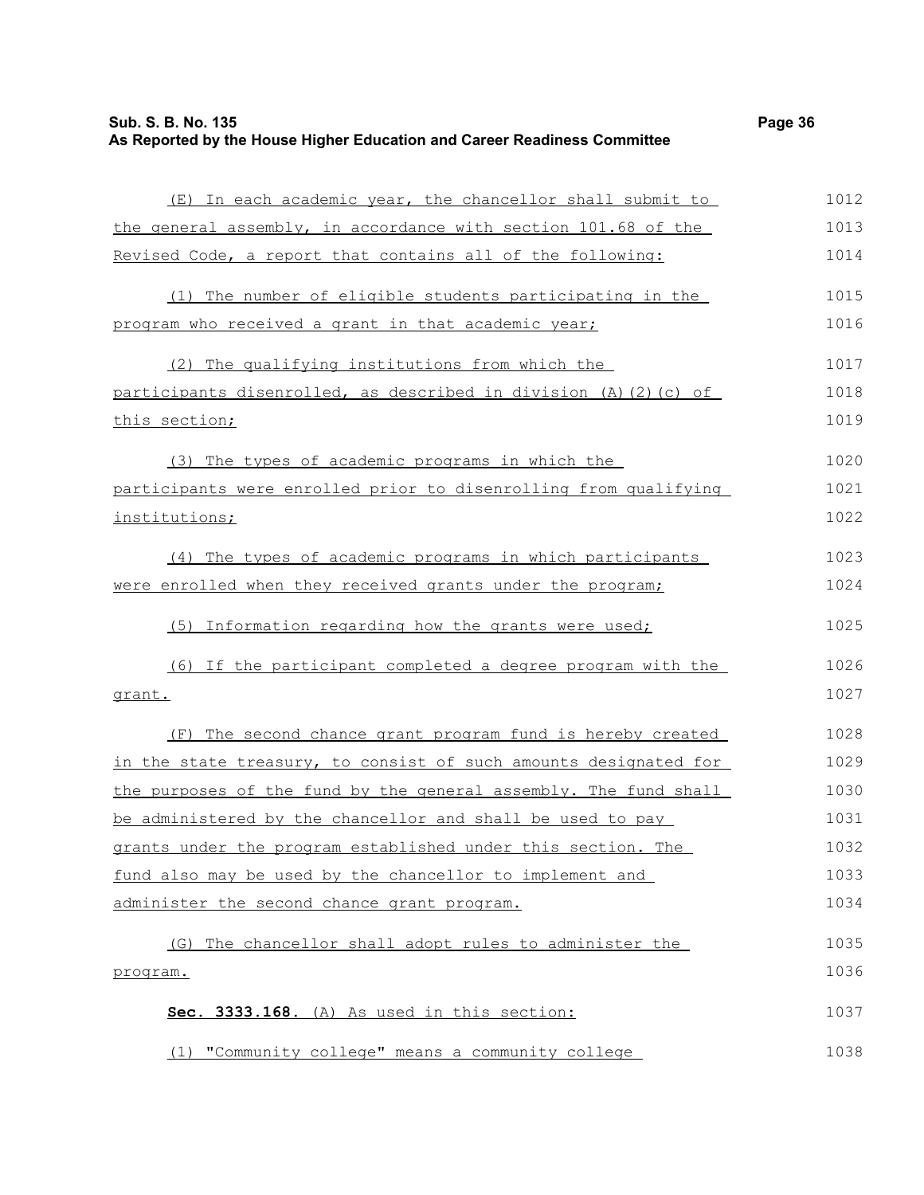(E) In each academic year, the chancellor shall submit to the general assembly, in accordance with section 101.68 of the Revised Code, a report that contains all of the following:

(1) The number of eligible students participating in the program who received a grant in that academic year;

(2) The qualifying institutions from which the participants disenrolled, as described in division (A)(2)(c) of this section;

(3) The types of academic programs in which the participants were enrolled prior to disenrolling from qualifying institutions;

(4) The types of academic programs in which participants were enrolled when they received grants under the program;

(5) Information regarding how the grants were used;

(6) If the participant completed a degree program with the grant.

(F) The second chance grant program fund is hereby created in the state treasury, to consist of such amounts designated for the purposes of the fund by the general assembly. The fund shall be administered by the chancellor and shall be used to pay grants under the program established under this section. The fund also may be used by the chancellor to implement and administer the second chance grant program.

(G) The chancellor shall adopt rules to administer the program.

**Sec. 3333.168.** (A) As used in this section:

(1) "Community college" means a community college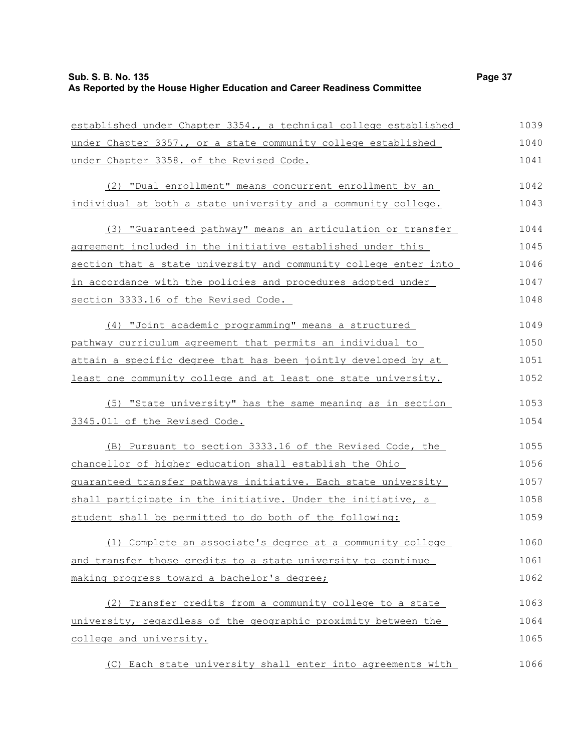established under Chapter 3354., a technical college established under Chapter 3357., or a state community college established under Chapter 3358. of the Revised Code.

(2) "Dual enrollment" means concurrent enrollment by an individual at both a state university and a community college.

(3) "Guaranteed pathway" means an articulation or transfer agreement included in the initiative established under this section that a state university and community college enter into in accordance with the policies and procedures adopted under section 3333.16 of the Revised Code.

(4) "Joint academic programming" means a structured pathway curriculum agreement that permits an individual to attain a specific degree that has been jointly developed by at least one community college and at least one state university.

(5) "State university" has the same meaning as in section 3345.011 of the Revised Code.

(B) Pursuant to section 3333.16 of the Revised Code, the chancellor of higher education shall establish the Ohio guaranteed transfer pathways initiative. Each state university shall participate in the initiative. Under the initiative, a student shall be permitted to do both of the following:

(1) Complete an associate's degree at a community college and transfer those credits to a state university to continue making progress toward a bachelor's degree;

(2) Transfer credits from a community college to a state university, regardless of the geographic proximity between the college and university.

(C) Each state university shall enter into agreements with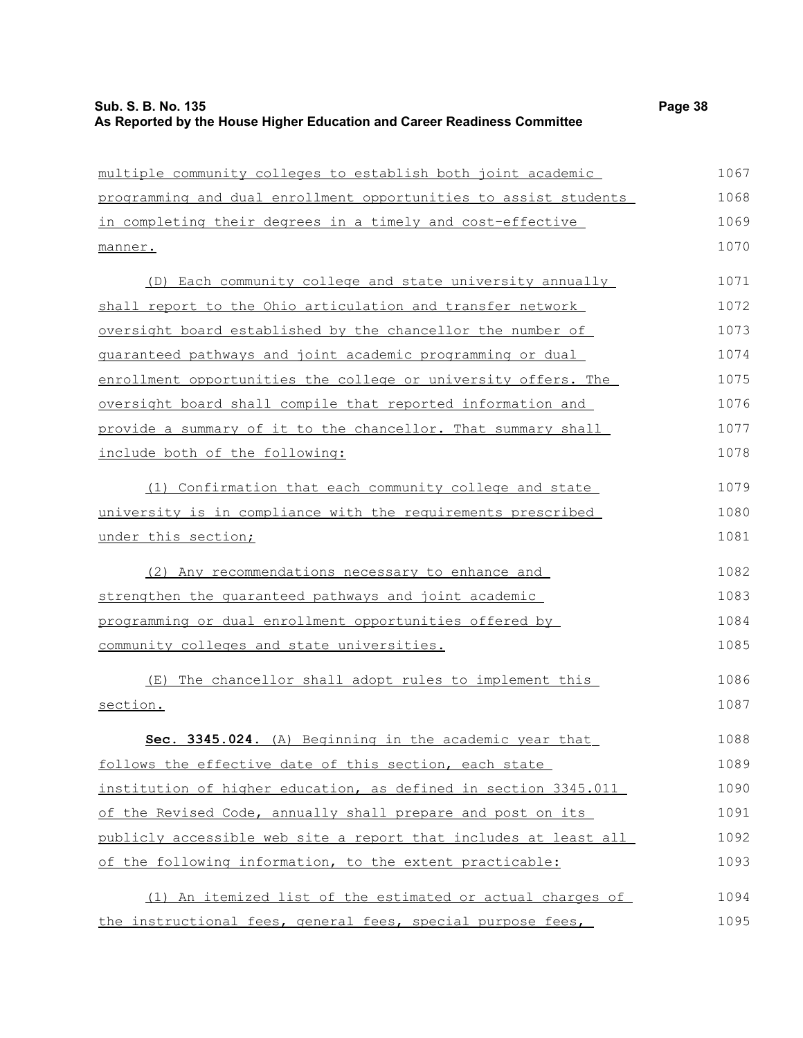multiple community colleges to establish both joint academic programming and dual enrollment opportunities to assist students in completing their degrees in a timely and cost-effective manner.

(D) Each community college and state university annually shall report to the Ohio articulation and transfer network oversight board established by the chancellor the number of guaranteed pathways and joint academic programming or dual enrollment opportunities the college or university offers. The oversight board shall compile that reported information and provide a summary of it to the chancellor. That summary shall include both of the following:

(1) Confirmation that each community college and state university is in compliance with the requirements prescribed under this section;

(2) Any recommendations necessary to enhance and strengthen the guaranteed pathways and joint academic programming or dual enrollment opportunities offered by community colleges and state universities.

(E) The chancellor shall adopt rules to implement this section.

**Sec. 3345.024.** (A) Beginning in the academic year that follows the effective date of this section, each state institution of higher education, as defined in section 3345.011 of the Revised Code, annually shall prepare and post on its publicly accessible web site a report that includes at least all of the following information, to the extent practicable:

(1) An itemized list of the estimated or actual charges of the instructional fees, general fees, special purpose fees,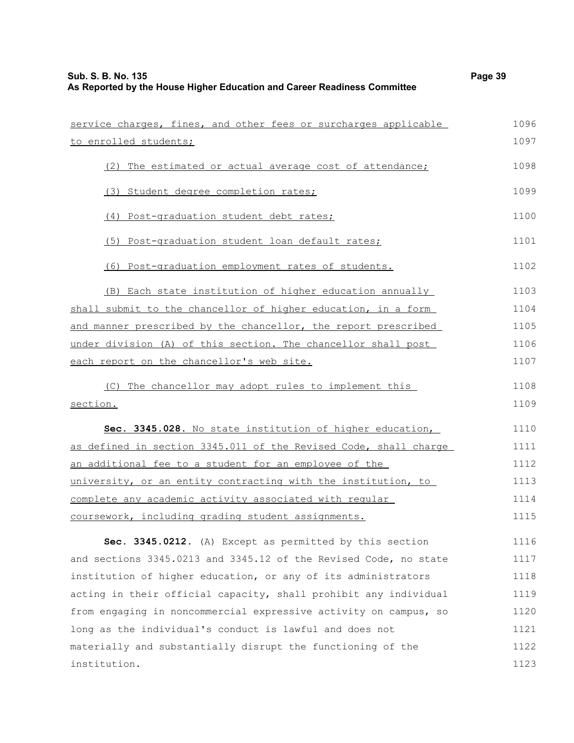service charges, fines, and other fees or surcharges applicable to enrolled students;

(2) The estimated or actual average cost of attendance;

(3) Student degree completion rates;

(4) Post-graduation student debt rates;

(5) Post-graduation student loan default rates;

(6) Post-graduation employment rates of students.

(B) Each state institution of higher education annually shall submit to the chancellor of higher education, in a form and manner prescribed by the chancellor, the report prescribed under division (A) of this section. The chancellor shall post each report on the chancellor's web site.

(C) The chancellor may adopt rules to implement this section.

**Sec. 3345.028.** No state institution of higher education, as defined in section 3345.011 of the Revised Code, shall charge an additional fee to a student for an employee of the university, or an entity contracting with the institution, to complete any academic activity associated with regular coursework, including grading student assignments.

**Sec. 3345.0212.** (A) Except as permitted by this section and sections 3345.0213 and 3345.12 of the Revised Code, no state institution of higher education, or any of its administrators acting in their official capacity, shall prohibit any individual from engaging in noncommercial expressive activity on campus, so long as the individual's conduct is lawful and does not materially and substantially disrupt the functioning of the institution.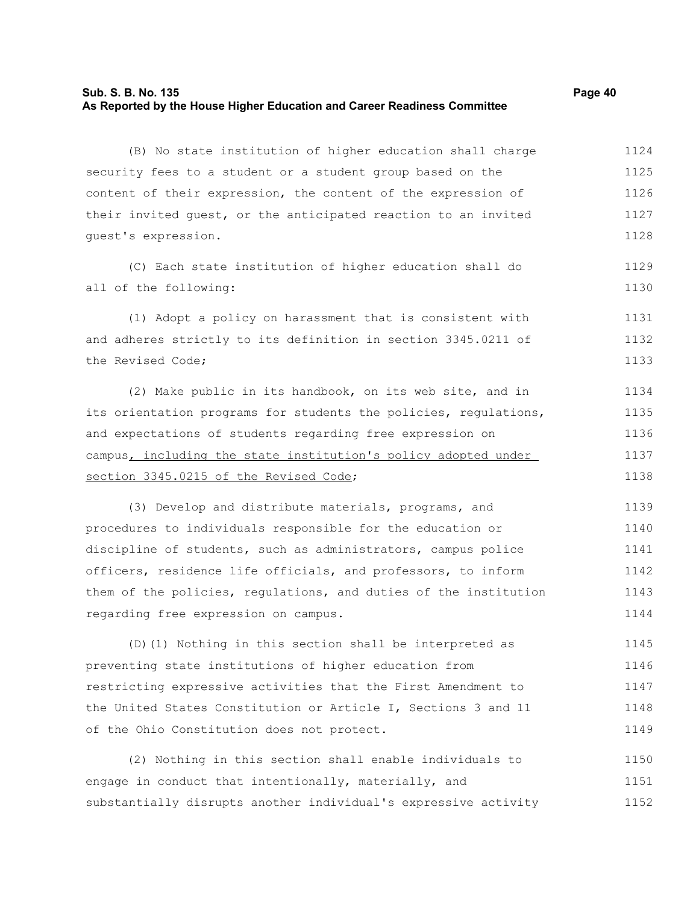(B) No state institution of higher education shall charge security fees to a student or a student group based on the content of their expression, the content of the expression of their invited guest, or the anticipated reaction to an invited guest's expression.

(C) Each state institution of higher education shall do all of the following:

(1) Adopt a policy on harassment that is consistent with and adheres strictly to its definition in section 3345.0211 of the Revised Code;

(2) Make public in its handbook, on its web site, and in its orientation programs for students the policies, regulations, and expectations of students regarding free expression on campus<u>, including the state institution's policy adopted under section 3345.0215 of the Revised Code</u>;

(3) Develop and distribute materials, programs, and procedures to individuals responsible for the education or discipline of students, such as administrators, campus police officers, residence life officials, and professors, to inform them of the policies, regulations, and duties of the institution regarding free expression on campus.

(D)(1) Nothing in this section shall be interpreted as preventing state institutions of higher education from restricting expressive activities that the First Amendment to the United States Constitution or Article I, Sections 3 and 11 of the Ohio Constitution does not protect.

(2) Nothing in this section shall enable individuals to engage in conduct that intentionally, materially, and substantially disrupts another individual's expressive activity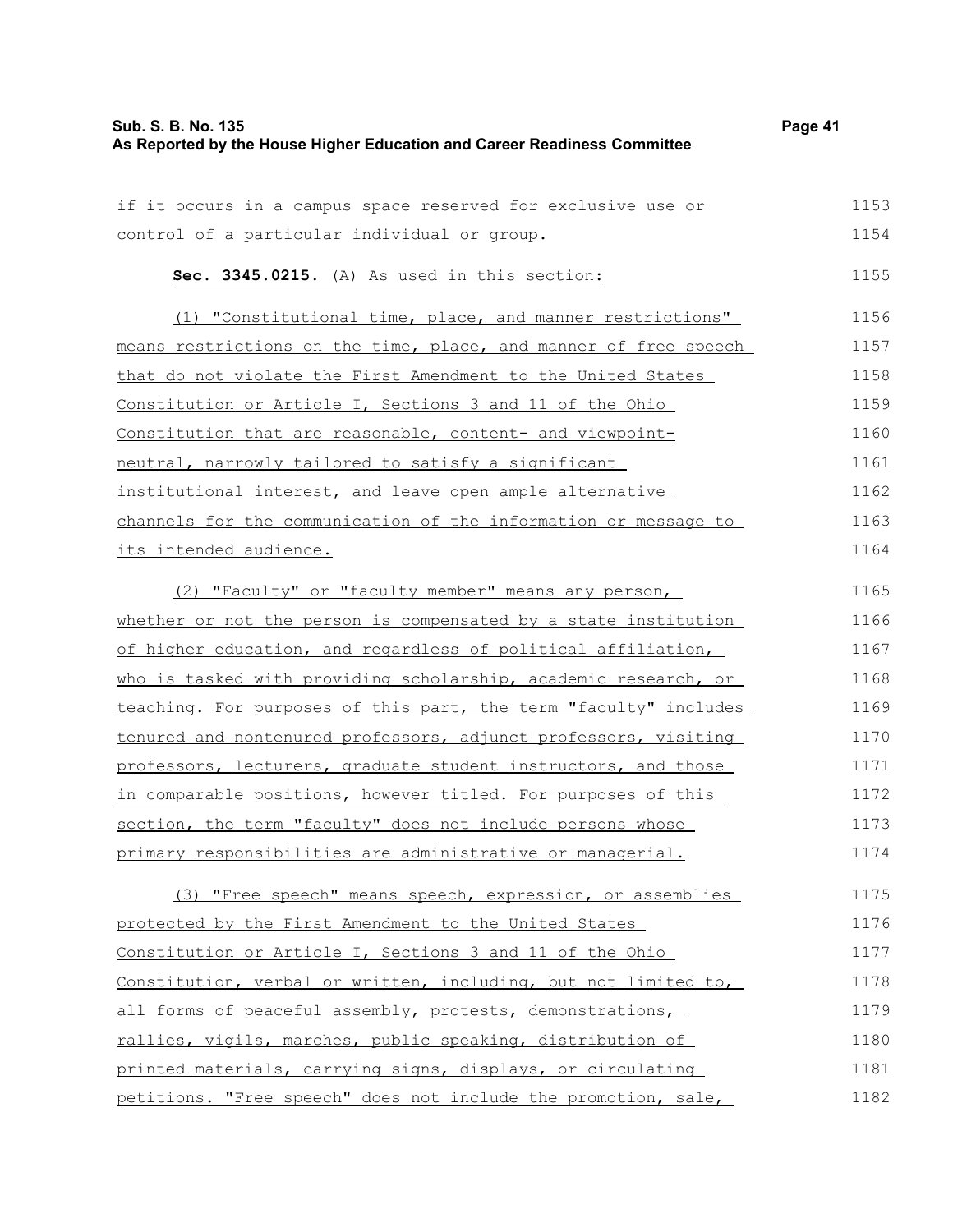if it occurs in a campus space reserved for exclusive use or control of a particular individual or group.

**Sec. 3345.0215.** (A) As used in this section:

(1) "Constitutional time, place, and manner restrictions" means restrictions on the time, place, and manner of free speech that do not violate the First Amendment to the United States Constitution or Article I, Sections 3 and 11 of the Ohio Constitution that are reasonable, content- and viewpoint-neutral, narrowly tailored to satisfy a significant institutional interest, and leave open ample alternative channels for the communication of the information or message to its intended audience.

(2) "Faculty" or "faculty member" means any person, whether or not the person is compensated by a state institution of higher education, and regardless of political affiliation, who is tasked with providing scholarship, academic research, or teaching. For purposes of this part, the term "faculty" includes tenured and nontenured professors, adjunct professors, visiting professors, lecturers, graduate student instructors, and those in comparable positions, however titled. For purposes of this section, the term "faculty" does not include persons whose primary responsibilities are administrative or managerial.

(3) "Free speech" means speech, expression, or assemblies protected by the First Amendment to the United States Constitution or Article I, Sections 3 and 11 of the Ohio Constitution, verbal or written, including, but not limited to, all forms of peaceful assembly, protests, demonstrations, rallies, vigils, marches, public speaking, distribution of printed materials, carrying signs, displays, or circulating petitions. "Free speech" does not include the promotion, sale,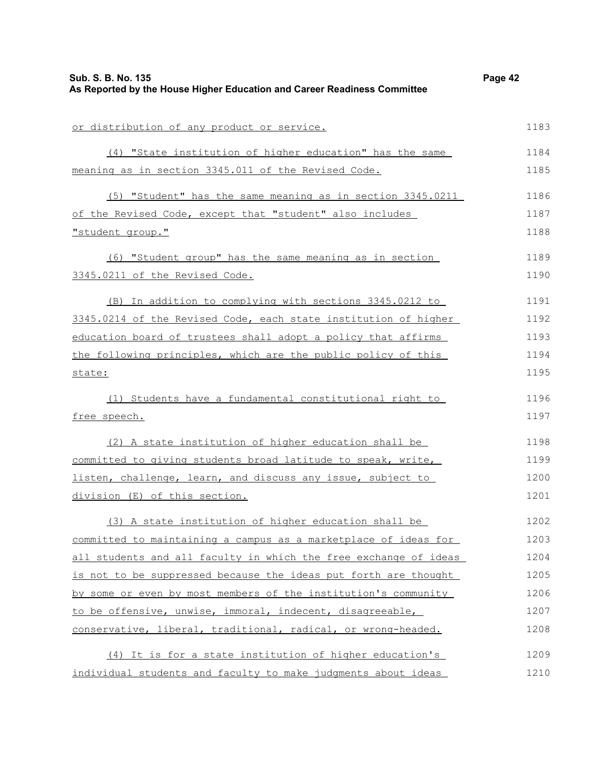or distribution of any product or service.

(4) "State institution of higher education" has the same meaning as in section 3345.011 of the Revised Code.

(5) "Student" has the same meaning as in section 3345.0211 of the Revised Code, except that "student" also includes "student group."

(6) "Student group" has the same meaning as in section 3345.0211 of the Revised Code.

(B) In addition to complying with sections 3345.0212 to 3345.0214 of the Revised Code, each state institution of higher education board of trustees shall adopt a policy that affirms the following principles, which are the public policy of this state:

(1) Students have a fundamental constitutional right to free speech.

(2) A state institution of higher education shall be committed to giving students broad latitude to speak, write, listen, challenge, learn, and discuss any issue, subject to division (E) of this section.

(3) A state institution of higher education shall be committed to maintaining a campus as a marketplace of ideas for all students and all faculty in which the free exchange of ideas is not to be suppressed because the ideas put forth are thought by some or even by most members of the institution's community to be offensive, unwise, immoral, indecent, disagreeable, conservative, liberal, traditional, radical, or wrong-headed.

(4) It is for a state institution of higher education's individual students and faculty to make judgments about ideas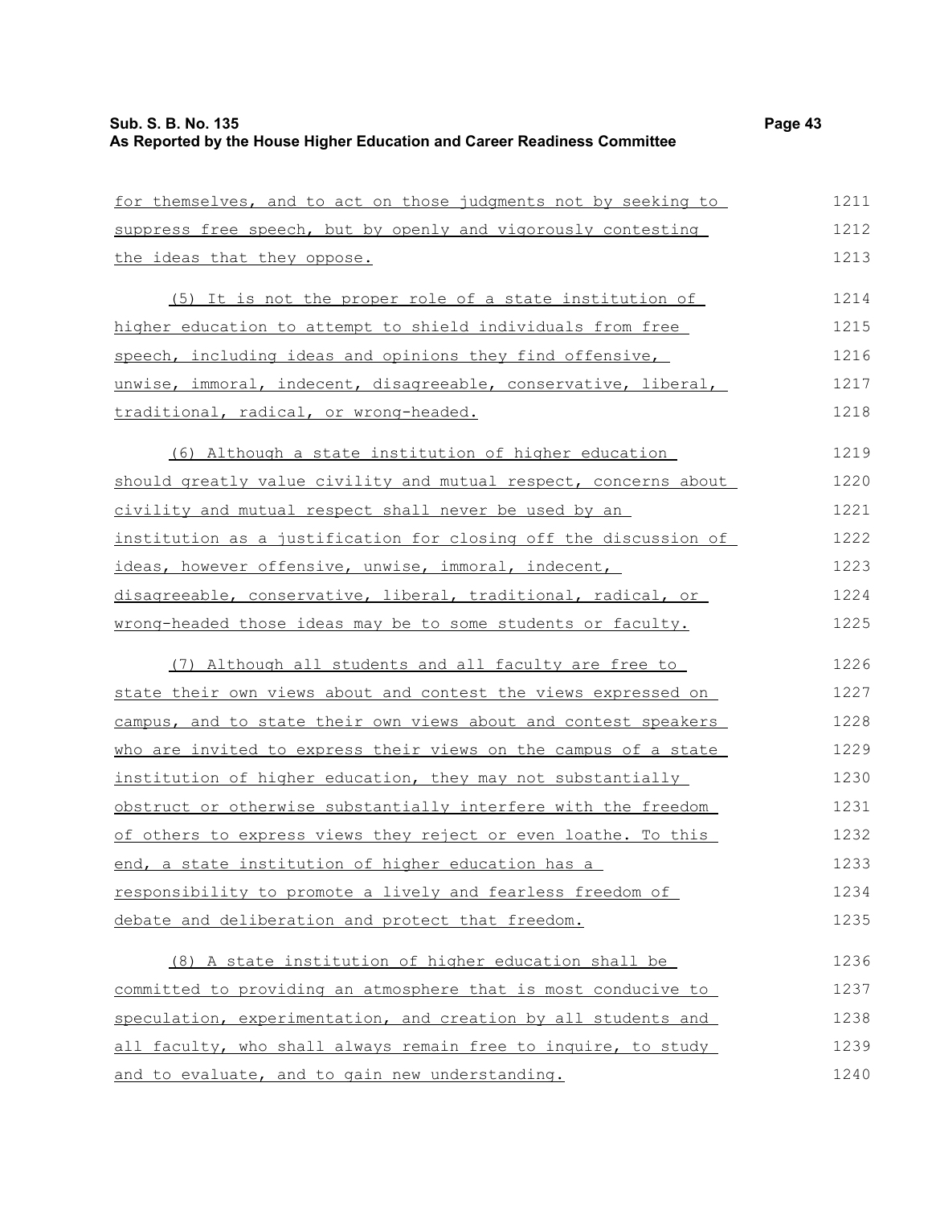for themselves, and to act on those judgments not by seeking to suppress free speech, but by openly and vigorously contesting the ideas that they oppose.

(5) It is not the proper role of a state institution of higher education to attempt to shield individuals from free speech, including ideas and opinions they find offensive, unwise, immoral, indecent, disagreeable, conservative, liberal, traditional, radical, or wrong-headed.

(6) Although a state institution of higher education should greatly value civility and mutual respect, concerns about civility and mutual respect shall never be used by an institution as a justification for closing off the discussion of ideas, however offensive, unwise, immoral, indecent, disagreeable, conservative, liberal, traditional, radical, or wrong-headed those ideas may be to some students or faculty.

(7) Although all students and all faculty are free to state their own views about and contest the views expressed on campus, and to state their own views about and contest speakers who are invited to express their views on the campus of a state institution of higher education, they may not substantially obstruct or otherwise substantially interfere with the freedom of others to express views they reject or even loathe. To this end, a state institution of higher education has a responsibility to promote a lively and fearless freedom of debate and deliberation and protect that freedom.

(8) A state institution of higher education shall be committed to providing an atmosphere that is most conducive to speculation, experimentation, and creation by all students and all faculty, who shall always remain free to inquire, to study and to evaluate, and to gain new understanding.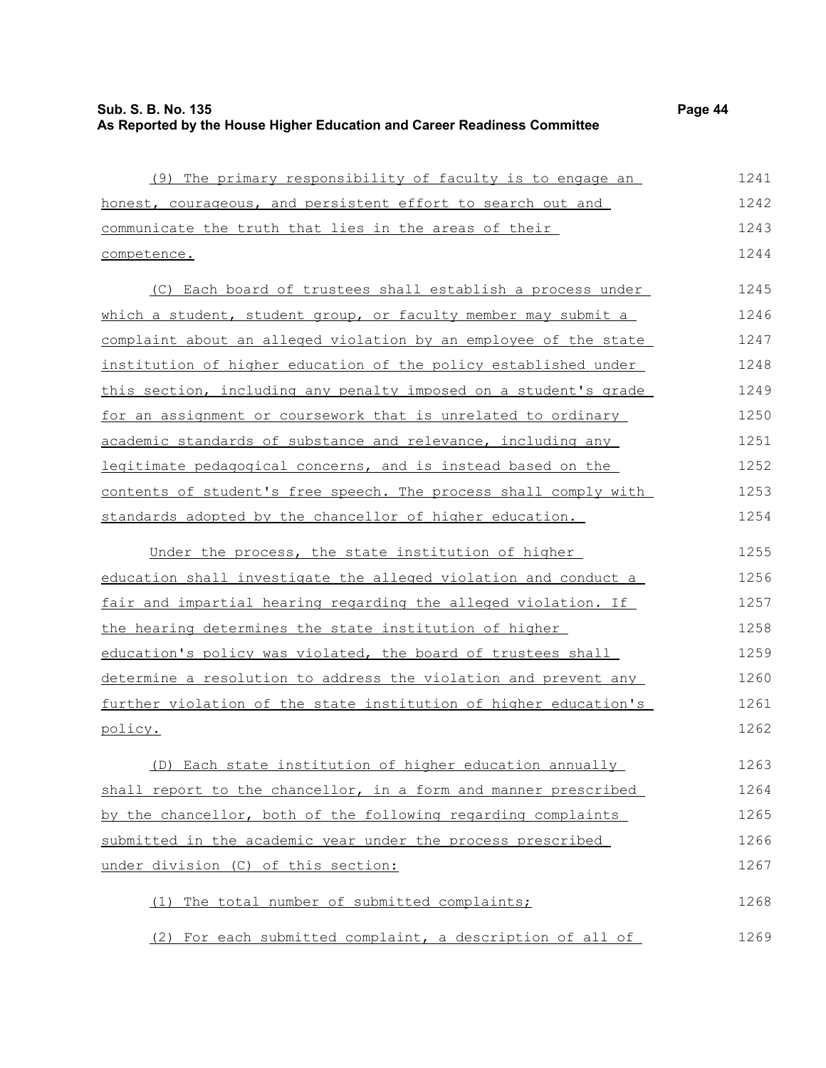(9) The primary responsibility of faculty is to engage an honest, courageous, and persistent effort to search out and communicate the truth that lies in the areas of their competence.

(C) Each board of trustees shall establish a process under which a student, student group, or faculty member may submit a complaint about an alleged violation by an employee of the state institution of higher education of the policy established under this section, including any penalty imposed on a student's grade for an assignment or coursework that is unrelated to ordinary academic standards of substance and relevance, including any legitimate pedagogical concerns, and is instead based on the contents of student's free speech. The process shall comply with standards adopted by the chancellor of higher education.

Under the process, the state institution of higher education shall investigate the alleged violation and conduct a fair and impartial hearing regarding the alleged violation. If the hearing determines the state institution of higher education's policy was violated, the board of trustees shall determine a resolution to address the violation and prevent any further violation of the state institution of higher education's policy.

(D) Each state institution of higher education annually shall report to the chancellor, in a form and manner prescribed by the chancellor, both of the following regarding complaints submitted in the academic year under the process prescribed under division (C) of this section:

(1) The total number of submitted complaints;

(2) For each submitted complaint, a description of all of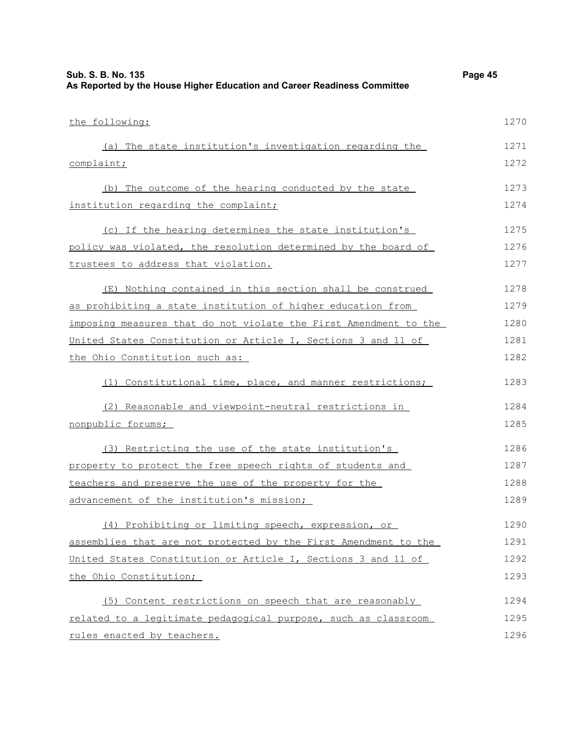the following:

(a) The state institution's investigation regarding the complaint;

(b) The outcome of the hearing conducted by the state institution regarding the complaint;

(c) If the hearing determines the state institution's policy was violated, the resolution determined by the board of trustees to address that violation.

(E) Nothing contained in this section shall be construed as prohibiting a state institution of higher education from imposing measures that do not violate the First Amendment to the United States Constitution or Article I, Sections 3 and 11 of the Ohio Constitution such as:

(1) Constitutional time, place, and manner restrictions;

(2) Reasonable and viewpoint-neutral restrictions in nonpublic forums;

(3) Restricting the use of the state institution's property to protect the free speech rights of students and teachers and preserve the use of the property for the advancement of the institution's mission;

(4) Prohibiting or limiting speech, expression, or assemblies that are not protected by the First Amendment to the United States Constitution or Article I, Sections 3 and 11 of the Ohio Constitution;

(5) Content restrictions on speech that are reasonably related to a legitimate pedagogical purpose, such as classroom rules enacted by teachers.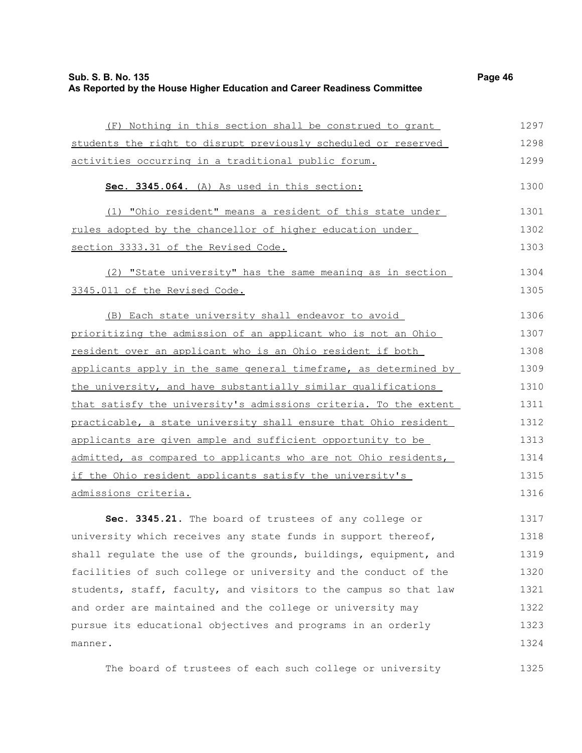(F) Nothing in this section shall be construed to grant students the right to disrupt previously scheduled or reserved activities occurring in a traditional public forum.

**Sec. 3345.064.** (A) As used in this section:

(1) "Ohio resident" means a resident of this state under rules adopted by the chancellor of higher education under section 3333.31 of the Revised Code.

(2) "State university" has the same meaning as in section 3345.011 of the Revised Code.

(B) Each state university shall endeavor to avoid prioritizing the admission of an applicant who is not an Ohio resident over an applicant who is an Ohio resident if both applicants apply in the same general timeframe, as determined by the university, and have substantially similar qualifications that satisfy the university's admissions criteria. To the extent practicable, a state university shall ensure that Ohio resident applicants are given ample and sufficient opportunity to be admitted, as compared to applicants who are not Ohio residents, if the Ohio resident applicants satisfy the university's admissions criteria.

**Sec. 3345.21.** The board of trustees of any college or university which receives any state funds in support thereof, shall regulate the use of the grounds, buildings, equipment, and facilities of such college or university and the conduct of the students, staff, faculty, and visitors to the campus so that law and order are maintained and the college or university may pursue its educational objectives and programs in an orderly manner.

The board of trustees of each such college or university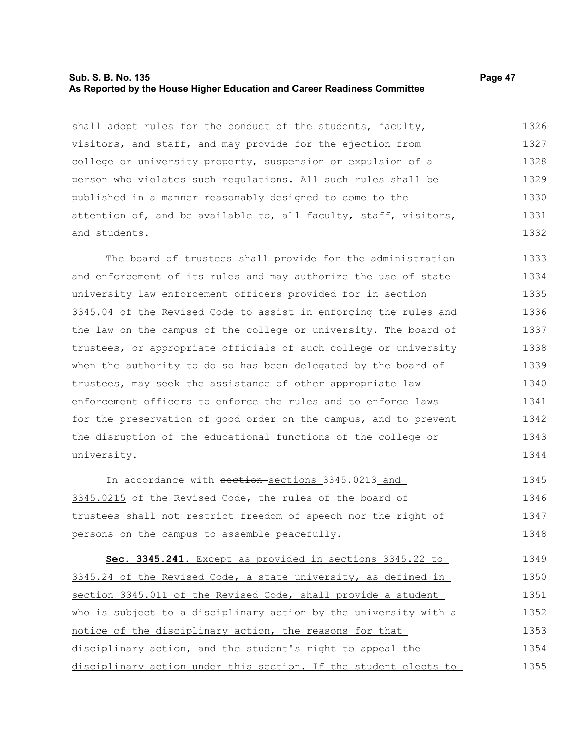shall adopt rules for the conduct of the students, faculty, visitors, and staff, and may provide for the ejection from college or university property, suspension or expulsion of a person who violates such regulations. All such rules shall be published in a manner reasonably designed to come to the attention of, and be available to, all faculty, staff, visitors, and students.

The board of trustees shall provide for the administration and enforcement of its rules and may authorize the use of state university law enforcement officers provided for in section 3345.04 of the Revised Code to assist in enforcing the rules and the law on the campus of the college or university. The board of trustees, or appropriate officials of such college or university when the authority to do so has been delegated by the board of trustees, may seek the assistance of other appropriate law enforcement officers to enforce the rules and to enforce laws for the preservation of good order on the campus, and to prevent the disruption of the educational functions of the college or university.

In accordance with ~~section~~ sections 3345.0213 and 3345.0215 of the Revised Code, the rules of the board of trustees shall not restrict freedom of speech nor the right of persons on the campus to assemble peacefully.

**Sec. 3345.241.** Except as provided in sections 3345.22 to 3345.24 of the Revised Code, a state university, as defined in section 3345.011 of the Revised Code, shall provide a student who is subject to a disciplinary action by the university with a notice of the disciplinary action, the reasons for that disciplinary action, and the student's right to appeal the disciplinary action under this section. If the student elects to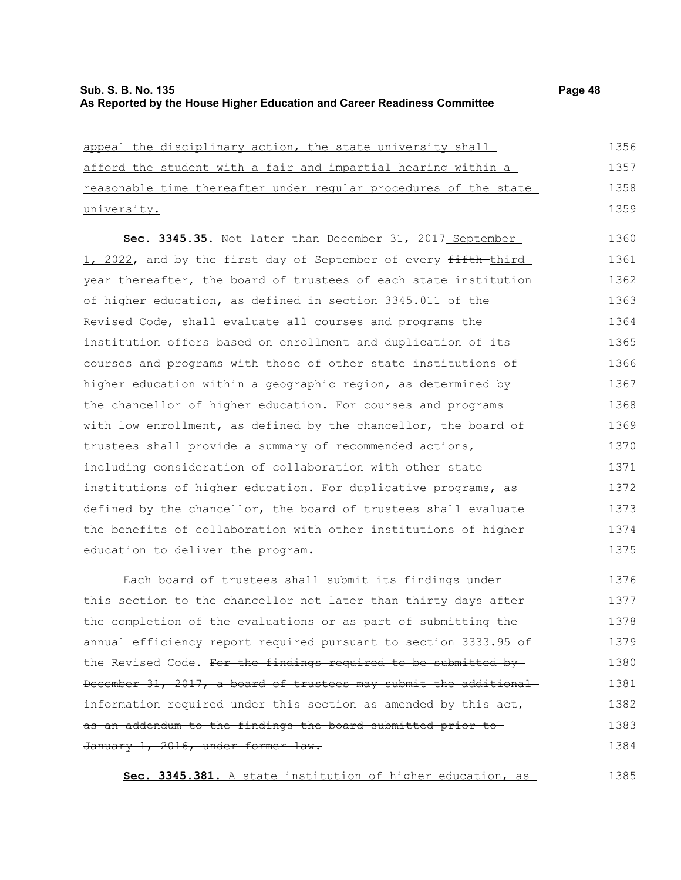appeal the disciplinary action, the state university shall afford the student with a fair and impartial hearing within a reasonable time thereafter under regular procedures of the state university.

**Sec. 3345.35.** Not later than ~~December 31, 2017~~ September 1, 2022, and by the first day of September of every ~~fifth~~ third year thereafter, the board of trustees of each state institution of higher education, as defined in section 3345.011 of the Revised Code, shall evaluate all courses and programs the institution offers based on enrollment and duplication of its courses and programs with those of other state institutions of higher education within a geographic region, as determined by the chancellor of higher education. For courses and programs with low enrollment, as defined by the chancellor, the board of trustees shall provide a summary of recommended actions, including consideration of collaboration with other state institutions of higher education. For duplicative programs, as defined by the chancellor, the board of trustees shall evaluate the benefits of collaboration with other institutions of higher education to deliver the program.

Each board of trustees shall submit its findings under this section to the chancellor not later than thirty days after the completion of the evaluations or as part of submitting the annual efficiency report required pursuant to section 3333.95 of the Revised Code. ~~For the findings required to be submitted by December 31, 2017, a board of trustees may submit the additional information required under this section as amended by this act, as an addendum to the findings the board submitted prior to January 1, 2016, under former law.~~

**Sec. 3345.381.** A state institution of higher education, as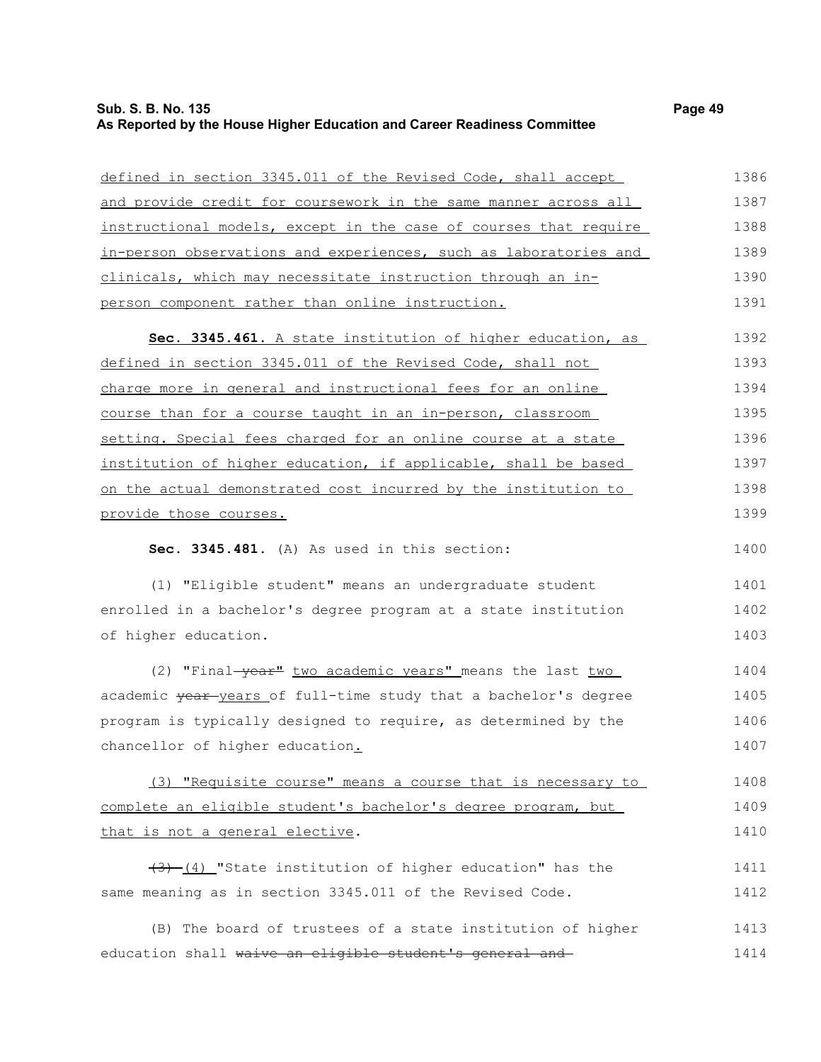defined in section 3345.011 of the Revised Code, shall accept and provide credit for coursework in the same manner across all instructional models, except in the case of courses that require in-person observations and experiences, such as laboratories and clinicals, which may necessitate instruction through an in-person component rather than online instruction.

**Sec. 3345.461.** A state institution of higher education, as defined in section 3345.011 of the Revised Code, shall not charge more in general and instructional fees for an online course than for a course taught in an in-person, classroom setting. Special fees charged for an online course at a state institution of higher education, if applicable, shall be based on the actual demonstrated cost incurred by the institution to provide those courses.

**Sec. 3345.481.** (A) As used in this section:

(1) "Eligible student" means an undergraduate student enrolled in a bachelor's degree program at a state institution of higher education.

(2) "Final ~~year"~~ two academic years" means the last two academic ~~year~~ years of full-time study that a bachelor's degree program is typically designed to require, as determined by the chancellor of higher education.

(3) "Requisite course" means a course that is necessary to complete an eligible student's bachelor's degree program, but that is not a general elective.

~~(3)~~ (4) "State institution of higher education" has the same meaning as in section 3345.011 of the Revised Code.

(B) The board of trustees of a state institution of higher education shall ~~waive an eligible student's general and~~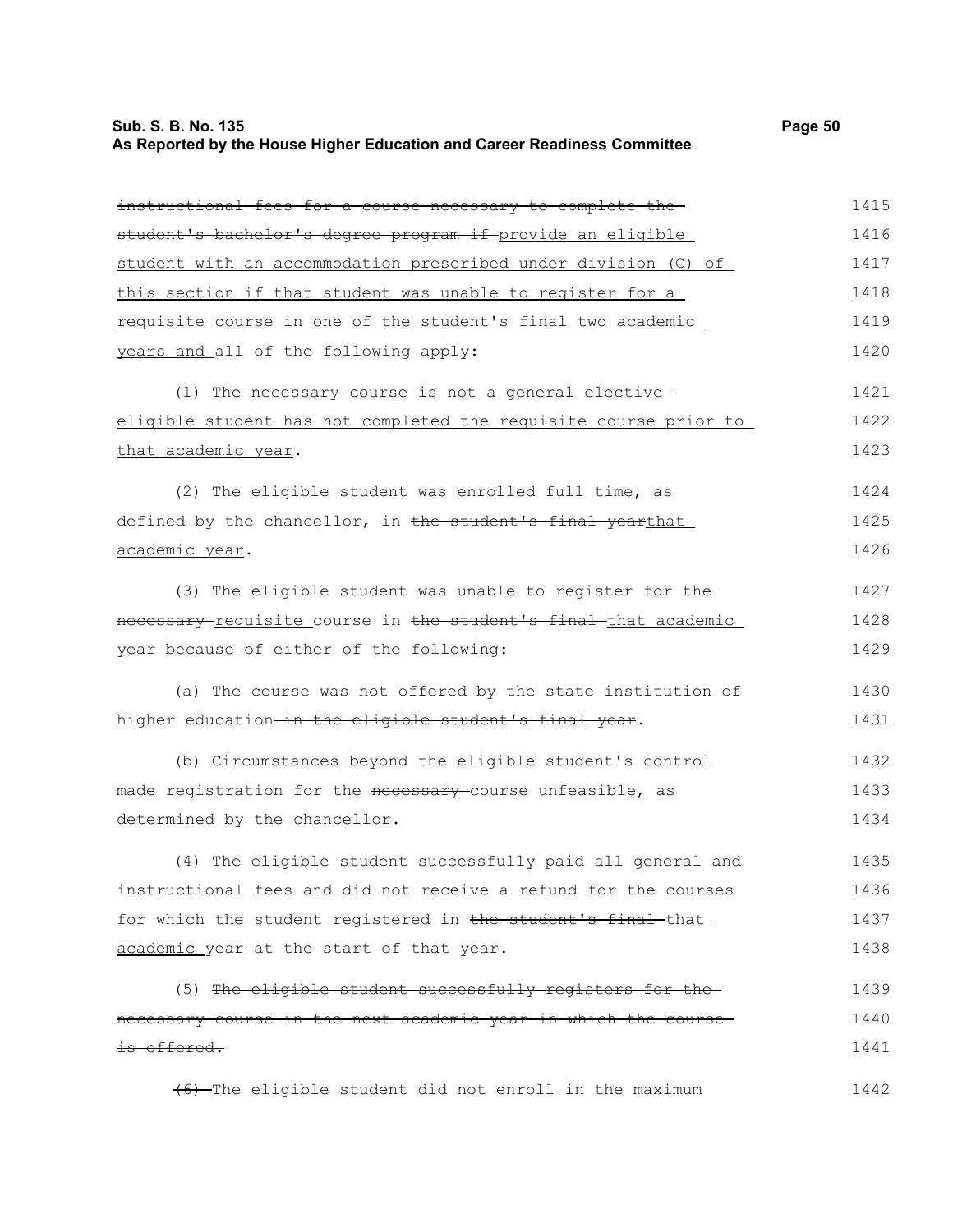~~instructional fees for a course necessary to complete the student's bachelor's degree program if~~ provide an eligible student with an accommodation prescribed under division (C) of this section if that student was unable to register for a requisite course in one of the student's final two academic years and all of the following apply:

(1) The ~~necessary course is not a general elective~~ eligible student has not completed the requisite course prior to that academic year.

(2) The eligible student was enrolled full time, as defined by the chancellor, in ~~the student's final year~~that academic year.

(3) The eligible student was unable to register for the ~~necessary~~ requisite course in ~~the student's final~~ that academic year because of either of the following:

(a) The course was not offered by the state institution of higher education ~~in the eligible student's final year~~.

(b) Circumstances beyond the eligible student's control made registration for the ~~necessary~~ course unfeasible, as determined by the chancellor.

(4) The eligible student successfully paid all general and instructional fees and did not receive a refund for the courses for which the student registered in ~~the student's final~~ that academic year at the start of that year.

(5) ~~The eligible student successfully registers for the necessary course in the next academic year in which the course is offered.~~

~~(6)~~ The eligible student did not enroll in the maximum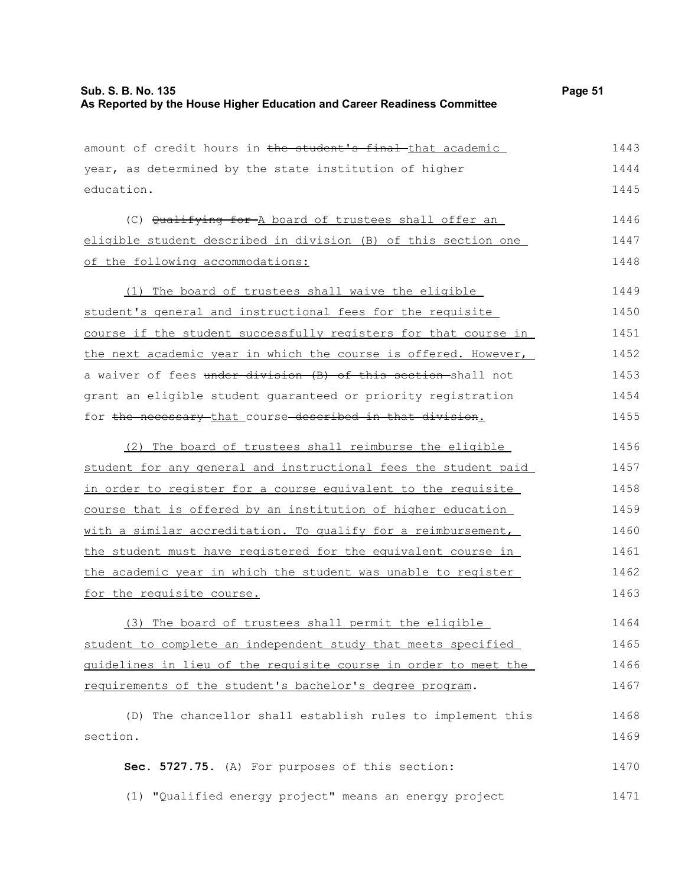amount of credit hours in ~~the student's final~~ that academic year, as determined by the state institution of higher education.

(C) ~~Qualifying for~~ A board of trustees shall offer an eligible student described in division (B) of this section one of the following accommodations:

(1) The board of trustees shall waive the eligible student's general and instructional fees for the requisite course if the student successfully registers for that course in the next academic year in which the course is offered. However, a waiver of fees ~~under division (B) of this section~~ shall not grant an eligible student guaranteed or priority registration for ~~the necessary~~ that course ~~described in that division~~.

(2) The board of trustees shall reimburse the eligible student for any general and instructional fees the student paid in order to register for a course equivalent to the requisite course that is offered by an institution of higher education with a similar accreditation. To qualify for a reimbursement, the student must have registered for the equivalent course in the academic year in which the student was unable to register for the requisite course.

(3) The board of trustees shall permit the eligible student to complete an independent study that meets specified guidelines in lieu of the requisite course in order to meet the requirements of the student's bachelor's degree program.

(D) The chancellor shall establish rules to implement this section.

**Sec. 5727.75.** (A) For purposes of this section:

(1) "Qualified energy project" means an energy project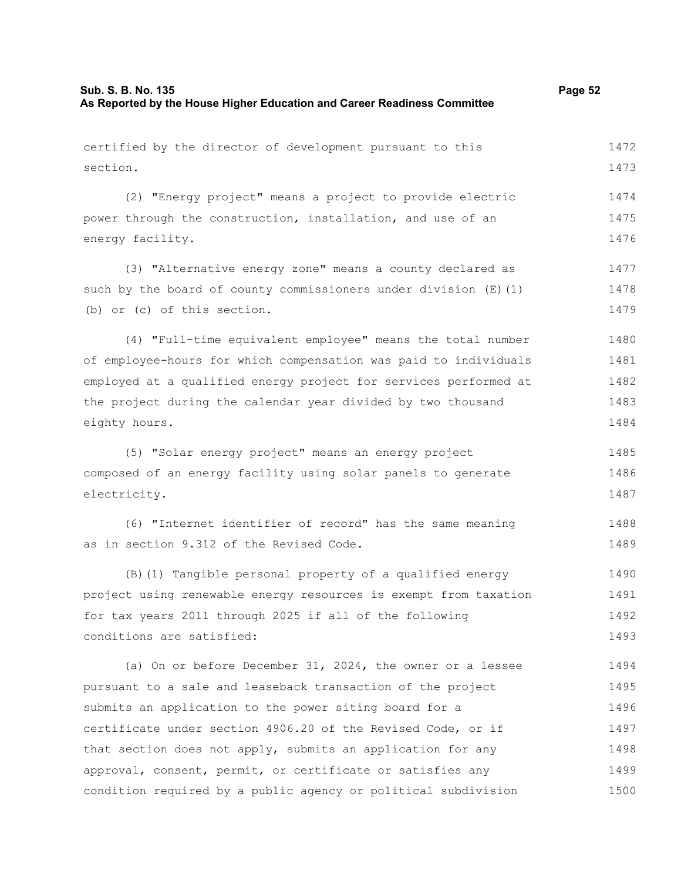certified by the director of development pursuant to this section.

(2) "Energy project" means a project to provide electric power through the construction, installation, and use of an energy facility.

(3) "Alternative energy zone" means a county declared as such by the board of county commissioners under division (E)(1)(b) or (c) of this section.

(4) "Full-time equivalent employee" means the total number of employee-hours for which compensation was paid to individuals employed at a qualified energy project for services performed at the project during the calendar year divided by two thousand eighty hours.

(5) "Solar energy project" means an energy project composed of an energy facility using solar panels to generate electricity.

(6) "Internet identifier of record" has the same meaning as in section 9.312 of the Revised Code.

(B)(1) Tangible personal property of a qualified energy project using renewable energy resources is exempt from taxation for tax years 2011 through 2025 if all of the following conditions are satisfied:

(a) On or before December 31, 2024, the owner or a lessee pursuant to a sale and leaseback transaction of the project submits an application to the power siting board for a certificate under section 4906.20 of the Revised Code, or if that section does not apply, submits an application for any approval, consent, permit, or certificate or satisfies any condition required by a public agency or political subdivision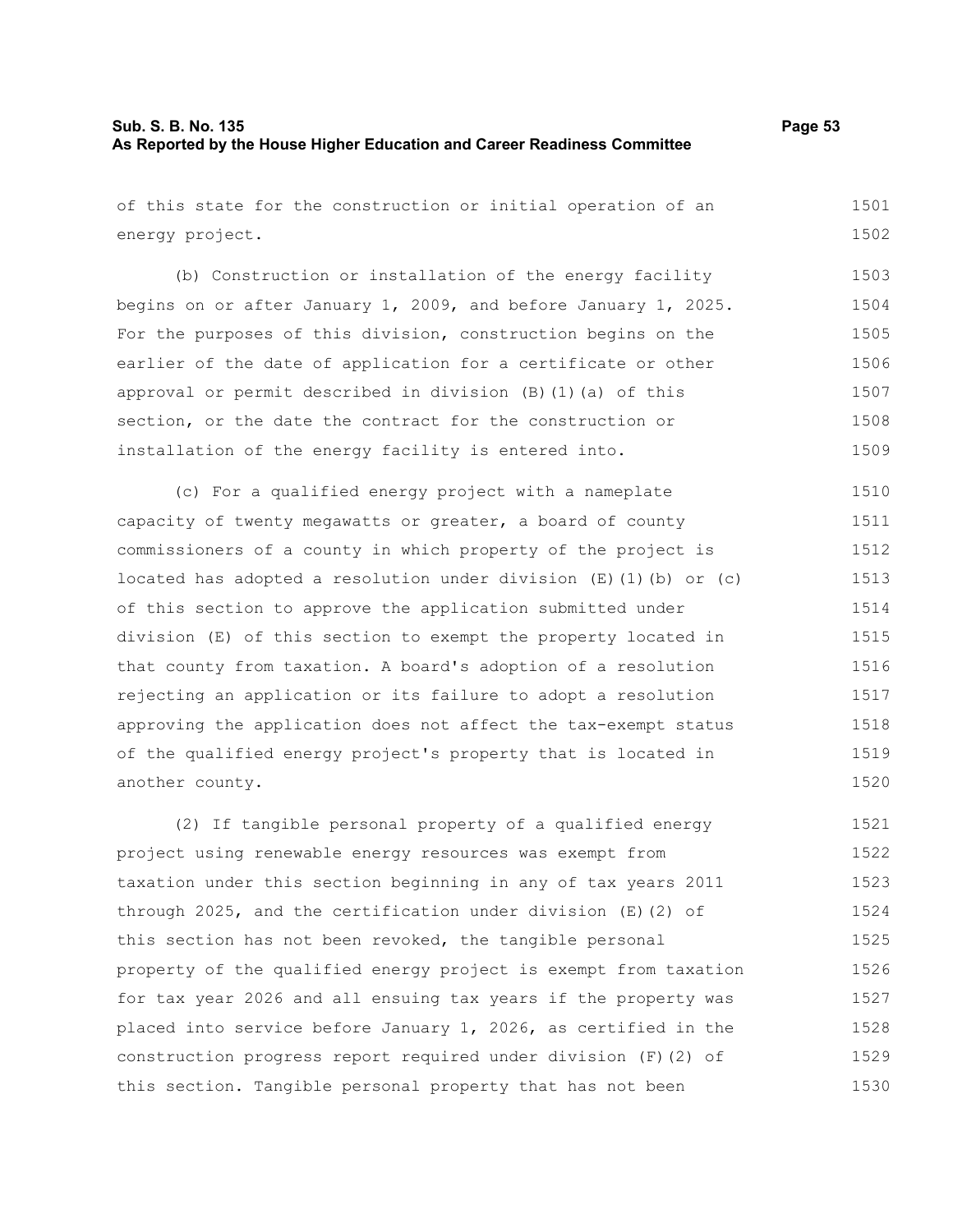of this state for the construction or initial operation of an energy project.

(b) Construction or installation of the energy facility begins on or after January 1, 2009, and before January 1, 2025. For the purposes of this division, construction begins on the earlier of the date of application for a certificate or other approval or permit described in division (B)(1)(a) of this section, or the date the contract for the construction or installation of the energy facility is entered into.

(c) For a qualified energy project with a nameplate capacity of twenty megawatts or greater, a board of county commissioners of a county in which property of the project is located has adopted a resolution under division (E)(1)(b) or (c) of this section to approve the application submitted under division (E) of this section to exempt the property located in that county from taxation. A board's adoption of a resolution rejecting an application or its failure to adopt a resolution approving the application does not affect the tax-exempt status of the qualified energy project's property that is located in another county.

(2) If tangible personal property of a qualified energy project using renewable energy resources was exempt from taxation under this section beginning in any of tax years 2011 through 2025, and the certification under division (E)(2) of this section has not been revoked, the tangible personal property of the qualified energy project is exempt from taxation for tax year 2026 and all ensuing tax years if the property was placed into service before January 1, 2026, as certified in the construction progress report required under division (F)(2) of this section. Tangible personal property that has not been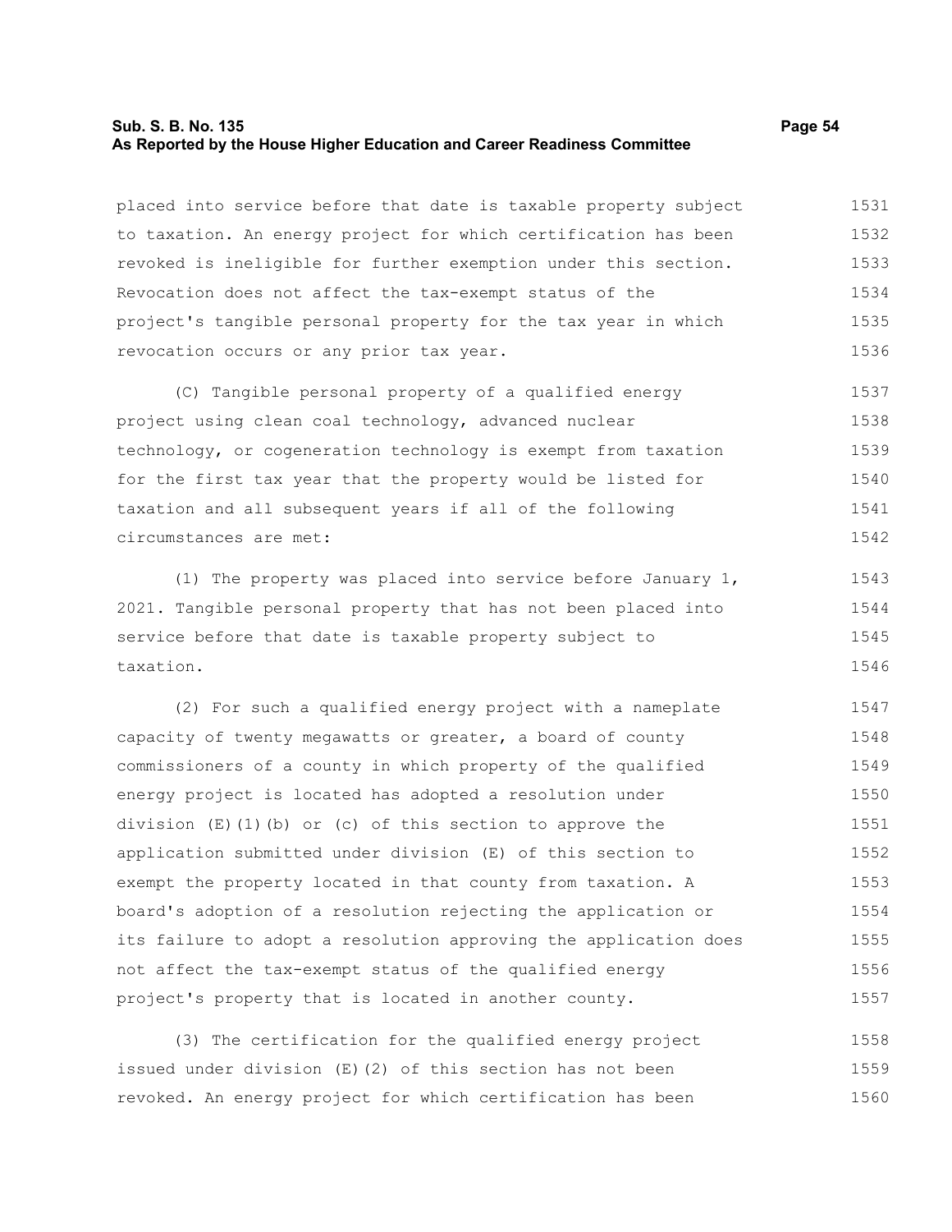placed into service before that date is taxable property subject to taxation. An energy project for which certification has been revoked is ineligible for further exemption under this section. Revocation does not affect the tax-exempt status of the project's tangible personal property for the tax year in which revocation occurs or any prior tax year.

(C) Tangible personal property of a qualified energy project using clean coal technology, advanced nuclear technology, or cogeneration technology is exempt from taxation for the first tax year that the property would be listed for taxation and all subsequent years if all of the following circumstances are met:

(1) The property was placed into service before January 1, 2021. Tangible personal property that has not been placed into service before that date is taxable property subject to taxation.

(2) For such a qualified energy project with a nameplate capacity of twenty megawatts or greater, a board of county commissioners of a county in which property of the qualified energy project is located has adopted a resolution under division (E)(1)(b) or (c) of this section to approve the application submitted under division (E) of this section to exempt the property located in that county from taxation. A board's adoption of a resolution rejecting the application or its failure to adopt a resolution approving the application does not affect the tax-exempt status of the qualified energy project's property that is located in another county.

(3) The certification for the qualified energy project issued under division (E)(2) of this section has not been revoked. An energy project for which certification has been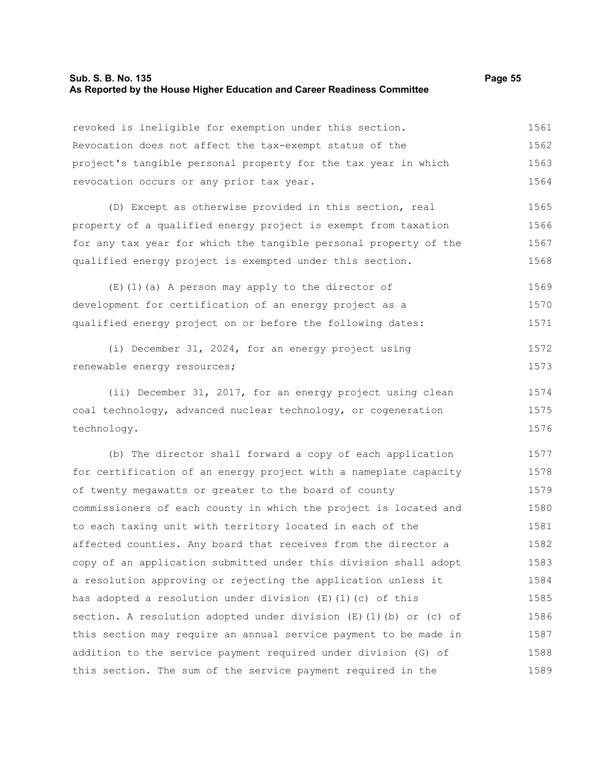revoked is ineligible for exemption under this section. Revocation does not affect the tax-exempt status of the project's tangible personal property for the tax year in which revocation occurs or any prior tax year.

(D) Except as otherwise provided in this section, real property of a qualified energy project is exempt from taxation for any tax year for which the tangible personal property of the qualified energy project is exempted under this section.

(E)(1)(a) A person may apply to the director of development for certification of an energy project as a qualified energy project on or before the following dates:

(i) December 31, 2024, for an energy project using renewable energy resources;

(ii) December 31, 2017, for an energy project using clean coal technology, advanced nuclear technology, or cogeneration technology.

(b) The director shall forward a copy of each application for certification of an energy project with a nameplate capacity of twenty megawatts or greater to the board of county commissioners of each county in which the project is located and to each taxing unit with territory located in each of the affected counties. Any board that receives from the director a copy of an application submitted under this division shall adopt a resolution approving or rejecting the application unless it has adopted a resolution under division (E)(1)(c) of this section. A resolution adopted under division (E)(1)(b) or (c) of this section may require an annual service payment to be made in addition to the service payment required under division (G) of this section. The sum of the service payment required in the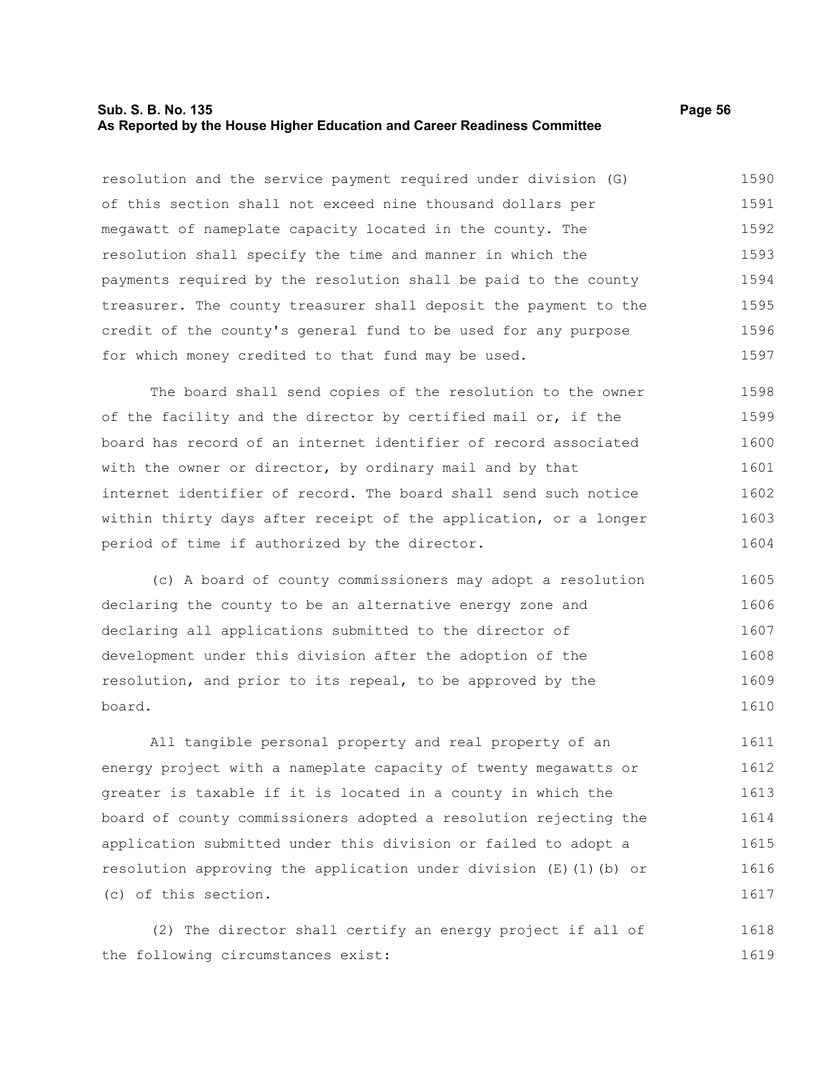resolution and the service payment required under division (G) of this section shall not exceed nine thousand dollars per megawatt of nameplate capacity located in the county. The resolution shall specify the time and manner in which the payments required by the resolution shall be paid to the county treasurer. The county treasurer shall deposit the payment to the credit of the county's general fund to be used for any purpose for which money credited to that fund may be used.

The board shall send copies of the resolution to the owner of the facility and the director by certified mail or, if the board has record of an internet identifier of record associated with the owner or director, by ordinary mail and by that internet identifier of record. The board shall send such notice within thirty days after receipt of the application, or a longer period of time if authorized by the director.

(c) A board of county commissioners may adopt a resolution declaring the county to be an alternative energy zone and declaring all applications submitted to the director of development under this division after the adoption of the resolution, and prior to its repeal, to be approved by the board.

All tangible personal property and real property of an energy project with a nameplate capacity of twenty megawatts or greater is taxable if it is located in a county in which the board of county commissioners adopted a resolution rejecting the application submitted under this division or failed to adopt a resolution approving the application under division (E)(1)(b) or (c) of this section.

(2) The director shall certify an energy project if all of the following circumstances exist: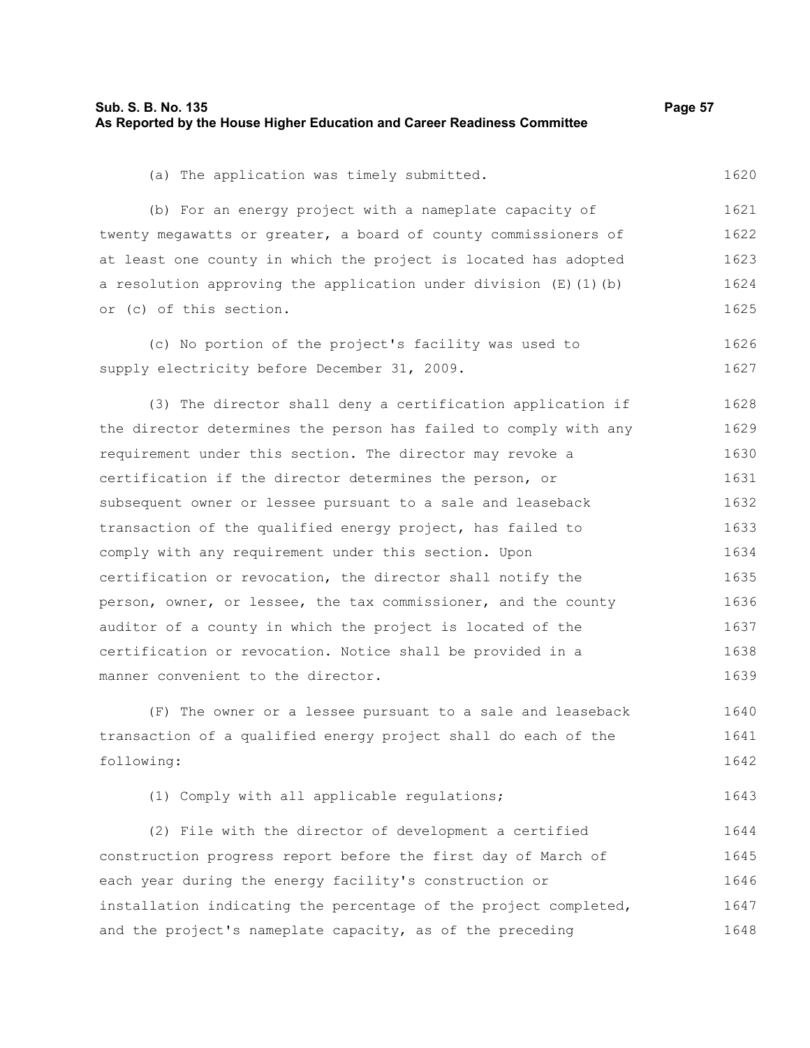(a) The application was timely submitted.

(b) For an energy project with a nameplate capacity of twenty megawatts or greater, a board of county commissioners of at least one county in which the project is located has adopted a resolution approving the application under division (E)(1)(b) or (c) of this section.

(c) No portion of the project's facility was used to supply electricity before December 31, 2009.

(3) The director shall deny a certification application if the director determines the person has failed to comply with any requirement under this section. The director may revoke a certification if the director determines the person, or subsequent owner or lessee pursuant to a sale and leaseback transaction of the qualified energy project, has failed to comply with any requirement under this section. Upon certification or revocation, the director shall notify the person, owner, or lessee, the tax commissioner, and the county auditor of a county in which the project is located of the certification or revocation. Notice shall be provided in a manner convenient to the director.

(F) The owner or a lessee pursuant to a sale and leaseback transaction of a qualified energy project shall do each of the following:

(1) Comply with all applicable regulations;

(2) File with the director of development a certified construction progress report before the first day of March of each year during the energy facility's construction or installation indicating the percentage of the project completed, and the project's nameplate capacity, as of the preceding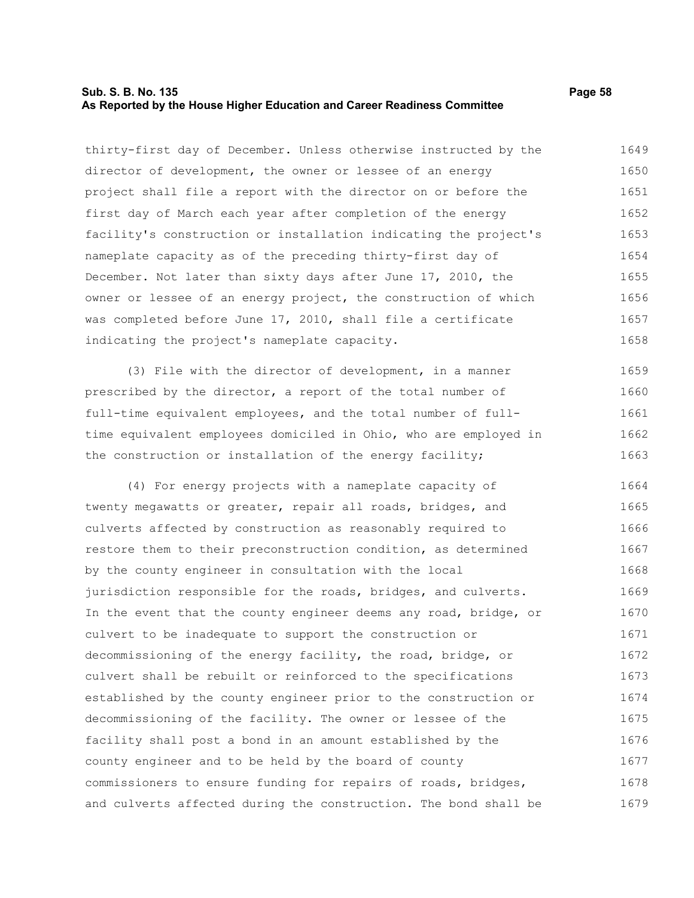thirty-first day of December. Unless otherwise instructed by the director of development, the owner or lessee of an energy project shall file a report with the director on or before the first day of March each year after completion of the energy facility's construction or installation indicating the project's nameplate capacity as of the preceding thirty-first day of December. Not later than sixty days after June 17, 2010, the owner or lessee of an energy project, the construction of which was completed before June 17, 2010, shall file a certificate indicating the project's nameplate capacity.

(3) File with the director of development, in a manner prescribed by the director, a report of the total number of full-time equivalent employees, and the total number of full-time equivalent employees domiciled in Ohio, who are employed in the construction or installation of the energy facility;

(4) For energy projects with a nameplate capacity of twenty megawatts or greater, repair all roads, bridges, and culverts affected by construction as reasonably required to restore them to their preconstruction condition, as determined by the county engineer in consultation with the local jurisdiction responsible for the roads, bridges, and culverts. In the event that the county engineer deems any road, bridge, or culvert to be inadequate to support the construction or decommissioning of the energy facility, the road, bridge, or culvert shall be rebuilt or reinforced to the specifications established by the county engineer prior to the construction or decommissioning of the facility. The owner or lessee of the facility shall post a bond in an amount established by the county engineer and to be held by the board of county commissioners to ensure funding for repairs of roads, bridges, and culverts affected during the construction. The bond shall be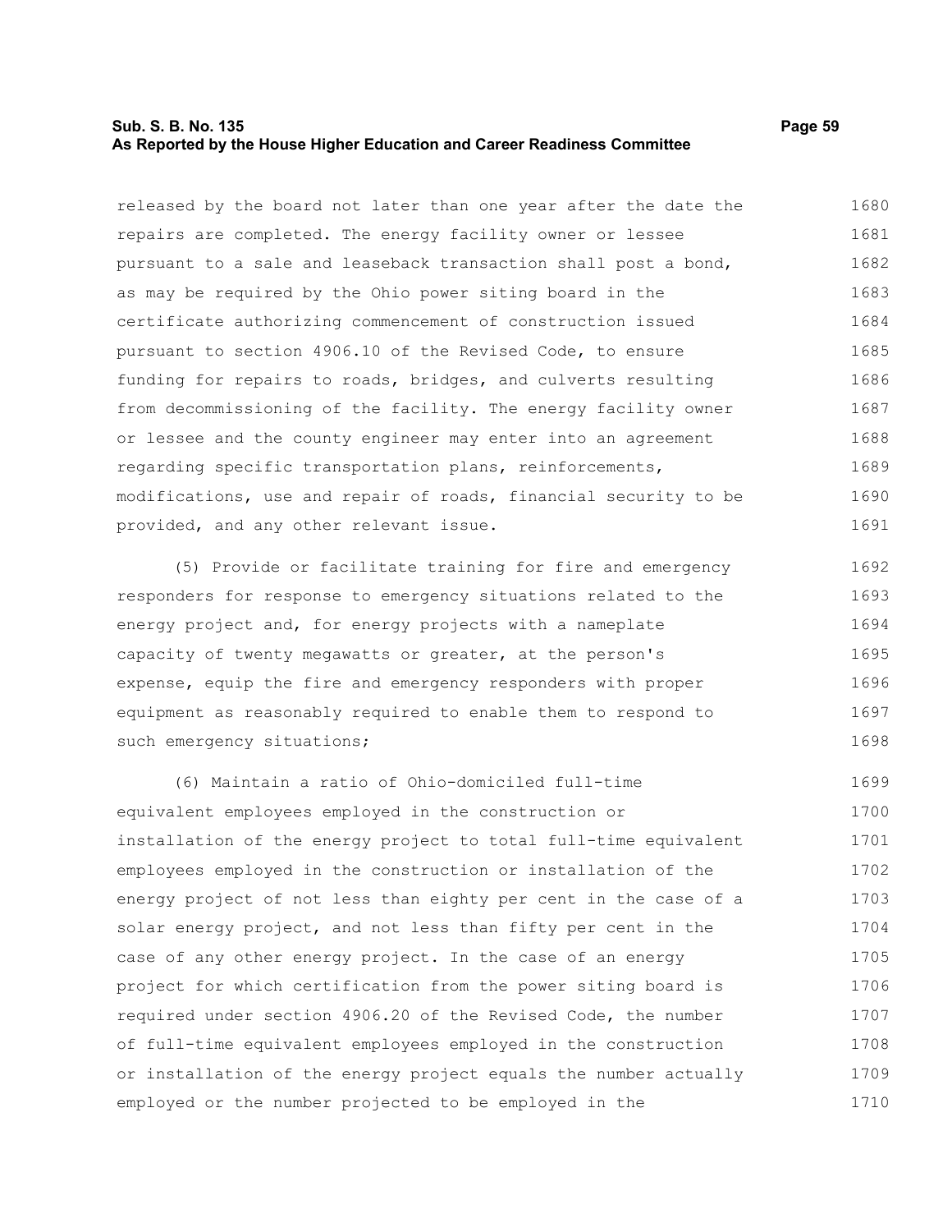released by the board not later than one year after the date the repairs are completed. The energy facility owner or lessee pursuant to a sale and leaseback transaction shall post a bond, as may be required by the Ohio power siting board in the certificate authorizing commencement of construction issued pursuant to section 4906.10 of the Revised Code, to ensure funding for repairs to roads, bridges, and culverts resulting from decommissioning of the facility. The energy facility owner or lessee and the county engineer may enter into an agreement regarding specific transportation plans, reinforcements, modifications, use and repair of roads, financial security to be provided, and any other relevant issue.

(5) Provide or facilitate training for fire and emergency responders for response to emergency situations related to the energy project and, for energy projects with a nameplate capacity of twenty megawatts or greater, at the person's expense, equip the fire and emergency responders with proper equipment as reasonably required to enable them to respond to such emergency situations;

(6) Maintain a ratio of Ohio-domiciled full-time equivalent employees employed in the construction or installation of the energy project to total full-time equivalent employees employed in the construction or installation of the energy project of not less than eighty per cent in the case of a solar energy project, and not less than fifty per cent in the case of any other energy project. In the case of an energy project for which certification from the power siting board is required under section 4906.20 of the Revised Code, the number of full-time equivalent employees employed in the construction or installation of the energy project equals the number actually employed or the number projected to be employed in the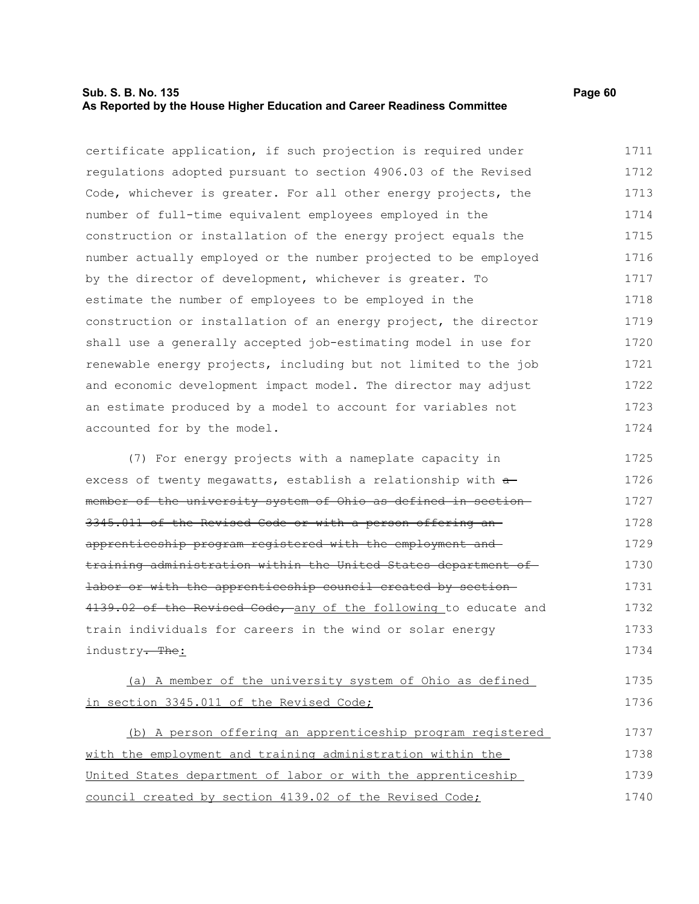certificate application, if such projection is required under regulations adopted pursuant to section 4906.03 of the Revised Code, whichever is greater. For all other energy projects, the number of full-time equivalent employees employed in the construction or installation of the energy project equals the number actually employed or the number projected to be employed by the director of development, whichever is greater. To estimate the number of employees to be employed in the construction or installation of an energy project, the director shall use a generally accepted job-estimating model in use for renewable energy projects, including but not limited to the job and economic development impact model. The director may adjust an estimate produced by a model to account for variables not accounted for by the model.

(7) For energy projects with a nameplate capacity in excess of twenty megawatts, establish a relationship with ~~a member of the university system of Ohio as defined in section 3345.011 of the Revised Code or with a person offering an apprenticeship program registered with the employment and training administration within the United States department of labor or with the apprenticeship council created by section 4139.02 of the Revised Code,~~ <u>any of the following</u> to educate and train individuals for careers in the wind or solar energy industry~~. The~~<u>:</u>

<u>(a) A member of the university system of Ohio as defined in section 3345.011 of the Revised Code;</u>

<u>(b) A person offering an apprenticeship program registered with the employment and training administration within the United States department of labor or with the apprenticeship council created by section 4139.02 of the Revised Code;</u>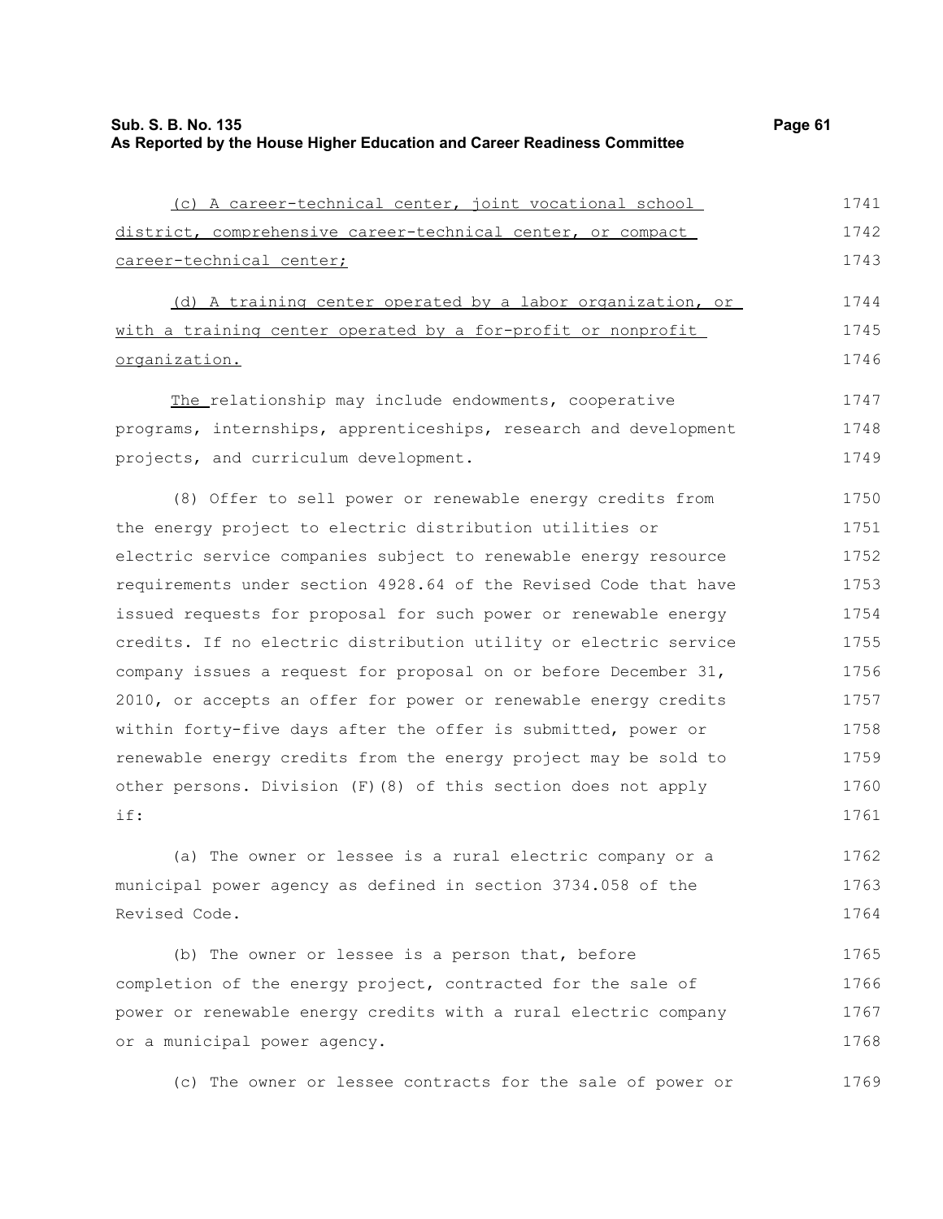(c) A career-technical center, joint vocational school district, comprehensive career-technical center, or compact career-technical center;

(d) A training center operated by a labor organization, or with a training center operated by a for-profit or nonprofit organization.

The relationship may include endowments, cooperative programs, internships, apprenticeships, research and development projects, and curriculum development.

(8) Offer to sell power or renewable energy credits from the energy project to electric distribution utilities or electric service companies subject to renewable energy resource requirements under section 4928.64 of the Revised Code that have issued requests for proposal for such power or renewable energy credits. If no electric distribution utility or electric service company issues a request for proposal on or before December 31, 2010, or accepts an offer for power or renewable energy credits within forty-five days after the offer is submitted, power or renewable energy credits from the energy project may be sold to other persons. Division (F)(8) of this section does not apply if:

(a) The owner or lessee is a rural electric company or a municipal power agency as defined in section 3734.058 of the Revised Code.

(b) The owner or lessee is a person that, before completion of the energy project, contracted for the sale of power or renewable energy credits with a rural electric company or a municipal power agency.

(c) The owner or lessee contracts for the sale of power or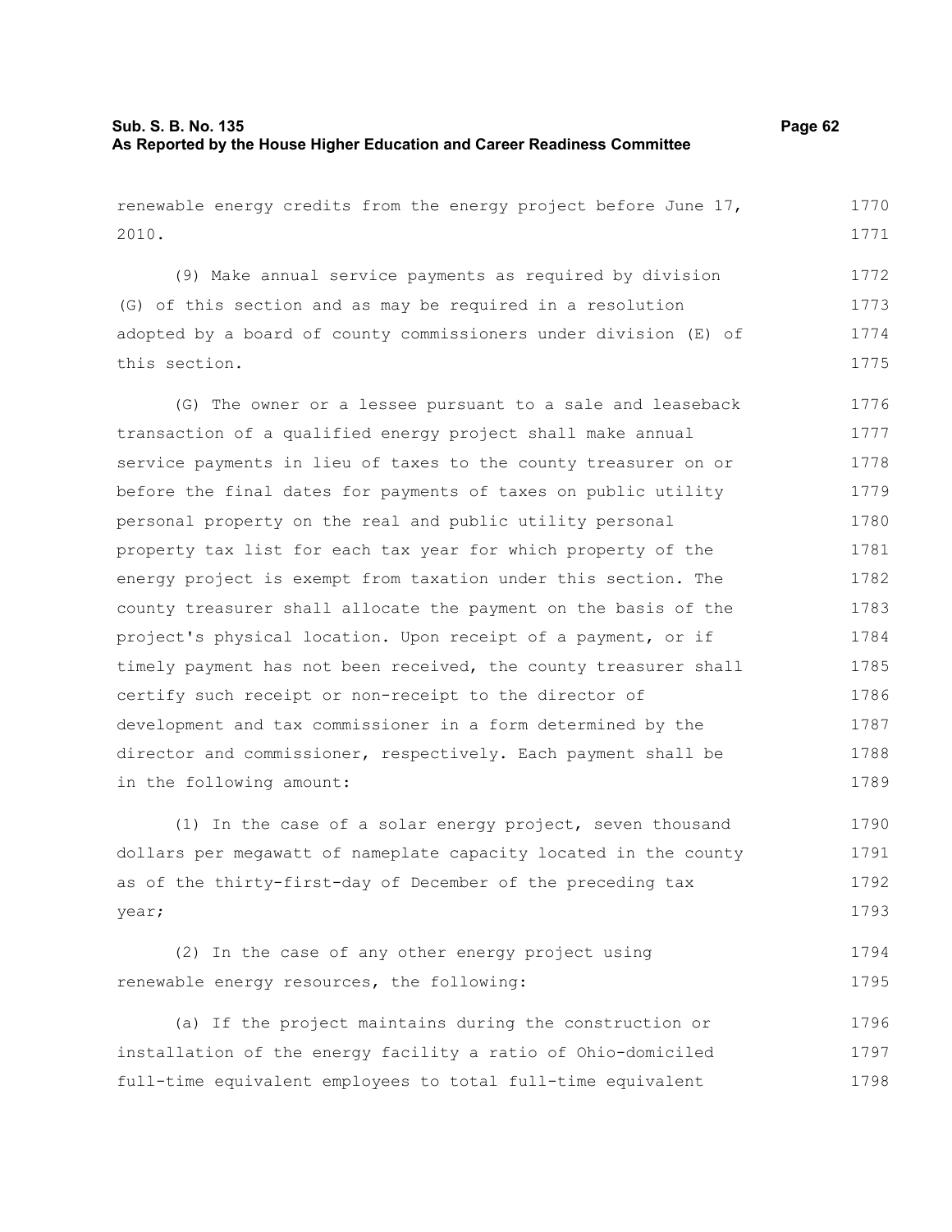renewable energy credits from the energy project before June 17, 2010.

(9) Make annual service payments as required by division (G) of this section and as may be required in a resolution adopted by a board of county commissioners under division (E) of this section.

(G) The owner or a lessee pursuant to a sale and leaseback transaction of a qualified energy project shall make annual service payments in lieu of taxes to the county treasurer on or before the final dates for payments of taxes on public utility personal property on the real and public utility personal property tax list for each tax year for which property of the energy project is exempt from taxation under this section. The county treasurer shall allocate the payment on the basis of the project's physical location. Upon receipt of a payment, or if timely payment has not been received, the county treasurer shall certify such receipt or non-receipt to the director of development and tax commissioner in a form determined by the director and commissioner, respectively. Each payment shall be in the following amount:

(1) In the case of a solar energy project, seven thousand dollars per megawatt of nameplate capacity located in the county as of the thirty-first-day of December of the preceding tax year;

(2) In the case of any other energy project using renewable energy resources, the following:

(a) If the project maintains during the construction or installation of the energy facility a ratio of Ohio-domiciled full-time equivalent employees to total full-time equivalent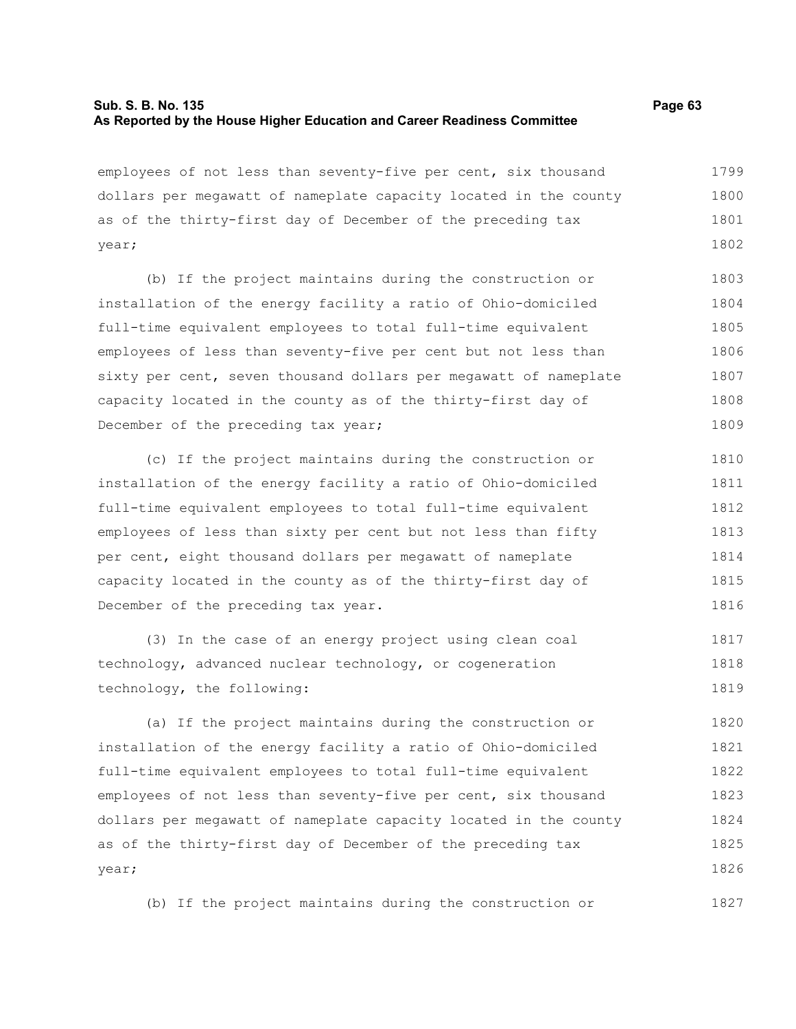employees of not less than seventy-five per cent, six thousand dollars per megawatt of nameplate capacity located in the county as of the thirty-first day of December of the preceding tax year;

(b) If the project maintains during the construction or installation of the energy facility a ratio of Ohio-domiciled full-time equivalent employees to total full-time equivalent employees of less than seventy-five per cent but not less than sixty per cent, seven thousand dollars per megawatt of nameplate capacity located in the county as of the thirty-first day of December of the preceding tax year;

(c) If the project maintains during the construction or installation of the energy facility a ratio of Ohio-domiciled full-time equivalent employees to total full-time equivalent employees of less than sixty per cent but not less than fifty per cent, eight thousand dollars per megawatt of nameplate capacity located in the county as of the thirty-first day of December of the preceding tax year.

(3) In the case of an energy project using clean coal technology, advanced nuclear technology, or cogeneration technology, the following:

(a) If the project maintains during the construction or installation of the energy facility a ratio of Ohio-domiciled full-time equivalent employees to total full-time equivalent employees of not less than seventy-five per cent, six thousand dollars per megawatt of nameplate capacity located in the county as of the thirty-first day of December of the preceding tax year;

(b) If the project maintains during the construction or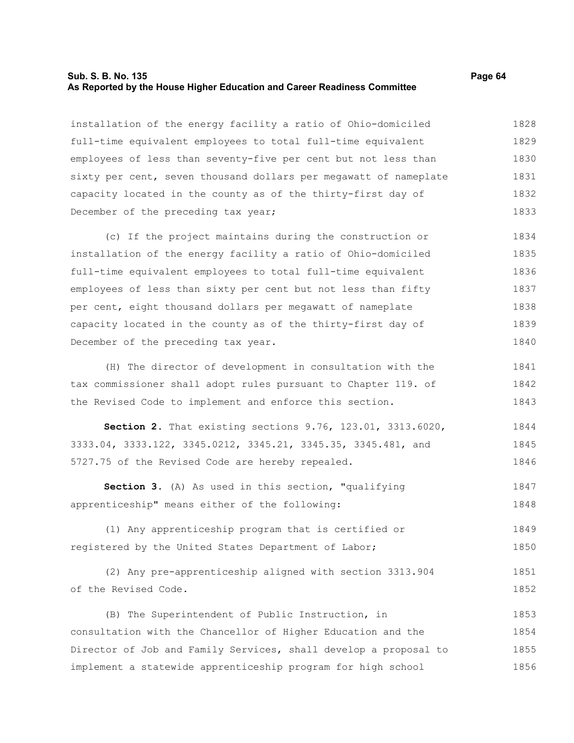installation of the energy facility a ratio of Ohio-domiciled full-time equivalent employees to total full-time equivalent employees of less than seventy-five per cent but not less than sixty per cent, seven thousand dollars per megawatt of nameplate capacity located in the county as of the thirty-first day of December of the preceding tax year;

(c) If the project maintains during the construction or installation of the energy facility a ratio of Ohio-domiciled full-time equivalent employees to total full-time equivalent employees of less than sixty per cent but not less than fifty per cent, eight thousand dollars per megawatt of nameplate capacity located in the county as of the thirty-first day of December of the preceding tax year.

(H) The director of development in consultation with the tax commissioner shall adopt rules pursuant to Chapter 119. of the Revised Code to implement and enforce this section.

**Section 2.** That existing sections 9.76, 123.01, 3313.6020, 3333.04, 3333.122, 3345.0212, 3345.21, 3345.35, 3345.481, and 5727.75 of the Revised Code are hereby repealed.

**Section 3.** (A) As used in this section, "qualifying apprenticeship" means either of the following:

(1) Any apprenticeship program that is certified or registered by the United States Department of Labor;

(2) Any pre-apprenticeship aligned with section 3313.904 of the Revised Code.

(B) The Superintendent of Public Instruction, in consultation with the Chancellor of Higher Education and the Director of Job and Family Services, shall develop a proposal to implement a statewide apprenticeship program for high school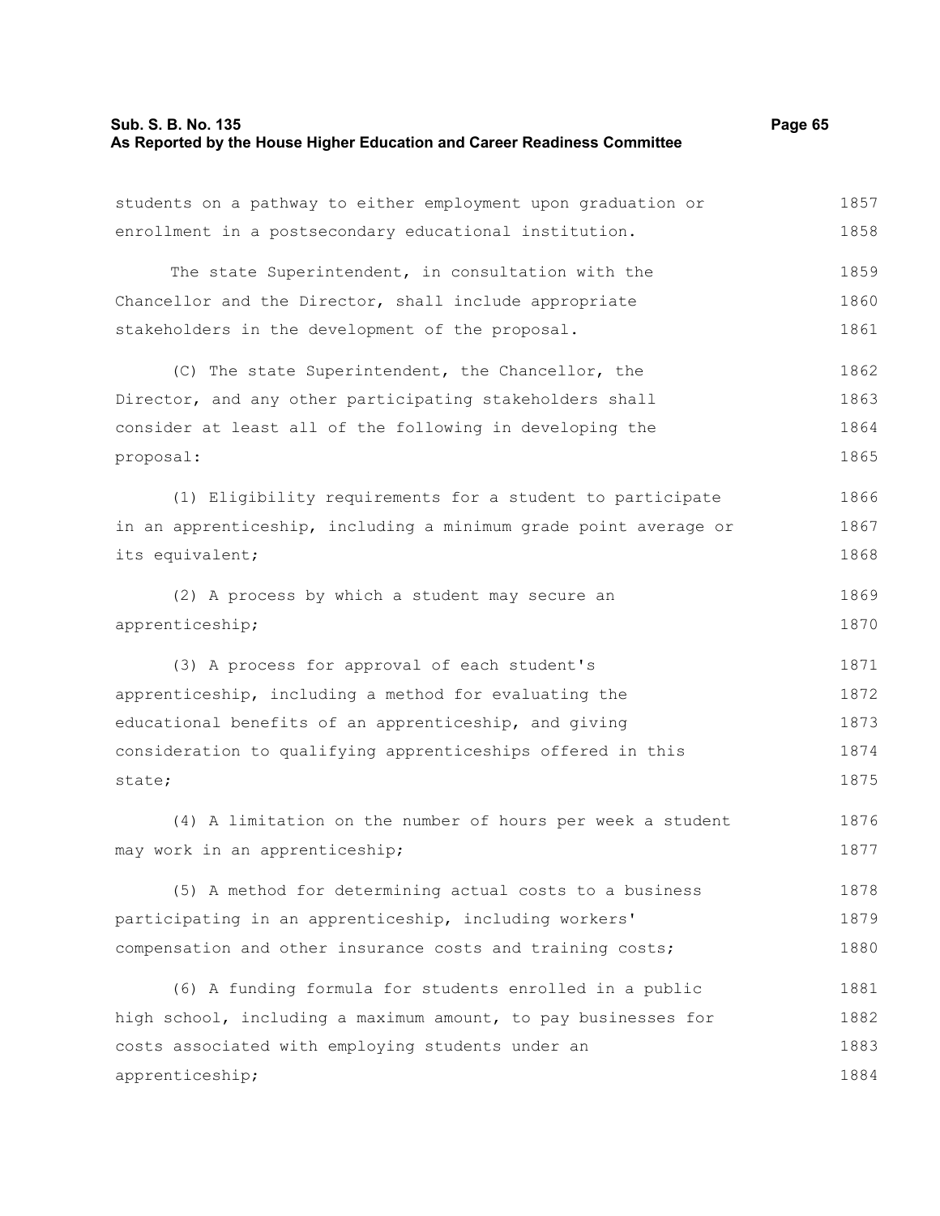students on a pathway to either employment upon graduation or enrollment in a postsecondary educational institution.

The state Superintendent, in consultation with the Chancellor and the Director, shall include appropriate stakeholders in the development of the proposal.

(C) The state Superintendent, the Chancellor, the Director, and any other participating stakeholders shall consider at least all of the following in developing the proposal:

(1) Eligibility requirements for a student to participate in an apprenticeship, including a minimum grade point average or its equivalent;

(2) A process by which a student may secure an apprenticeship;

(3) A process for approval of each student's apprenticeship, including a method for evaluating the educational benefits of an apprenticeship, and giving consideration to qualifying apprenticeships offered in this state;

(4) A limitation on the number of hours per week a student may work in an apprenticeship;

(5) A method for determining actual costs to a business participating in an apprenticeship, including workers' compensation and other insurance costs and training costs;

(6) A funding formula for students enrolled in a public high school, including a maximum amount, to pay businesses for costs associated with employing students under an apprenticeship;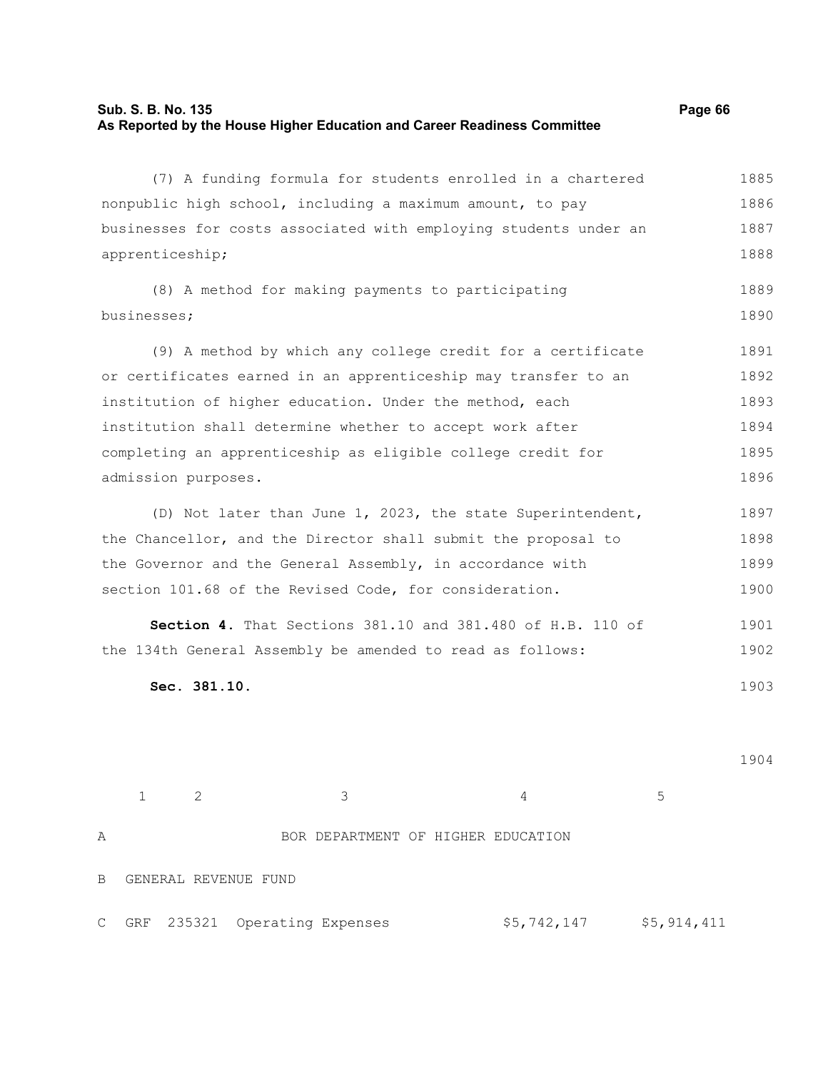(7) A funding formula for students enrolled in a chartered nonpublic high school, including a maximum amount, to pay businesses for costs associated with employing students under an apprenticeship;

(8) A method for making payments to participating businesses;

(9) A method by which any college credit for a certificate or certificates earned in an apprenticeship may transfer to an institution of higher education. Under the method, each institution shall determine whether to accept work after completing an apprenticeship as eligible college credit for admission purposes.

(D) Not later than June 1, 2023, the state Superintendent, the Chancellor, and the Director shall submit the proposal to the Governor and the General Assembly, in accordance with section 101.68 of the Revised Code, for consideration.

**Section 4.** That Sections 381.10 and 381.480 of H.B. 110 of the 134th General Assembly be amended to read as follows:

**Sec. 381.10.**

| | 1 | 2 | 3 | 4 | 5 |
|---|---|---|---|---|---|
| A | | | BOR DEPARTMENT OF HIGHER EDUCATION | | |
| B | GENERAL REVENUE FUND | | | | |
| C | GRF | 235321 | Operating Expenses | $5,742,147 | $5,914,411 |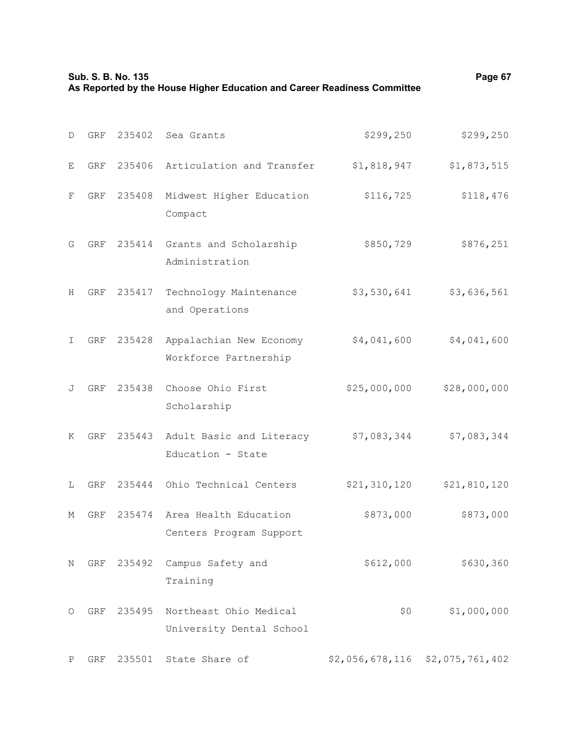| | | | | | |
|---|---|---|---|---|---|
| D | GRF | 235402 | Sea Grants | $299,250 | $299,250 |
| E | GRF | 235406 | Articulation and Transfer | $1,818,947 | $1,873,515 |
| F | GRF | 235408 | Midwest Higher Education Compact | $116,725 | $118,476 |
| G | GRF | 235414 | Grants and Scholarship Administration | $850,729 | $876,251 |
| H | GRF | 235417 | Technology Maintenance and Operations | $3,530,641 | $3,636,561 |
| I | GRF | 235428 | Appalachian New Economy Workforce Partnership | $4,041,600 | $4,041,600 |
| J | GRF | 235438 | Choose Ohio First Scholarship | $25,000,000 | $28,000,000 |
| K | GRF | 235443 | Adult Basic and Literacy Education - State | $7,083,344 | $7,083,344 |
| L | GRF | 235444 | Ohio Technical Centers | $21,310,120 | $21,810,120 |
| M | GRF | 235474 | Area Health Education Centers Program Support | $873,000 | $873,000 |
| N | GRF | 235492 | Campus Safety and Training | $612,000 | $630,360 |
| O | GRF | 235495 | Northeast Ohio Medical University Dental School | $0 | $1,000,000 |
| P | GRF | 235501 | State Share of | $2,056,678,116 | $2,075,761,402 |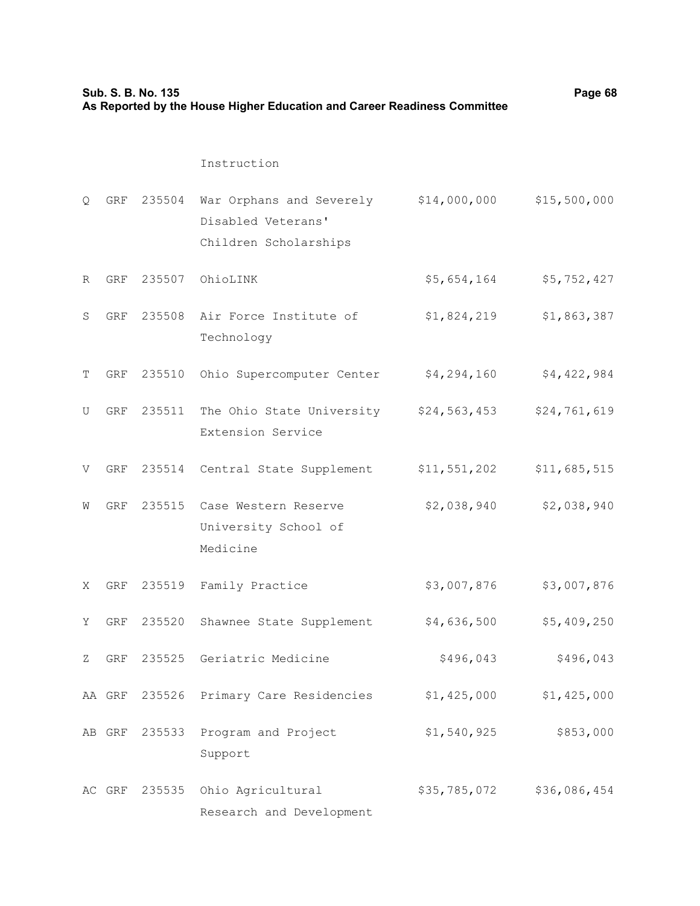| | | | Instruction | | |
|---|---|---|---|---|---|
| Q | GRF | 235504 | War Orphans and Severely Disabled Veterans' Children Scholarships | $14,000,000 | $15,500,000 |
| R | GRF | 235507 | OhioLINK | $5,654,164 | $5,752,427 |
| S | GRF | 235508 | Air Force Institute of Technology | $1,824,219 | $1,863,387 |
| T | GRF | 235510 | Ohio Supercomputer Center | $4,294,160 | $4,422,984 |
| U | GRF | 235511 | The Ohio State University Extension Service | $24,563,453 | $24,761,619 |
| V | GRF | 235514 | Central State Supplement | $11,551,202 | $11,685,515 |
| W | GRF | 235515 | Case Western Reserve University School of Medicine | $2,038,940 | $2,038,940 |
| X | GRF | 235519 | Family Practice | $3,007,876 | $3,007,876 |
| Y | GRF | 235520 | Shawnee State Supplement | $4,636,500 | $5,409,250 |
| Z | GRF | 235525 | Geriatric Medicine | $496,043 | $496,043 |
| AA | GRF | 235526 | Primary Care Residencies | $1,425,000 | $1,425,000 |
| AB | GRF | 235533 | Program and Project Support | $1,540,925 | $853,000 |
| AC | GRF | 235535 | Ohio Agricultural Research and Development | $35,785,072 | $36,086,454 |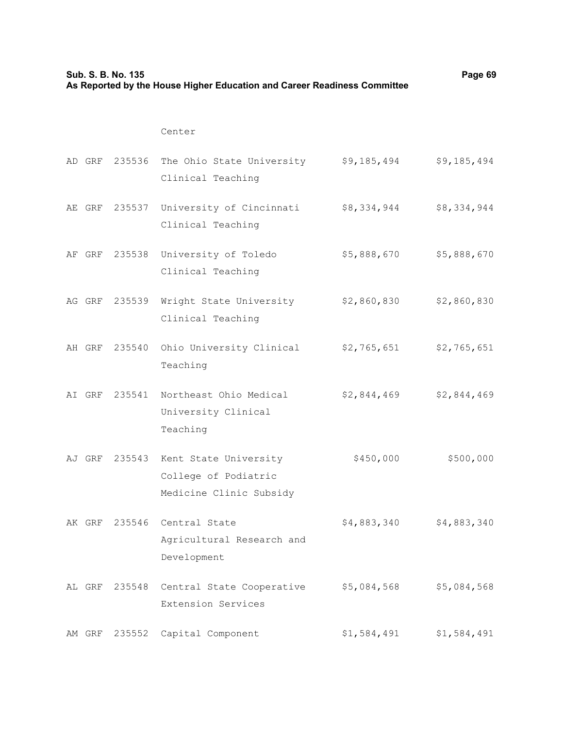| | | | Center | | |
|---|---|---|---|---|---|
| AD | GRF | 235536 | The Ohio State University Clinical Teaching | $9,185,494 | $9,185,494 |
| AE | GRF | 235537 | University of Cincinnati Clinical Teaching | $8,334,944 | $8,334,944 |
| AF | GRF | 235538 | University of Toledo Clinical Teaching | $5,888,670 | $5,888,670 |
| AG | GRF | 235539 | Wright State University Clinical Teaching | $2,860,830 | $2,860,830 |
| AH | GRF | 235540 | Ohio University Clinical Teaching | $2,765,651 | $2,765,651 |
| AI | GRF | 235541 | Northeast Ohio Medical University Clinical Teaching | $2,844,469 | $2,844,469 |
| AJ | GRF | 235543 | Kent State University College of Podiatric Medicine Clinic Subsidy | $450,000 | $500,000 |
| AK | GRF | 235546 | Central State Agricultural Research and Development | $4,883,340 | $4,883,340 |
| AL | GRF | 235548 | Central State Cooperative Extension Services | $5,084,568 | $5,084,568 |
| AM | GRF | 235552 | Capital Component | $1,584,491 | $1,584,491 |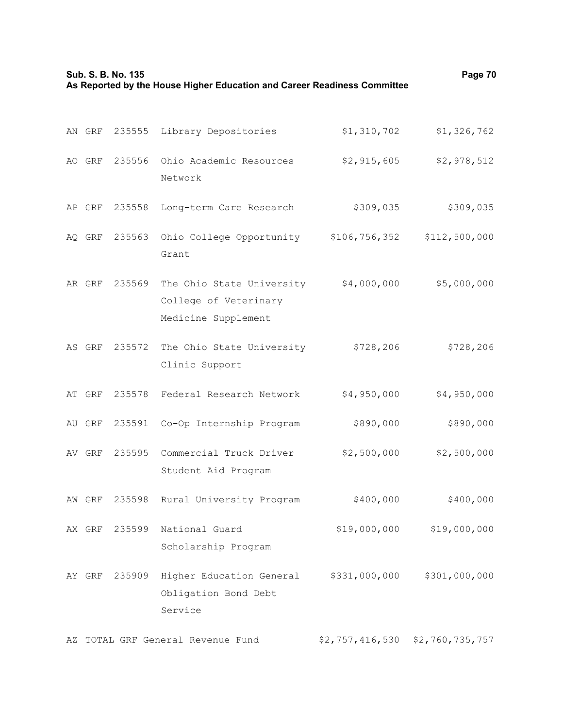| | | | | | |
|---|---|---|---|---|---|
| AN | GRF | 235555 | Library Depositories | $1,310,702 | $1,326,762 |
| AO | GRF | 235556 | Ohio Academic Resources Network | $2,915,605 | $2,978,512 |
| AP | GRF | 235558 | Long-term Care Research | $309,035 | $309,035 |
| AQ | GRF | 235563 | Ohio College Opportunity Grant | $106,756,352 | $112,500,000 |
| AR | GRF | 235569 | The Ohio State University College of Veterinary Medicine Supplement | $4,000,000 | $5,000,000 |
| AS | GRF | 235572 | The Ohio State University Clinic Support | $728,206 | $728,206 |
| AT | GRF | 235578 | Federal Research Network | $4,950,000 | $4,950,000 |
| AU | GRF | 235591 | Co-Op Internship Program | $890,000 | $890,000 |
| AV | GRF | 235595 | Commercial Truck Driver Student Aid Program | $2,500,000 | $2,500,000 |
| AW | GRF | 235598 | Rural University Program | $400,000 | $400,000 |
| AX | GRF | 235599 | National Guard Scholarship Program | $19,000,000 | $19,000,000 |
| AY | GRF | 235909 | Higher Education General Obligation Bond Debt Service | $331,000,000 | $301,000,000 |
| AZ | TOTAL GRF General Revenue Fund | | | $2,757,416,530 | $2,760,735,757 |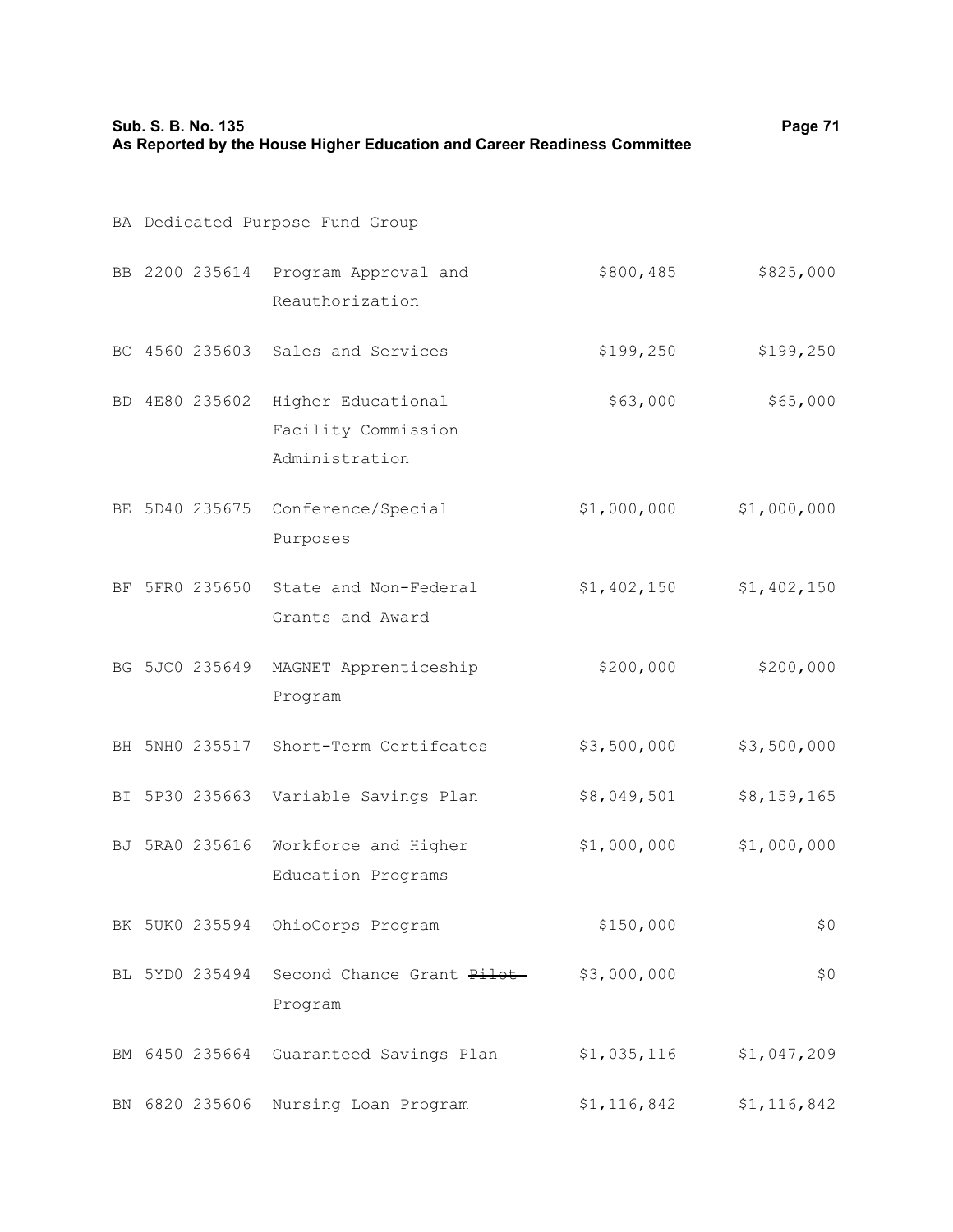BA Dedicated Purpose Fund Group

| | | | | | |
|---|---|---|---|---|---|
| BB | 2200 | 235614 | Program Approval and Reauthorization | $800,485 | $825,000 |
| BC | 4560 | 235603 | Sales and Services | $199,250 | $199,250 |
| BD | 4E80 | 235602 | Higher Educational Facility Commission Administration | $63,000 | $65,000 |
| BE | 5D40 | 235675 | Conference/Special Purposes | $1,000,000 | $1,000,000 |
| BF | 5FR0 | 235650 | State and Non-Federal Grants and Award | $1,402,150 | $1,402,150 |
| BG | 5JC0 | 235649 | MAGNET Apprenticeship Program | $200,000 | $200,000 |
| BH | 5NH0 | 235517 | Short-Term Certifcates | $3,500,000 | $3,500,000 |
| BI | 5P30 | 235663 | Variable Savings Plan | $8,049,501 | $8,159,165 |
| BJ | 5RA0 | 235616 | Workforce and Higher Education Programs | $1,000,000 | $1,000,000 |
| BK | 5UK0 | 235594 | OhioCorps Program | $150,000 | $0 |
| BL | 5YD0 | 235494 | Second Chance Grant ~~Pilot~~ Program | $3,000,000 | $0 |
| BM | 6450 | 235664 | Guaranteed Savings Plan | $1,035,116 | $1,047,209 |
| BN | 6820 | 235606 | Nursing Loan Program | $1,116,842 | $1,116,842 |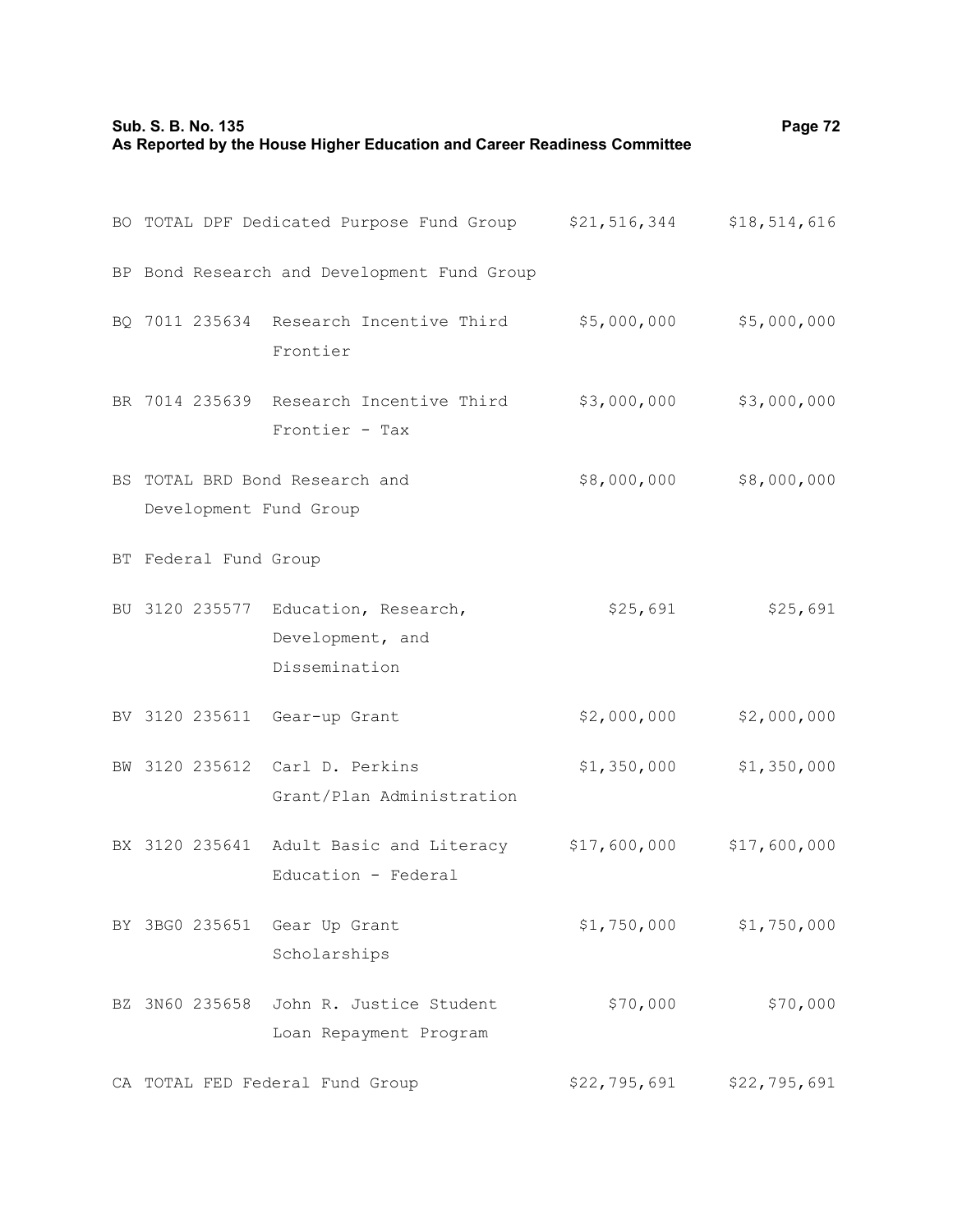| | | | | |
|---|---|---|---|---|
| BO | TOTAL DPF Dedicated Purpose Fund Group | | $21,516,344 | $18,514,616 |
| BP | Bond Research and Development Fund Group | | | |
| BQ | 7011 235634 | Research Incentive Third Frontier | $5,000,000 | $5,000,000 |
| BR | 7014 235639 | Research Incentive Third Frontier - Tax | $3,000,000 | $3,000,000 |
| BS | TOTAL BRD Bond Research and Development Fund Group | | $8,000,000 | $8,000,000 |
| BT | Federal Fund Group | | | |
| BU | 3120 235577 | Education, Research, Development, and Dissemination | $25,691 | $25,691 |
| BV | 3120 235611 | Gear-up Grant | $2,000,000 | $2,000,000 |
| BW | 3120 235612 | Carl D. Perkins Grant/Plan Administration | $1,350,000 | $1,350,000 |
| BX | 3120 235641 | Adult Basic and Literacy Education - Federal | $17,600,000 | $17,600,000 |
| BY | 3BG0 235651 | Gear Up Grant Scholarships | $1,750,000 | $1,750,000 |
| BZ | 3N60 235658 | John R. Justice Student Loan Repayment Program | $70,000 | $70,000 |
| CA | TOTAL FED Federal Fund Group | | $22,795,691 | $22,795,691 |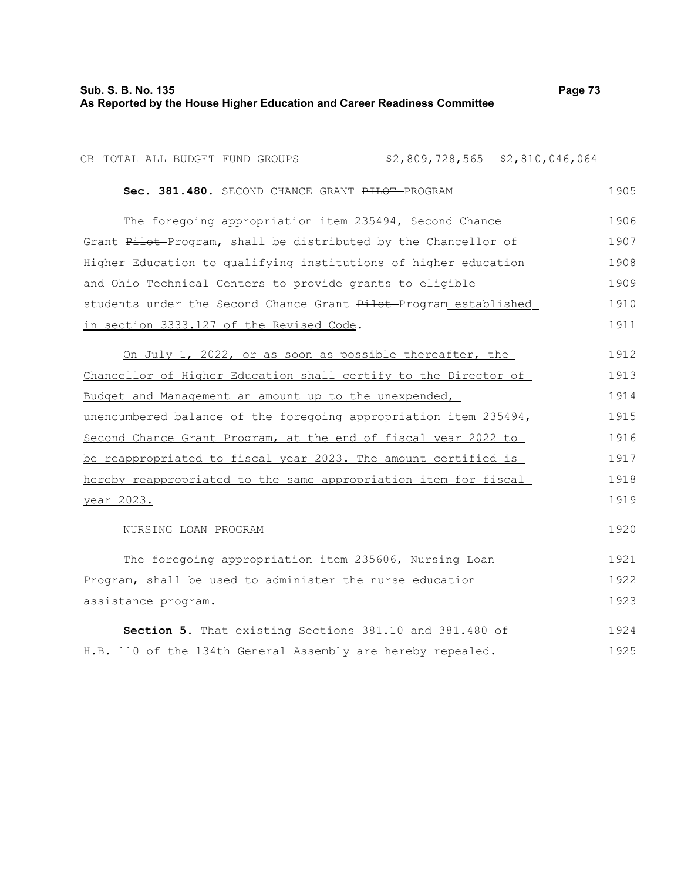| | | |
|---|---|---|
| CB TOTAL ALL BUDGET FUND GROUPS | $2,809,728,565 | $2,810,046,064 |

**Sec. 381.480.** SECOND CHANCE GRANT ~~PILOT~~ PROGRAM 1905

The foregoing appropriation item 235494, Second Chance Grant ~~Pilot~~ Program, shall be distributed by the Chancellor of Higher Education to qualifying institutions of higher education and Ohio Technical Centers to provide grants to eligible students under the Second Chance Grant ~~Pilot~~ Program <u>established in section 3333.127 of the Revised Code</u>. 1906 1907 1908 1909 1910 1911

<u>On July 1, 2022, or as soon as possible thereafter, the Chancellor of Higher Education shall certify to the Director of Budget and Management an amount up to the unexpended, unencumbered balance of the foregoing appropriation item 235494, Second Chance Grant Program, at the end of fiscal year 2022 to be reappropriated to fiscal year 2023. The amount certified is hereby reappropriated to the same appropriation item for fiscal year 2023.</u> 1912 1913 1914 1915 1916 1917 1918 1919

NURSING LOAN PROGRAM 1920

The foregoing appropriation item 235606, Nursing Loan Program, shall be used to administer the nurse education assistance program. 1921 1922 1923

**Section 5.** That existing Sections 381.10 and 381.480 of H.B. 110 of the 134th General Assembly are hereby repealed. 1924 1925